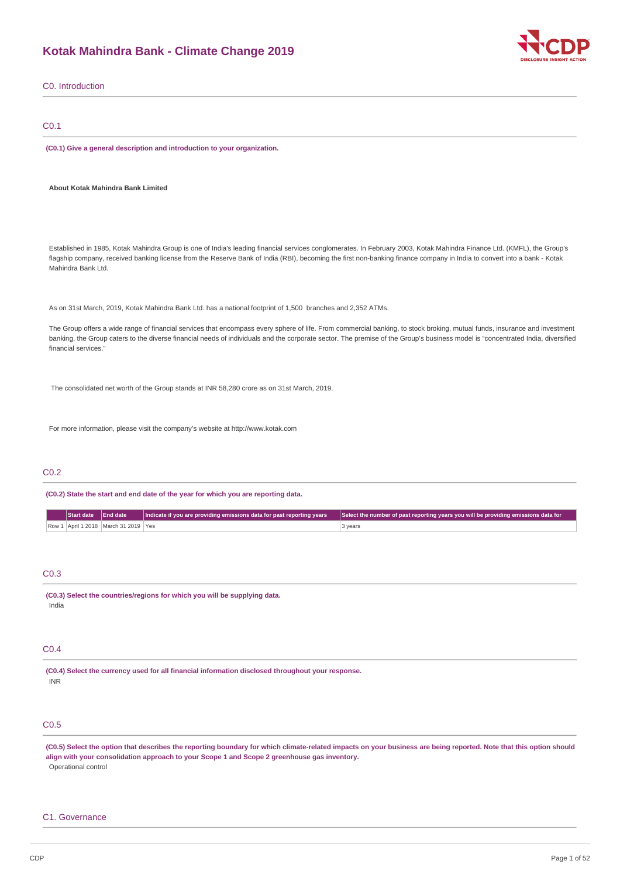# Kotak Mahindra Bank - Climate Change 2019

## C0. Introduction

### C0.1

**(C0.1) Give a general description and introduction to your organization.**

**About Kotak Mahindra Bank Limited**

Established in 1985, Kotak Mahindra Group is one of India's leading financial services conglomerates. In February 2003, Kotak Mahindra Finance Ltd. (KMFL), the Group's flagship company, received banking license from the Reserve Bank of India (RBI), becoming the first non-banking finance company in India to convert into a bank - Kotak Mahindra Bank Ltd.

As on 31st March, 2019, Kotak Mahindra Bank Ltd. has a national footprint of 1,500 branches and 2,352 ATMs.

The Group offers a wide range of financial services that encompass every sphere of life. From commercial banking, to stock broking, mutual funds, insurance and investment banking, the Group caters to the diverse financial needs of individuals and the corporate sector. The premise of the Group's business model is "concentrated India, diversified financial services."

The consolidated net worth of the Group stands at INR 58,280 crore as on 31st March, 2019.

For more information, please visit the company's website at http://www.kotak.com

### C0.2

**(C0.2) State the start and end date of the year for which you are reporting data.**

| | Start date | End date | Indicate if you are providing emissions data for past reporting years | Select the number of past reporting years you will be providing emissions data for |
|---|---|---|---|---|
| Row 1 | April 1 2018 | March 31 2019 | Yes | 3 years |

### C0.3

**(C0.3) Select the countries/regions for which you will be supplying data.**

India

### C0.4

**(C0.4) Select the currency used for all financial information disclosed throughout your response.**

INR

### C0.5

**(C0.5) Select the option that describes the reporting boundary for which climate-related impacts on your business are being reported. Note that this option should align with your consolidation approach to your Scope 1 and Scope 2 greenhouse gas inventory.**

Operational control

## C1. Governance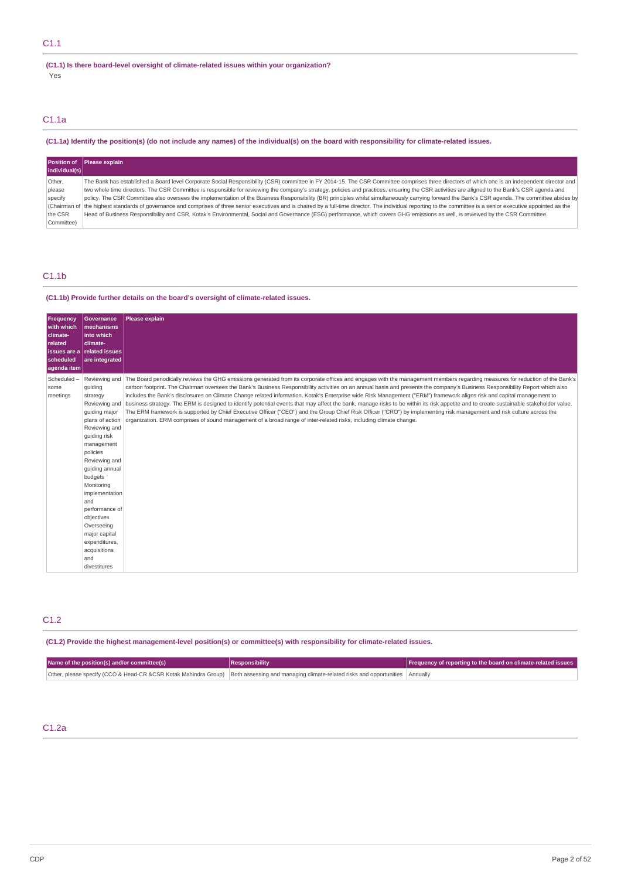## C1.1

**(C1.1) Is there board-level oversight of climate-related issues within your organization?**

Yes

## C1.1a

**(C1.1a) Identify the position(s) (do not include any names) of the individual(s) on the board with responsibility for climate-related issues.**

| Position of individual(s) | Please explain |
|---|---|
| Other, please specify (Chairman of the CSR Committee) | The Bank has established a Board level Corporate Social Responsibility (CSR) committee in FY 2014-15. The CSR Committee comprises three directors of which one is an independent director and two whole time directors. The CSR Committee is responsible for reviewing the company's strategy, policies and practices, ensuring the CSR activities are aligned to the Bank's CSR agenda and policy. The CSR Committee also oversees the implementation of the Business Responsibility (BR) principles whilst simultaneously carrying forward the Bank's CSR agenda. The committee abides by the highest standards of governance and comprises of three senior executives and is chaired by a full-time director. The individual reporting to the committee is a senior executive appointed as the Head of Business Responsibility and CSR. Kotak's Environmental, Social and Governance (ESG) performance, which covers GHG emissions as well, is reviewed by the CSR Committee. |

## C1.1b

**(C1.1b) Provide further details on the board's oversight of climate-related issues.**

| Frequency with which climate-related issues are a scheduled agenda item | Governance mechanisms into which climate-related issues are integrated | Please explain |
|---|---|---|
| Scheduled – some meetings | Reviewing and guiding strategy Reviewing and guiding major plans of action Reviewing and guiding risk management policies Reviewing and guiding annual budgets Monitoring implementation and performance of objectives Overseeing major capital expenditures, acquisitions and divestitures | The Board periodically reviews the GHG emissions generated from its corporate offices and engages with the management members regarding measures for reduction of the Bank's carbon footprint. The Chairman oversees the Bank's Business Responsibility activities on an annual basis and presents the company's Business Responsibility Report which also includes the Bank's disclosures on Climate Change related information. Kotak's Enterprise wide Risk Management ("ERM") framework aligns risk and capital management to business strategy. The ERM is designed to identify potential events that may affect the bank, manage risks to be within its risk appetite and to create sustainable stakeholder value. The ERM framework is supported by Chief Executive Officer ("CEO") and the Group Chief Risk Officer ("CRO") by implementing risk management and risk culture across the organization. ERM comprises of sound management of a broad range of inter-related risks, including climate change. |

## C1.2

**(C1.2) Provide the highest management-level position(s) or committee(s) with responsibility for climate-related issues.**

| Name of the position(s) and/or committee(s) | Responsibility | Frequency of reporting to the board on climate-related issues |
|---|---|---|
| Other, please specify (CCO & Head-CR &CSR Kotak Mahindra Group) | Both assessing and managing climate-related risks and opportunities | Annually |

## C1.2a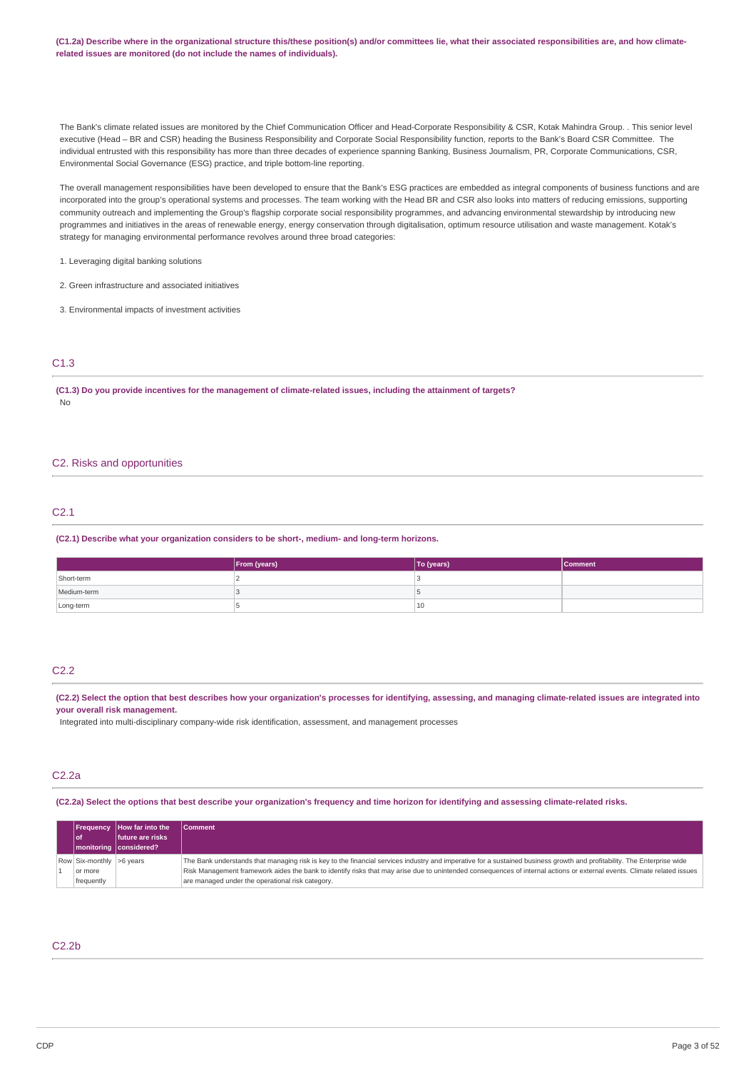**(C1.2a) Describe where in the organizational structure this/these position(s) and/or committees lie, what their associated responsibilities are, and how climate-related issues are monitored (do not include the names of individuals).**

The Bank's climate related issues are monitored by the Chief Communication Officer and Head-Corporate Responsibility & CSR, Kotak Mahindra Group. . This senior level executive (Head – BR and CSR) heading the Business Responsibility and Corporate Social Responsibility function, reports to the Bank's Board CSR Committee. The individual entrusted with this responsibility has more than three decades of experience spanning Banking, Business Journalism, PR, Corporate Communications, CSR, Environmental Social Governance (ESG) practice, and triple bottom-line reporting.

The overall management responsibilities have been developed to ensure that the Bank's ESG practices are embedded as integral components of business functions and are incorporated into the group's operational systems and processes. The team working with the Head BR and CSR also looks into matters of reducing emissions, supporting community outreach and implementing the Group's flagship corporate social responsibility programmes, and advancing environmental stewardship by introducing new programmes and initiatives in the areas of renewable energy, energy conservation through digitalisation, optimum resource utilisation and waste management. Kotak's strategy for managing environmental performance revolves around three broad categories:

1. Leveraging digital banking solutions

2. Green infrastructure and associated initiatives

3. Environmental impacts of investment activities

## C1.3

**(C1.3) Do you provide incentives for the management of climate-related issues, including the attainment of targets?**

No

# C2. Risks and opportunities

## C2.1

**(C2.1) Describe what your organization considers to be short-, medium- and long-term horizons.**

| | From (years) | To (years) | Comment |
|---|---|---|---|
| Short-term | 2 | 3 | |
| Medium-term | 3 | 5 | |
| Long-term | 5 | 10 | |

## C2.2

**(C2.2) Select the option that best describes how your organization's processes for identifying, assessing, and managing climate-related issues are integrated into your overall risk management.**

Integrated into multi-disciplinary company-wide risk identification, assessment, and management processes

## C2.2a

**(C2.2a) Select the options that best describe your organization's frequency and time horizon for identifying and assessing climate-related risks.**

| | Frequency of monitoring | How far into the future are risks considered? | Comment |
|---|---|---|---|
| Row 1 | Six-monthly or more frequently | >6 years | The Bank understands that managing risk is key to the financial services industry and imperative for a sustained business growth and profitability. The Enterprise wide Risk Management framework aides the bank to identify risks that may arise due to unintended consequences of internal actions or external events. Climate related issues are managed under the operational risk category. |

## C2.2b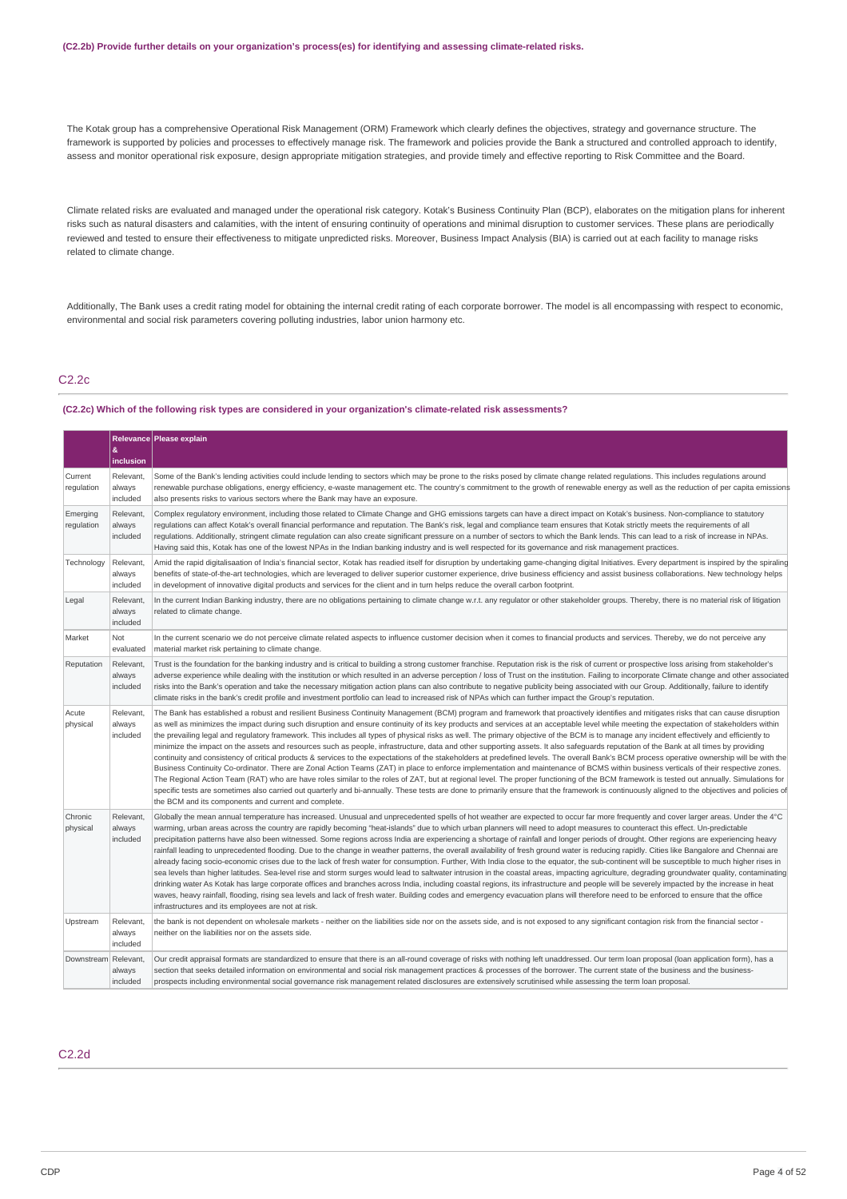**(C2.2b) Provide further details on your organization's process(es) for identifying and assessing climate-related risks.**

The Kotak group has a comprehensive Operational Risk Management (ORM) Framework which clearly defines the objectives, strategy and governance structure. The framework is supported by policies and processes to effectively manage risk. The framework and policies provide the Bank a structured and controlled approach to identify, assess and monitor operational risk exposure, design appropriate mitigation strategies, and provide timely and effective reporting to Risk Committee and the Board.

Climate related risks are evaluated and managed under the operational risk category. Kotak's Business Continuity Plan (BCP), elaborates on the mitigation plans for inherent risks such as natural disasters and calamities, with the intent of ensuring continuity of operations and minimal disruption to customer services. These plans are periodically reviewed and tested to ensure their effectiveness to mitigate unpredicted risks. Moreover, Business Impact Analysis (BIA) is carried out at each facility to manage risks related to climate change.

Additionally, The Bank uses a credit rating model for obtaining the internal credit rating of each corporate borrower. The model is all encompassing with respect to economic, environmental and social risk parameters covering polluting industries, labor union harmony etc.

## C2.2c

**(C2.2c) Which of the following risk types are considered in your organization's climate-related risk assessments?**

| | Relevance & inclusion | Please explain |
|---|---|---|
| Current regulation | Relevant, always included | Some of the Bank's lending activities could include lending to sectors which may be prone to the risks posed by climate change related regulations. This includes regulations around renewable purchase obligations, energy efficiency, e-waste management etc. The country's commitment to the growth of renewable energy as well as the reduction of per capita emissions also presents risks to various sectors where the Bank may have an exposure. |
| Emerging regulation | Relevant, always included | Complex regulatory environment, including those related to Climate Change and GHG emissions targets can have a direct impact on Kotak's business. Non-compliance to statutory regulations can affect Kotak's overall financial performance and reputation. The Bank's risk, legal and compliance team ensures that Kotak strictly meets the requirements of all regulations. Additionally, stringent climate regulation can also create significant pressure on a number of sectors to which the Bank lends. This can lead to a risk of increase in NPAs. Having said this, Kotak has one of the lowest NPAs in the Indian banking industry and is well respected for its governance and risk management practices. |
| Technology | Relevant, always included | Amid the rapid digitalisaation of India's financial sector, Kotak has readied itself for disruption by undertaking game-changing digital Initiatives. Every department is inspired by the spiraling benefits of state-of-the-art technologies, which are leveraged to deliver superior customer experience, drive business efficiency and assist business collaborations. New technology helps in development of innovative digital products and services for the client and in turn helps reduce the overall carbon footprint. |
| Legal | Relevant, always included | In the current Indian Banking industry, there are no obligations pertaining to climate change w.r.t. any regulator or other stakeholder groups. Thereby, there is no material risk of litigation related to climate change. |
| Market | Not evaluated | In the current scenario we do not perceive climate related aspects to influence customer decision when it comes to financial products and services. Thereby, we do not perceive any material market risk pertaining to climate change. |
| Reputation | Relevant, always included | Trust is the foundation for the banking industry and is critical to building a strong customer franchise. Reputation risk is the risk of current or prospective loss arising from stakeholder's adverse experience while dealing with the institution or which resulted in an adverse perception / loss of Trust on the institution. Failing to incorporate Climate change and other associated risks into the Bank's operation and take the necessary mitigation action plans can also contribute to negative publicity being associated with our Group. Additionally, failure to identify climate risks in the bank's credit profile and investment portfolio can lead to increased risk of NPAs which can further impact the Group's reputation. |
| Acute physical | Relevant, always included | The Bank has established a robust and resilient Business Continuity Management (BCM) program and framework that proactively identifies and mitigates risks that can cause disruption as well as minimizes the impact during such disruption and ensure continuity of its key products and services at an acceptable level while meeting the expectation of stakeholders within the prevailing legal and regulatory framework. This includes all types of physical risks as well. The primary objective of the BCM is to manage any incident effectively and efficiently to minimize the impact on the assets and resources such as people, infrastructure, data and other supporting assets. It also safeguards reputation of the Bank at all times by providing continuity and consistency of critical products & services to the expectations of the stakeholders at predefined levels. The overall Bank's BCM process operative ownership will be with the Business Continuity Co-ordinator. There are Zonal Action Teams (ZAT) in place to enforce implementation and maintenance of BCMS within business verticals of their respective zones. The Regional Action Team (RAT) who are have roles similar to the roles of ZAT, but at regional level. The proper functioning of the BCM framework is tested out annually. Simulations for specific tests are sometimes also carried out quarterly and bi-annually. These tests are done to primarily ensure that the framework is continuously aligned to the objectives and policies of the BCM and its components and current and complete. |
| Chronic physical | Relevant, always included | Globally the mean annual temperature has increased. Unusual and unprecedented spells of hot weather are expected to occur far more frequently and cover larger areas. Under the 4°C warming, urban areas across the country are rapidly becoming "heat-islands" due to which urban planners will need to adopt measures to counteract this effect. Un-predictable precipitation patterns have also been witnessed. Some regions across India are experiencing a shortage of rainfall and longer periods of drought. Other regions are experiencing heavy rainfall leading to unprecedented flooding. Due to the change in weather patterns, the overall availability of fresh ground water is reducing rapidly. Cities like Bangalore and Chennai are already facing socio-economic crises due to the lack of fresh water for consumption. Further, With India close to the equator, the sub-continent will be susceptible to much higher rises in sea levels than higher latitudes. Sea-level rise and storm surges would lead to saltwater intrusion in the coastal areas, impacting agriculture, degrading groundwater quality, contaminating drinking water As Kotak has large corporate offices and branches across India, including coastal regions, its infrastructure and people will be severely impacted by the increase in heat waves, heavy rainfall, flooding, rising sea levels and lack of fresh water. Building codes and emergency evacuation plans will therefore need to be enforced to ensure that the office infrastructures and its employees are not at risk. |
| Upstream | Relevant, always included | the bank is not dependent on wholesale markets - neither on the liabilities side nor on the assets side, and is not exposed to any significant contagion risk from the financial sector - neither on the liabilities nor on the assets side. |
| Downstream | Relevant, always included | Our credit appraisal formats are standardized to ensure that there is an all-round coverage of risks with nothing left unaddressed. Our term loan proposal (loan application form), has a section that seeks detailed information on environmental and social risk management practices & processes of the borrower. The current state of the business and the business-prospects including environmental social governance risk management related disclosures are extensively scrutinised while assessing the term loan proposal. |

## C2.2d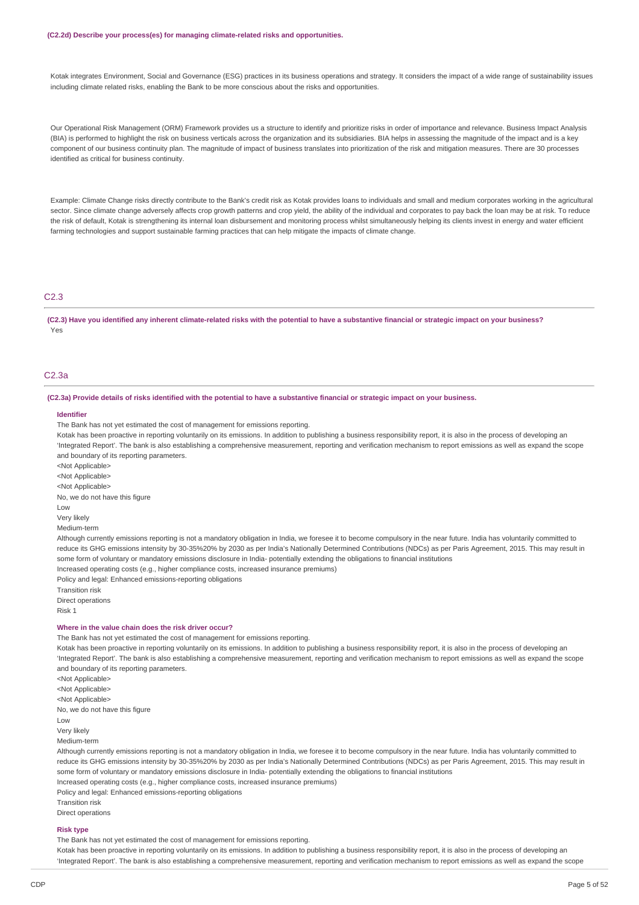**(C2.2d) Describe your process(es) for managing climate-related risks and opportunities.**

Kotak integrates Environment, Social and Governance (ESG) practices in its business operations and strategy. It considers the impact of a wide range of sustainability issues including climate related risks, enabling the Bank to be more conscious about the risks and opportunities.

Our Operational Risk Management (ORM) Framework provides us a structure to identify and prioritize risks in order of importance and relevance. Business Impact Analysis (BIA) is performed to highlight the risk on business verticals across the organization and its subsidiaries. BIA helps in assessing the magnitude of the impact and is a key component of our business continuity plan. The magnitude of impact of business translates into prioritization of the risk and mitigation measures. There are 30 processes identified as critical for business continuity.

Example: Climate Change risks directly contribute to the Bank's credit risk as Kotak provides loans to individuals and small and medium corporates working in the agricultural sector. Since climate change adversely affects crop growth patterns and crop yield, the ability of the individual and corporates to pay back the loan may be at risk. To reduce the risk of default, Kotak is strengthening its internal loan disbursement and monitoring process whilst simultaneously helping its clients invest in energy and water efficient farming technologies and support sustainable farming practices that can help mitigate the impacts of climate change.

## C2.3

**(C2.3) Have you identified any inherent climate-related risks with the potential to have a substantive financial or strategic impact on your business?**

Yes

## C2.3a

**(C2.3a) Provide details of risks identified with the potential to have a substantive financial or strategic impact on your business.**

**Identifier**

The Bank has not yet estimated the cost of management for emissions reporting.

Kotak has been proactive in reporting voluntarily on its emissions. In addition to publishing a business responsibility report, it is also in the process of developing an 'Integrated Report'. The bank is also establishing a comprehensive measurement, reporting and verification mechanism to report emissions as well as expand the scope and boundary of its reporting parameters.

<Not Applicable>

<Not Applicable>

<Not Applicable>

No, we do not have this figure

Low

Very likely

Medium-term

Although currently emissions reporting is not a mandatory obligation in India, we foresee it to become compulsory in the near future. India has voluntarily committed to reduce its GHG emissions intensity by 30-35%20% by 2030 as per India's Nationally Determined Contributions (NDCs) as per Paris Agreement, 2015. This may result in some form of voluntary or mandatory emissions disclosure in India- potentially extending the obligations to financial institutions

Increased operating costs (e.g., higher compliance costs, increased insurance premiums)

Policy and legal: Enhanced emissions-reporting obligations

Transition risk

Direct operations

Risk 1

**Where in the value chain does the risk driver occur?**

The Bank has not yet estimated the cost of management for emissions reporting.

Kotak has been proactive in reporting voluntarily on its emissions. In addition to publishing a business responsibility report, it is also in the process of developing an 'Integrated Report'. The bank is also establishing a comprehensive measurement, reporting and verification mechanism to report emissions as well as expand the scope and boundary of its reporting parameters.

<Not Applicable>

<Not Applicable>

<Not Applicable>

No, we do not have this figure

Low

Very likely

Medium-term

Although currently emissions reporting is not a mandatory obligation in India, we foresee it to become compulsory in the near future. India has voluntarily committed to reduce its GHG emissions intensity by 30-35%20% by 2030 as per India's Nationally Determined Contributions (NDCs) as per Paris Agreement, 2015. This may result in some form of voluntary or mandatory emissions disclosure in India- potentially extending the obligations to financial institutions

Increased operating costs (e.g., higher compliance costs, increased insurance premiums)

Policy and legal: Enhanced emissions-reporting obligations

Transition risk

Direct operations

**Risk type**

The Bank has not yet estimated the cost of management for emissions reporting.

Kotak has been proactive in reporting voluntarily on its emissions. In addition to publishing a business responsibility report, it is also in the process of developing an 'Integrated Report'. The bank is also establishing a comprehensive measurement, reporting and verification mechanism to report emissions as well as expand the scope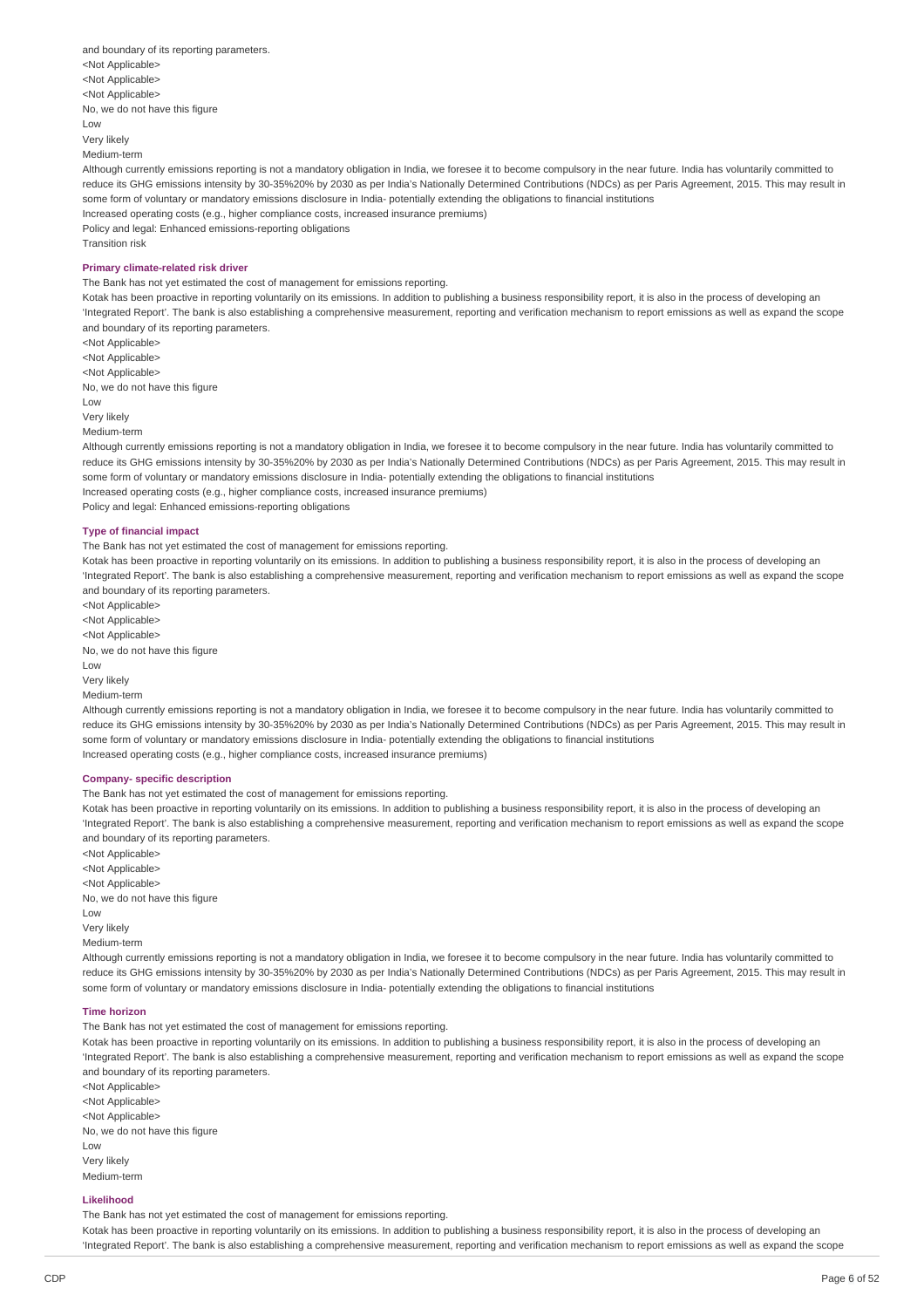and boundary of its reporting parameters.
<Not Applicable>
<Not Applicable>
<Not Applicable>
No, we do not have this figure
Low
Very likely
Medium-term
Although currently emissions reporting is not a mandatory obligation in India, we foresee it to become compulsory in the near future. India has voluntarily committed to reduce its GHG emissions intensity by 30-35%20% by 2030 as per India's Nationally Determined Contributions (NDCs) as per Paris Agreement, 2015. This may result in some form of voluntary or mandatory emissions disclosure in India- potentially extending the obligations to financial institutions
Increased operating costs (e.g., higher compliance costs, increased insurance premiums)
Policy and legal: Enhanced emissions-reporting obligations
Transition risk

**Primary climate-related risk driver**

The Bank has not yet estimated the cost of management for emissions reporting.
Kotak has been proactive in reporting voluntarily on its emissions. In addition to publishing a business responsibility report, it is also in the process of developing an 'Integrated Report'. The bank is also establishing a comprehensive measurement, reporting and verification mechanism to report emissions as well as expand the scope and boundary of its reporting parameters.
<Not Applicable>
<Not Applicable>
<Not Applicable>
No, we do not have this figure
Low
Very likely
Medium-term
Although currently emissions reporting is not a mandatory obligation in India, we foresee it to become compulsory in the near future. India has voluntarily committed to reduce its GHG emissions intensity by 30-35%20% by 2030 as per India's Nationally Determined Contributions (NDCs) as per Paris Agreement, 2015. This may result in some form of voluntary or mandatory emissions disclosure in India- potentially extending the obligations to financial institutions
Increased operating costs (e.g., higher compliance costs, increased insurance premiums)
Policy and legal: Enhanced emissions-reporting obligations

**Type of financial impact**

The Bank has not yet estimated the cost of management for emissions reporting.
Kotak has been proactive in reporting voluntarily on its emissions. In addition to publishing a business responsibility report, it is also in the process of developing an 'Integrated Report'. The bank is also establishing a comprehensive measurement, reporting and verification mechanism to report emissions as well as expand the scope and boundary of its reporting parameters.
<Not Applicable>
<Not Applicable>
<Not Applicable>
No, we do not have this figure
Low
Very likely
Medium-term
Although currently emissions reporting is not a mandatory obligation in India, we foresee it to become compulsory in the near future. India has voluntarily committed to reduce its GHG emissions intensity by 30-35%20% by 2030 as per India's Nationally Determined Contributions (NDCs) as per Paris Agreement, 2015. This may result in some form of voluntary or mandatory emissions disclosure in India- potentially extending the obligations to financial institutions
Increased operating costs (e.g., higher compliance costs, increased insurance premiums)

**Company- specific description**

The Bank has not yet estimated the cost of management for emissions reporting.
Kotak has been proactive in reporting voluntarily on its emissions. In addition to publishing a business responsibility report, it is also in the process of developing an 'Integrated Report'. The bank is also establishing a comprehensive measurement, reporting and verification mechanism to report emissions as well as expand the scope and boundary of its reporting parameters.
<Not Applicable>
<Not Applicable>
<Not Applicable>
No, we do not have this figure
Low
Very likely
Medium-term
Although currently emissions reporting is not a mandatory obligation in India, we foresee it to become compulsory in the near future. India has voluntarily committed to reduce its GHG emissions intensity by 30-35%20% by 2030 as per India's Nationally Determined Contributions (NDCs) as per Paris Agreement, 2015. This may result in some form of voluntary or mandatory emissions disclosure in India- potentially extending the obligations to financial institutions

**Time horizon**

The Bank has not yet estimated the cost of management for emissions reporting.
Kotak has been proactive in reporting voluntarily on its emissions. In addition to publishing a business responsibility report, it is also in the process of developing an 'Integrated Report'. The bank is also establishing a comprehensive measurement, reporting and verification mechanism to report emissions as well as expand the scope and boundary of its reporting parameters.
<Not Applicable>
<Not Applicable>
<Not Applicable>
No, we do not have this figure
Low
Very likely
Medium-term

**Likelihood**

The Bank has not yet estimated the cost of management for emissions reporting.
Kotak has been proactive in reporting voluntarily on its emissions. In addition to publishing a business responsibility report, it is also in the process of developing an 'Integrated Report'. The bank is also establishing a comprehensive measurement, reporting and verification mechanism to report emissions as well as expand the scope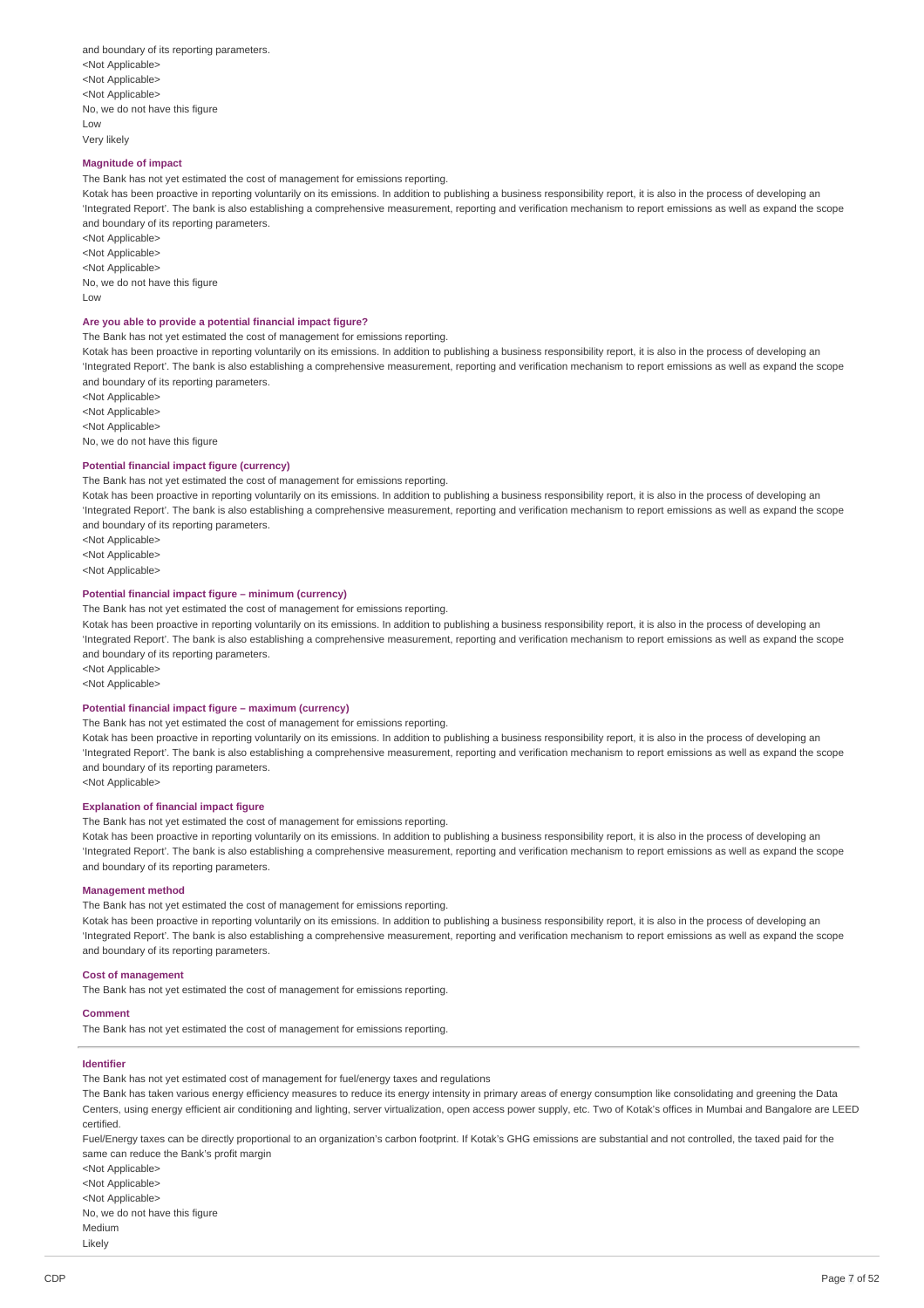and boundary of its reporting parameters.
<Not Applicable>
<Not Applicable>
<Not Applicable>
No, we do not have this figure
Low
Very likely

**Magnitude of impact**

The Bank has not yet estimated the cost of management for emissions reporting.

Kotak has been proactive in reporting voluntarily on its emissions. In addition to publishing a business responsibility report, it is also in the process of developing an 'Integrated Report'. The bank is also establishing a comprehensive measurement, reporting and verification mechanism to report emissions as well as expand the scope and boundary of its reporting parameters.
<Not Applicable>
<Not Applicable>
<Not Applicable>
No, we do not have this figure
Low

**Are you able to provide a potential financial impact figure?**

The Bank has not yet estimated the cost of management for emissions reporting.

Kotak has been proactive in reporting voluntarily on its emissions. In addition to publishing a business responsibility report, it is also in the process of developing an 'Integrated Report'. The bank is also establishing a comprehensive measurement, reporting and verification mechanism to report emissions as well as expand the scope and boundary of its reporting parameters.
<Not Applicable>
<Not Applicable>
<Not Applicable>
No, we do not have this figure

**Potential financial impact figure (currency)**

The Bank has not yet estimated the cost of management for emissions reporting.

Kotak has been proactive in reporting voluntarily on its emissions. In addition to publishing a business responsibility report, it is also in the process of developing an 'Integrated Report'. The bank is also establishing a comprehensive measurement, reporting and verification mechanism to report emissions as well as expand the scope and boundary of its reporting parameters.
<Not Applicable>
<Not Applicable>
<Not Applicable>

**Potential financial impact figure – minimum (currency)**

The Bank has not yet estimated the cost of management for emissions reporting.

Kotak has been proactive in reporting voluntarily on its emissions. In addition to publishing a business responsibility report, it is also in the process of developing an 'Integrated Report'. The bank is also establishing a comprehensive measurement, reporting and verification mechanism to report emissions as well as expand the scope and boundary of its reporting parameters.
<Not Applicable>
<Not Applicable>

**Potential financial impact figure – maximum (currency)**

The Bank has not yet estimated the cost of management for emissions reporting.

Kotak has been proactive in reporting voluntarily on its emissions. In addition to publishing a business responsibility report, it is also in the process of developing an 'Integrated Report'. The bank is also establishing a comprehensive measurement, reporting and verification mechanism to report emissions as well as expand the scope and boundary of its reporting parameters.
<Not Applicable>

**Explanation of financial impact figure**

The Bank has not yet estimated the cost of management for emissions reporting.

Kotak has been proactive in reporting voluntarily on its emissions. In addition to publishing a business responsibility report, it is also in the process of developing an 'Integrated Report'. The bank is also establishing a comprehensive measurement, reporting and verification mechanism to report emissions as well as expand the scope and boundary of its reporting parameters.

**Management method**

The Bank has not yet estimated the cost of management for emissions reporting.

Kotak has been proactive in reporting voluntarily on its emissions. In addition to publishing a business responsibility report, it is also in the process of developing an 'Integrated Report'. The bank is also establishing a comprehensive measurement, reporting and verification mechanism to report emissions as well as expand the scope and boundary of its reporting parameters.

**Cost of management**

The Bank has not yet estimated the cost of management for emissions reporting.

**Comment**

The Bank has not yet estimated the cost of management for emissions reporting.

---

**Identifier**

The Bank has not yet estimated cost of management for fuel/energy taxes and regulations

The Bank has taken various energy efficiency measures to reduce its energy intensity in primary areas of energy consumption like consolidating and greening the Data Centers, using energy efficient air conditioning and lighting, server virtualization, open access power supply, etc. Two of Kotak's offices in Mumbai and Bangalore are LEED certified.

Fuel/Energy taxes can be directly proportional to an organization's carbon footprint. If Kotak's GHG emissions are substantial and not controlled, the taxed paid for the same can reduce the Bank's profit margin
<Not Applicable>
<Not Applicable>
<Not Applicable>
No, we do not have this figure
Medium
Likely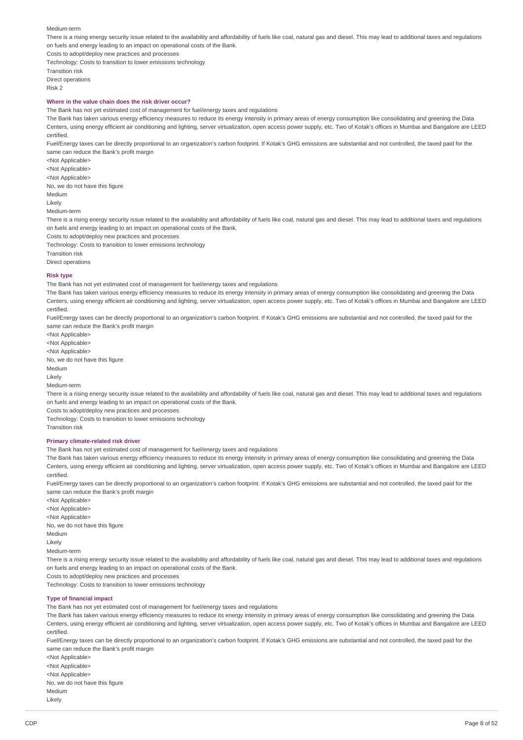Medium-term

There is a rising energy security issue related to the availability and affordability of fuels like coal, natural gas and diesel. This may lead to additional taxes and regulations on fuels and energy leading to an impact on operational costs of the Bank.

Costs to adopt/deploy new practices and processes

Technology: Costs to transition to lower emissions technology

Transition risk

Direct operations

Risk 2

**Where in the value chain does the risk driver occur?**

The Bank has not yet estimated cost of management for fuel/energy taxes and regulations

The Bank has taken various energy efficiency measures to reduce its energy intensity in primary areas of energy consumption like consolidating and greening the Data Centers, using energy efficient air conditioning and lighting, server virtualization, open access power supply, etc. Two of Kotak's offices in Mumbai and Bangalore are LEED certified.

Fuel/Energy taxes can be directly proportional to an organization's carbon footprint. If Kotak's GHG emissions are substantial and not controlled, the taxed paid for the same can reduce the Bank's profit margin

<Not Applicable>

<Not Applicable>

<Not Applicable>

No, we do not have this figure

Medium

Likely

Medium-term

There is a rising energy security issue related to the availability and affordability of fuels like coal, natural gas and diesel. This may lead to additional taxes and regulations on fuels and energy leading to an impact on operational costs of the Bank.

Costs to adopt/deploy new practices and processes

Technology: Costs to transition to lower emissions technology

Transition risk

Direct operations

**Risk type**

The Bank has not yet estimated cost of management for fuel/energy taxes and regulations

The Bank has taken various energy efficiency measures to reduce its energy intensity in primary areas of energy consumption like consolidating and greening the Data Centers, using energy efficient air conditioning and lighting, server virtualization, open access power supply, etc. Two of Kotak's offices in Mumbai and Bangalore are LEED certified.

Fuel/Energy taxes can be directly proportional to an organization's carbon footprint. If Kotak's GHG emissions are substantial and not controlled, the taxed paid for the same can reduce the Bank's profit margin

<Not Applicable>

<Not Applicable>

<Not Applicable>

No, we do not have this figure

Medium

Likely

Medium-term

There is a rising energy security issue related to the availability and affordability of fuels like coal, natural gas and diesel. This may lead to additional taxes and regulations on fuels and energy leading to an impact on operational costs of the Bank.

Costs to adopt/deploy new practices and processes

Technology: Costs to transition to lower emissions technology

Transition risk

**Primary climate-related risk driver**

The Bank has not yet estimated cost of management for fuel/energy taxes and regulations

The Bank has taken various energy efficiency measures to reduce its energy intensity in primary areas of energy consumption like consolidating and greening the Data Centers, using energy efficient air conditioning and lighting, server virtualization, open access power supply, etc. Two of Kotak's offices in Mumbai and Bangalore are LEED certified.

Fuel/Energy taxes can be directly proportional to an organization's carbon footprint. If Kotak's GHG emissions are substantial and not controlled, the taxed paid for the same can reduce the Bank's profit margin

<Not Applicable>

<Not Applicable>

<Not Applicable>

No, we do not have this figure

Medium

Likely

Medium-term

There is a rising energy security issue related to the availability and affordability of fuels like coal, natural gas and diesel. This may lead to additional taxes and regulations on fuels and energy leading to an impact on operational costs of the Bank.

Costs to adopt/deploy new practices and processes

Technology: Costs to transition to lower emissions technology

**Type of financial impact**

The Bank has not yet estimated cost of management for fuel/energy taxes and regulations

The Bank has taken various energy efficiency measures to reduce its energy intensity in primary areas of energy consumption like consolidating and greening the Data Centers, using energy efficient air conditioning and lighting, server virtualization, open access power supply, etc. Two of Kotak's offices in Mumbai and Bangalore are LEED certified.

Fuel/Energy taxes can be directly proportional to an organization's carbon footprint. If Kotak's GHG emissions are substantial and not controlled, the taxed paid for the same can reduce the Bank's profit margin

<Not Applicable>

<Not Applicable>

<Not Applicable>

No, we do not have this figure

Medium

Likely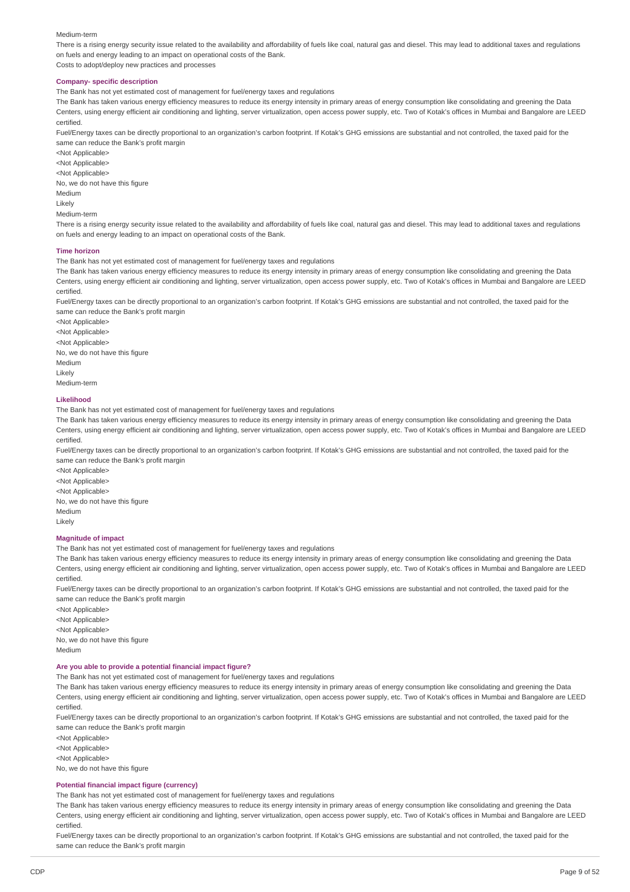Medium-term

There is a rising energy security issue related to the availability and affordability of fuels like coal, natural gas and diesel. This may lead to additional taxes and regulations on fuels and energy leading to an impact on operational costs of the Bank.

Costs to adopt/deploy new practices and processes

**Company- specific description**

The Bank has not yet estimated cost of management for fuel/energy taxes and regulations

The Bank has taken various energy efficiency measures to reduce its energy intensity in primary areas of energy consumption like consolidating and greening the Data Centers, using energy efficient air conditioning and lighting, server virtualization, open access power supply, etc. Two of Kotak's offices in Mumbai and Bangalore are LEED certified.

Fuel/Energy taxes can be directly proportional to an organization's carbon footprint. If Kotak's GHG emissions are substantial and not controlled, the taxed paid for the same can reduce the Bank's profit margin

<Not Applicable>

<Not Applicable>

<Not Applicable>

No, we do not have this figure

Medium

Likely

Medium-term

There is a rising energy security issue related to the availability and affordability of fuels like coal, natural gas and diesel. This may lead to additional taxes and regulations on fuels and energy leading to an impact on operational costs of the Bank.

**Time horizon**

The Bank has not yet estimated cost of management for fuel/energy taxes and regulations

The Bank has taken various energy efficiency measures to reduce its energy intensity in primary areas of energy consumption like consolidating and greening the Data Centers, using energy efficient air conditioning and lighting, server virtualization, open access power supply, etc. Two of Kotak's offices in Mumbai and Bangalore are LEED certified.

Fuel/Energy taxes can be directly proportional to an organization's carbon footprint. If Kotak's GHG emissions are substantial and not controlled, the taxed paid for the same can reduce the Bank's profit margin

<Not Applicable>

<Not Applicable>

<Not Applicable>

No, we do not have this figure

Medium

Likely

Medium-term

**Likelihood**

The Bank has not yet estimated cost of management for fuel/energy taxes and regulations

The Bank has taken various energy efficiency measures to reduce its energy intensity in primary areas of energy consumption like consolidating and greening the Data Centers, using energy efficient air conditioning and lighting, server virtualization, open access power supply, etc. Two of Kotak's offices in Mumbai and Bangalore are LEED certified.

Fuel/Energy taxes can be directly proportional to an organization's carbon footprint. If Kotak's GHG emissions are substantial and not controlled, the taxed paid for the same can reduce the Bank's profit margin

<Not Applicable>

<Not Applicable>

<Not Applicable>

No, we do not have this figure

Medium

Likely

**Magnitude of impact**

The Bank has not yet estimated cost of management for fuel/energy taxes and regulations

The Bank has taken various energy efficiency measures to reduce its energy intensity in primary areas of energy consumption like consolidating and greening the Data Centers, using energy efficient air conditioning and lighting, server virtualization, open access power supply, etc. Two of Kotak's offices in Mumbai and Bangalore are LEED certified.

Fuel/Energy taxes can be directly proportional to an organization's carbon footprint. If Kotak's GHG emissions are substantial and not controlled, the taxed paid for the same can reduce the Bank's profit margin

<Not Applicable>

<Not Applicable>

<Not Applicable>

No, we do not have this figure

Medium

**Are you able to provide a potential financial impact figure?**

The Bank has not yet estimated cost of management for fuel/energy taxes and regulations

The Bank has taken various energy efficiency measures to reduce its energy intensity in primary areas of energy consumption like consolidating and greening the Data Centers, using energy efficient air conditioning and lighting, server virtualization, open access power supply, etc. Two of Kotak's offices in Mumbai and Bangalore are LEED certified.

Fuel/Energy taxes can be directly proportional to an organization's carbon footprint. If Kotak's GHG emissions are substantial and not controlled, the taxed paid for the same can reduce the Bank's profit margin

<Not Applicable>

<Not Applicable>

<Not Applicable>

No, we do not have this figure

**Potential financial impact figure (currency)**

The Bank has not yet estimated cost of management for fuel/energy taxes and regulations

The Bank has taken various energy efficiency measures to reduce its energy intensity in primary areas of energy consumption like consolidating and greening the Data Centers, using energy efficient air conditioning and lighting, server virtualization, open access power supply, etc. Two of Kotak's offices in Mumbai and Bangalore are LEED certified.

Fuel/Energy taxes can be directly proportional to an organization's carbon footprint. If Kotak's GHG emissions are substantial and not controlled, the taxed paid for the same can reduce the Bank's profit margin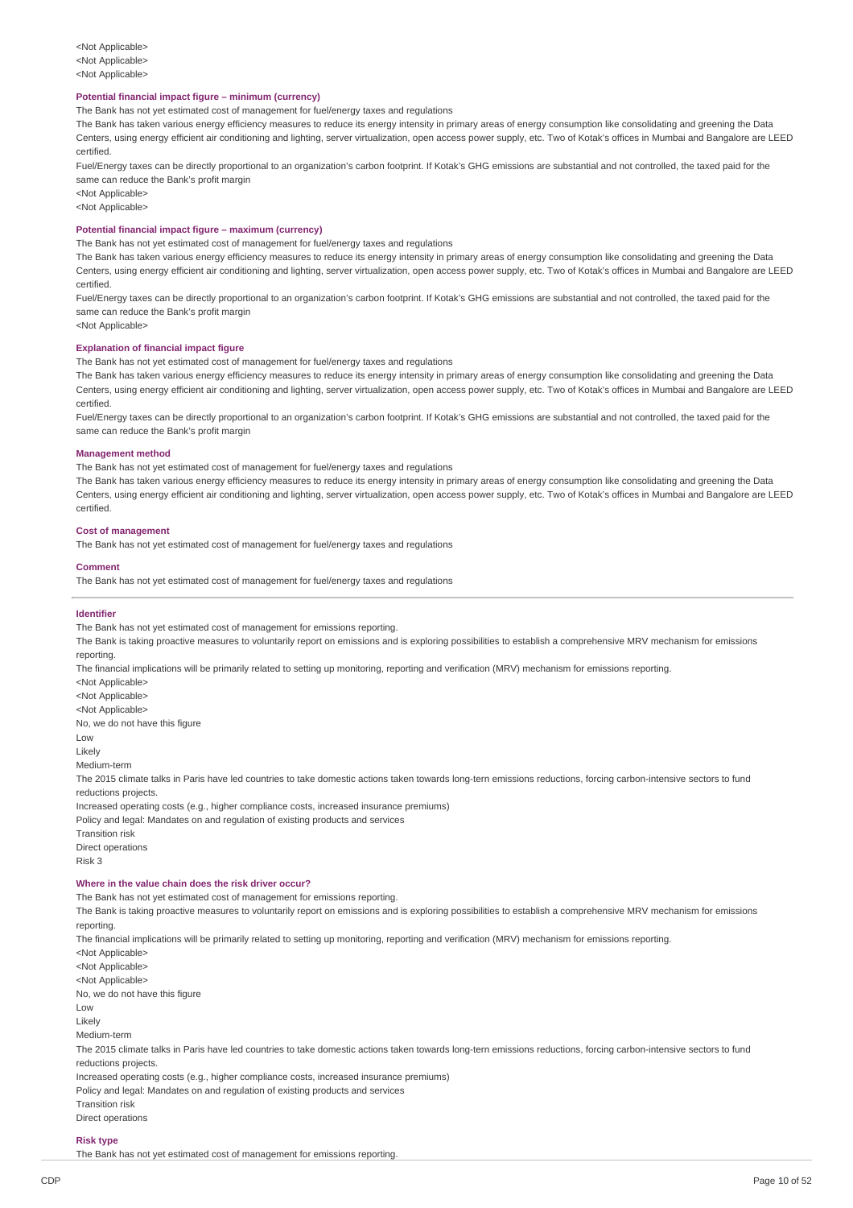<Not Applicable>
<Not Applicable>
<Not Applicable>

**Potential financial impact figure – minimum (currency)**

The Bank has not yet estimated cost of management for fuel/energy taxes and regulations

The Bank has taken various energy efficiency measures to reduce its energy intensity in primary areas of energy consumption like consolidating and greening the Data Centers, using energy efficient air conditioning and lighting, server virtualization, open access power supply, etc. Two of Kotak's offices in Mumbai and Bangalore are LEED certified.

Fuel/Energy taxes can be directly proportional to an organization's carbon footprint. If Kotak's GHG emissions are substantial and not controlled, the taxed paid for the same can reduce the Bank's profit margin

<Not Applicable>
<Not Applicable>

**Potential financial impact figure – maximum (currency)**

The Bank has not yet estimated cost of management for fuel/energy taxes and regulations

The Bank has taken various energy efficiency measures to reduce its energy intensity in primary areas of energy consumption like consolidating and greening the Data Centers, using energy efficient air conditioning and lighting, server virtualization, open access power supply, etc. Two of Kotak's offices in Mumbai and Bangalore are LEED certified.

Fuel/Energy taxes can be directly proportional to an organization's carbon footprint. If Kotak's GHG emissions are substantial and not controlled, the taxed paid for the same can reduce the Bank's profit margin

<Not Applicable>

**Explanation of financial impact figure**

The Bank has not yet estimated cost of management for fuel/energy taxes and regulations

The Bank has taken various energy efficiency measures to reduce its energy intensity in primary areas of energy consumption like consolidating and greening the Data Centers, using energy efficient air conditioning and lighting, server virtualization, open access power supply, etc. Two of Kotak's offices in Mumbai and Bangalore are LEED certified.

Fuel/Energy taxes can be directly proportional to an organization's carbon footprint. If Kotak's GHG emissions are substantial and not controlled, the taxed paid for the same can reduce the Bank's profit margin

**Management method**

The Bank has not yet estimated cost of management for fuel/energy taxes and regulations

The Bank has taken various energy efficiency measures to reduce its energy intensity in primary areas of energy consumption like consolidating and greening the Data Centers, using energy efficient air conditioning and lighting, server virtualization, open access power supply, etc. Two of Kotak's offices in Mumbai and Bangalore are LEED certified.

**Cost of management**

The Bank has not yet estimated cost of management for fuel/energy taxes and regulations

**Comment**

The Bank has not yet estimated cost of management for fuel/energy taxes and regulations

---

**Identifier**

The Bank has not yet estimated cost of management for emissions reporting.

The Bank is taking proactive measures to voluntarily report on emissions and is exploring possibilities to establish a comprehensive MRV mechanism for emissions reporting.

The financial implications will be primarily related to setting up monitoring, reporting and verification (MRV) mechanism for emissions reporting.

<Not Applicable>
<Not Applicable>
<Not Applicable>
No, we do not have this figure
Low
Likely
Medium-term

The 2015 climate talks in Paris have led countries to take domestic actions taken towards long-tern emissions reductions, forcing carbon-intensive sectors to fund reductions projects.

Increased operating costs (e.g., higher compliance costs, increased insurance premiums)
Policy and legal: Mandates on and regulation of existing products and services
Transition risk
Direct operations
Risk 3

**Where in the value chain does the risk driver occur?**

The Bank has not yet estimated cost of management for emissions reporting.

The Bank is taking proactive measures to voluntarily report on emissions and is exploring possibilities to establish a comprehensive MRV mechanism for emissions reporting.

The financial implications will be primarily related to setting up monitoring, reporting and verification (MRV) mechanism for emissions reporting.

<Not Applicable>
<Not Applicable>
<Not Applicable>
No, we do not have this figure
Low
Likely
Medium-term

The 2015 climate talks in Paris have led countries to take domestic actions taken towards long-tern emissions reductions, forcing carbon-intensive sectors to fund reductions projects.

Increased operating costs (e.g., higher compliance costs, increased insurance premiums)
Policy and legal: Mandates on and regulation of existing products and services
Transition risk
Direct operations

**Risk type**

The Bank has not yet estimated cost of management for emissions reporting.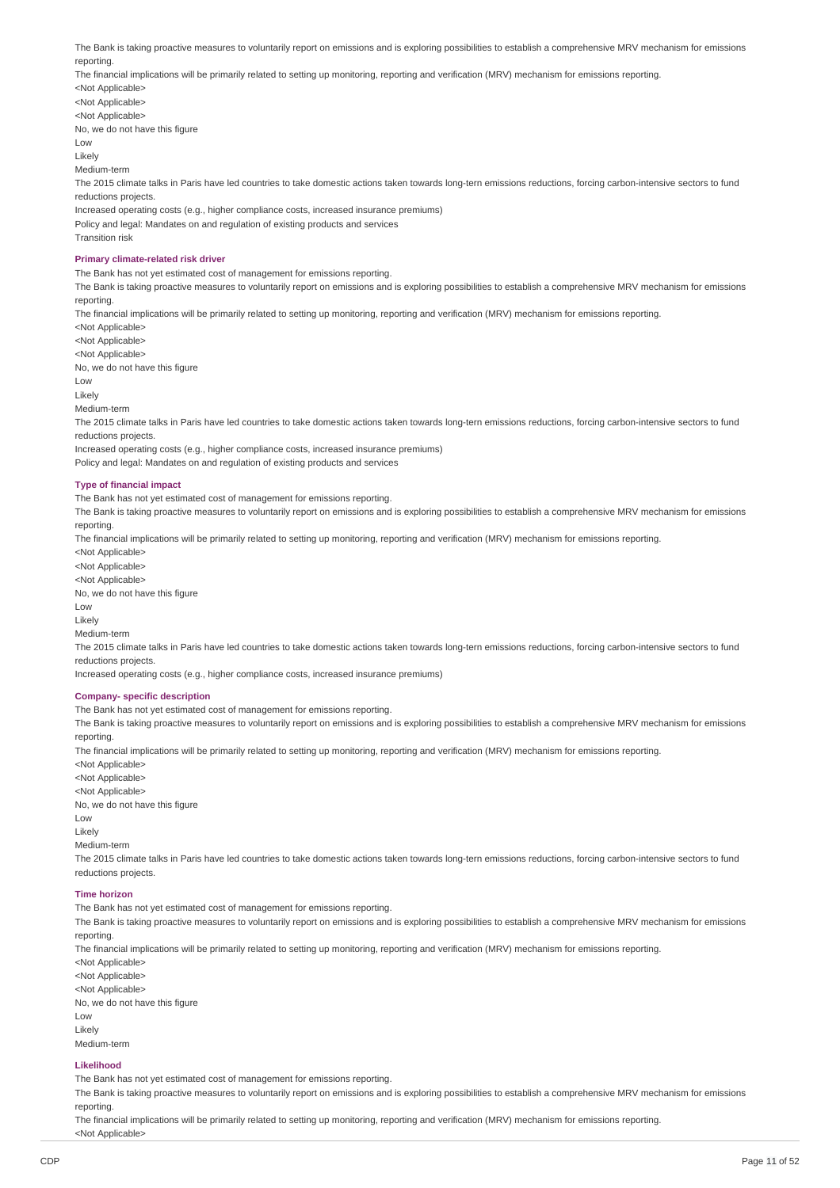The Bank is taking proactive measures to voluntarily report on emissions and is exploring possibilities to establish a comprehensive MRV mechanism for emissions reporting.

The financial implications will be primarily related to setting up monitoring, reporting and verification (MRV) mechanism for emissions reporting.

<Not Applicable>

<Not Applicable>

<Not Applicable>

No, we do not have this figure

Low

Likely

Medium-term

The 2015 climate talks in Paris have led countries to take domestic actions taken towards long-tern emissions reductions, forcing carbon-intensive sectors to fund reductions projects.

Increased operating costs (e.g., higher compliance costs, increased insurance premiums)

Policy and legal: Mandates on and regulation of existing products and services

Transition risk

**Primary climate-related risk driver**

The Bank has not yet estimated cost of management for emissions reporting.

The Bank is taking proactive measures to voluntarily report on emissions and is exploring possibilities to establish a comprehensive MRV mechanism for emissions reporting.

The financial implications will be primarily related to setting up monitoring, reporting and verification (MRV) mechanism for emissions reporting.

<Not Applicable>

<Not Applicable>

<Not Applicable>

No, we do not have this figure

Low

Likely

Medium-term

The 2015 climate talks in Paris have led countries to take domestic actions taken towards long-tern emissions reductions, forcing carbon-intensive sectors to fund reductions projects.

Increased operating costs (e.g., higher compliance costs, increased insurance premiums)

Policy and legal: Mandates on and regulation of existing products and services

**Type of financial impact**

The Bank has not yet estimated cost of management for emissions reporting.

The Bank is taking proactive measures to voluntarily report on emissions and is exploring possibilities to establish a comprehensive MRV mechanism for emissions reporting.

The financial implications will be primarily related to setting up monitoring, reporting and verification (MRV) mechanism for emissions reporting.

<Not Applicable>

<Not Applicable>

<Not Applicable>

No, we do not have this figure

Low

Likely

Medium-term

The 2015 climate talks in Paris have led countries to take domestic actions taken towards long-tern emissions reductions, forcing carbon-intensive sectors to fund reductions projects.

Increased operating costs (e.g., higher compliance costs, increased insurance premiums)

**Company- specific description**

The Bank has not yet estimated cost of management for emissions reporting.

The Bank is taking proactive measures to voluntarily report on emissions and is exploring possibilities to establish a comprehensive MRV mechanism for emissions reporting.

The financial implications will be primarily related to setting up monitoring, reporting and verification (MRV) mechanism for emissions reporting.

<Not Applicable>

<Not Applicable>

<Not Applicable>

No, we do not have this figure

Low

Likely

Medium-term

The 2015 climate talks in Paris have led countries to take domestic actions taken towards long-tern emissions reductions, forcing carbon-intensive sectors to fund reductions projects.

**Time horizon**

The Bank has not yet estimated cost of management for emissions reporting.

The Bank is taking proactive measures to voluntarily report on emissions and is exploring possibilities to establish a comprehensive MRV mechanism for emissions reporting.

The financial implications will be primarily related to setting up monitoring, reporting and verification (MRV) mechanism for emissions reporting.

<Not Applicable>

<Not Applicable>

<Not Applicable>

No, we do not have this figure

Low

Likely

Medium-term

**Likelihood**

The Bank has not yet estimated cost of management for emissions reporting.

The Bank is taking proactive measures to voluntarily report on emissions and is exploring possibilities to establish a comprehensive MRV mechanism for emissions reporting.

The financial implications will be primarily related to setting up monitoring, reporting and verification (MRV) mechanism for emissions reporting.

<Not Applicable>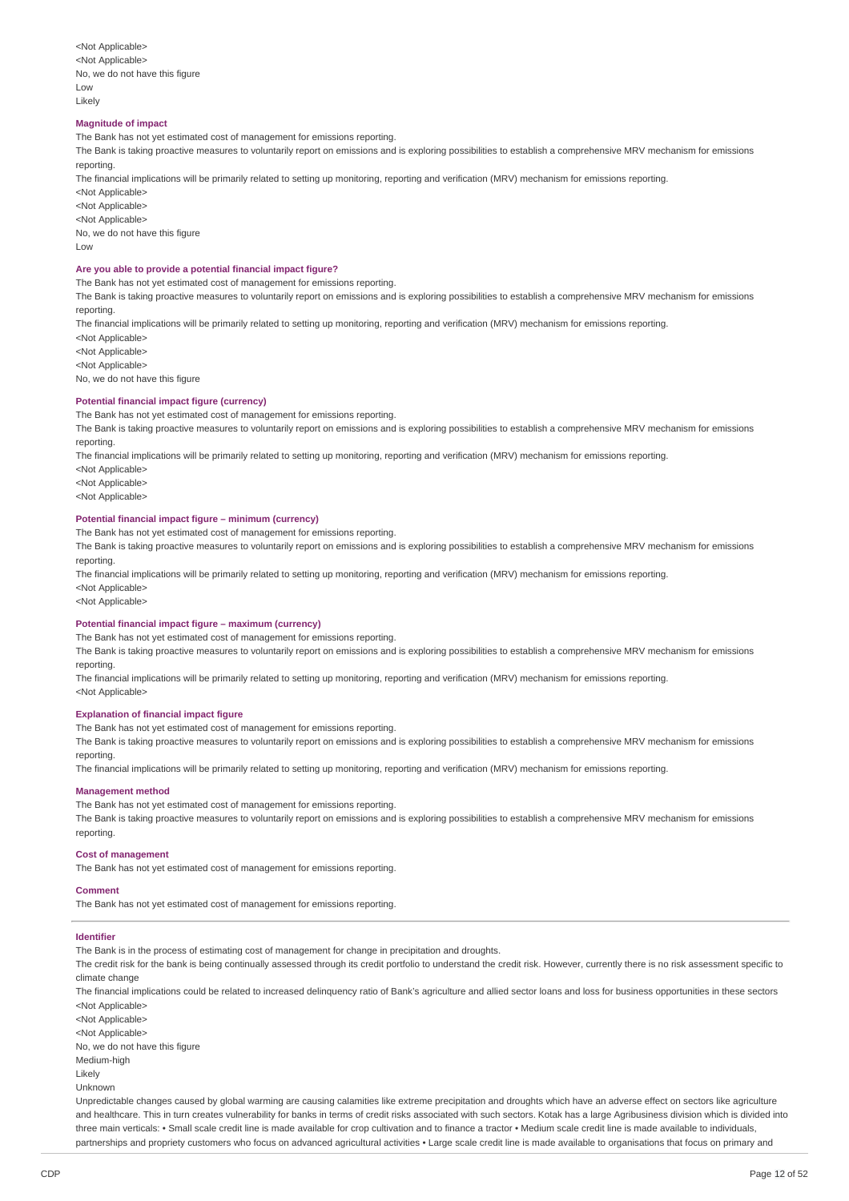<Not Applicable>
<Not Applicable>
No, we do not have this figure
Low
Likely

**Magnitude of impact**

The Bank has not yet estimated cost of management for emissions reporting.
The Bank is taking proactive measures to voluntarily report on emissions and is exploring possibilities to establish a comprehensive MRV mechanism for emissions reporting.
The financial implications will be primarily related to setting up monitoring, reporting and verification (MRV) mechanism for emissions reporting.
<Not Applicable>
<Not Applicable>
<Not Applicable>
No, we do not have this figure
Low

**Are you able to provide a potential financial impact figure?**

The Bank has not yet estimated cost of management for emissions reporting.
The Bank is taking proactive measures to voluntarily report on emissions and is exploring possibilities to establish a comprehensive MRV mechanism for emissions reporting.
The financial implications will be primarily related to setting up monitoring, reporting and verification (MRV) mechanism for emissions reporting.
<Not Applicable>
<Not Applicable>
<Not Applicable>
No, we do not have this figure

**Potential financial impact figure (currency)**

The Bank has not yet estimated cost of management for emissions reporting.
The Bank is taking proactive measures to voluntarily report on emissions and is exploring possibilities to establish a comprehensive MRV mechanism for emissions reporting.
The financial implications will be primarily related to setting up monitoring, reporting and verification (MRV) mechanism for emissions reporting.
<Not Applicable>
<Not Applicable>
<Not Applicable>

**Potential financial impact figure – minimum (currency)**

The Bank has not yet estimated cost of management for emissions reporting.
The Bank is taking proactive measures to voluntarily report on emissions and is exploring possibilities to establish a comprehensive MRV mechanism for emissions reporting.
The financial implications will be primarily related to setting up monitoring, reporting and verification (MRV) mechanism for emissions reporting.
<Not Applicable>
<Not Applicable>

**Potential financial impact figure – maximum (currency)**

The Bank has not yet estimated cost of management for emissions reporting.
The Bank is taking proactive measures to voluntarily report on emissions and is exploring possibilities to establish a comprehensive MRV mechanism for emissions reporting.
The financial implications will be primarily related to setting up monitoring, reporting and verification (MRV) mechanism for emissions reporting.
<Not Applicable>

**Explanation of financial impact figure**

The Bank has not yet estimated cost of management for emissions reporting.
The Bank is taking proactive measures to voluntarily report on emissions and is exploring possibilities to establish a comprehensive MRV mechanism for emissions reporting.
The financial implications will be primarily related to setting up monitoring, reporting and verification (MRV) mechanism for emissions reporting.

**Management method**

The Bank has not yet estimated cost of management for emissions reporting.
The Bank is taking proactive measures to voluntarily report on emissions and is exploring possibilities to establish a comprehensive MRV mechanism for emissions reporting.

**Cost of management**

The Bank has not yet estimated cost of management for emissions reporting.

**Comment**

The Bank has not yet estimated cost of management for emissions reporting.

---

**Identifier**

The Bank is in the process of estimating cost of management for change in precipitation and droughts.
The credit risk for the bank is being continually assessed through its credit portfolio to understand the credit risk. However, currently there is no risk assessment specific to climate change
The financial implications could be related to increased delinquency ratio of Bank's agriculture and allied sector loans and loss for business opportunities in these sectors
<Not Applicable>
<Not Applicable>
<Not Applicable>
No, we do not have this figure
Medium-high
Likely
Unknown
Unpredictable changes caused by global warming are causing calamities like extreme precipitation and droughts which have an adverse effect on sectors like agriculture and healthcare. This in turn creates vulnerability for banks in terms of credit risks associated with such sectors. Kotak has a large Agribusiness division which is divided into three main verticals: • Small scale credit line is made available for crop cultivation and to finance a tractor • Medium scale credit line is made available to individuals, partnerships and propriety customers who focus on advanced agricultural activities • Large scale credit line is made available to organisations that focus on primary and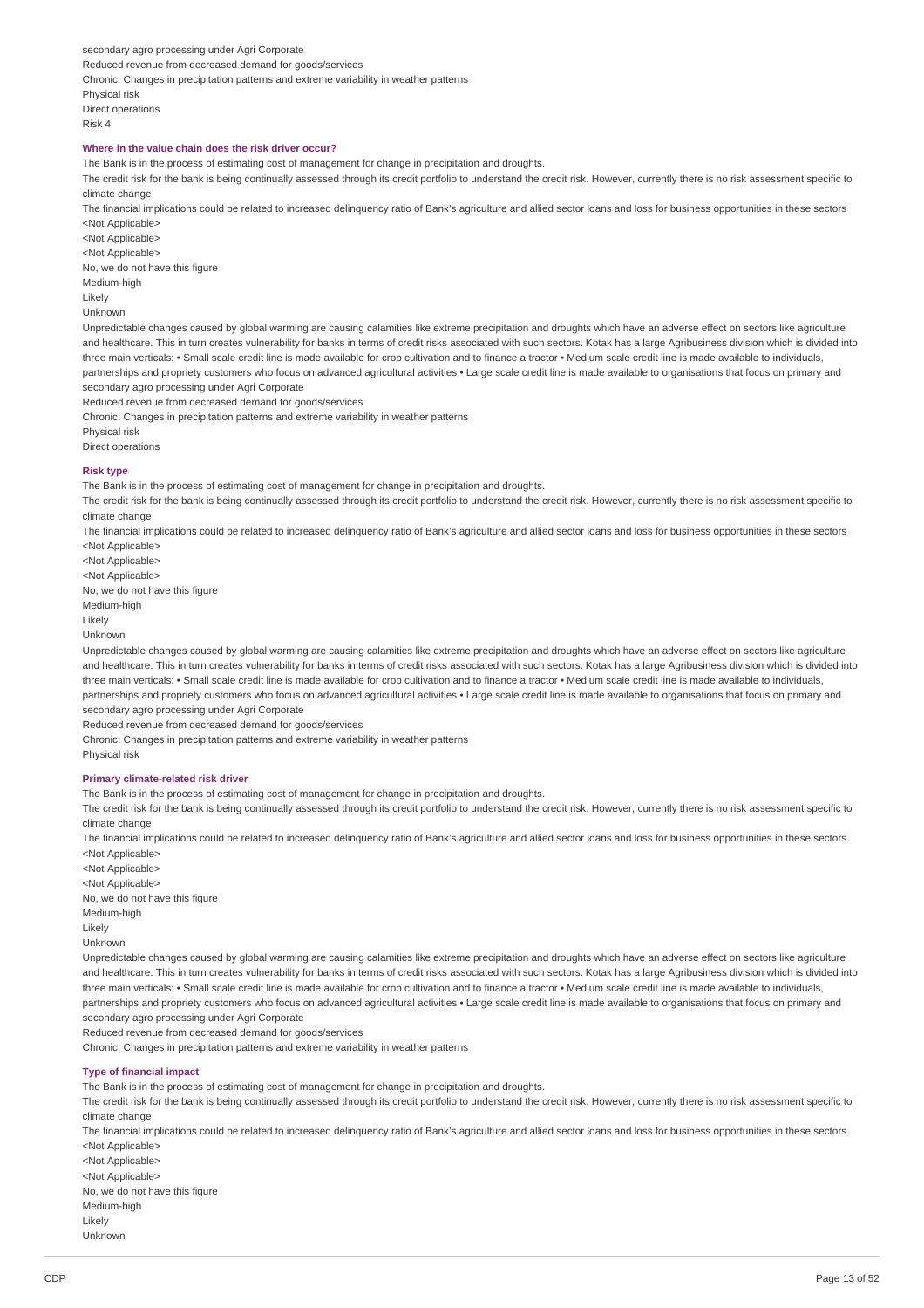secondary agro processing under Agri Corporate

Reduced revenue from decreased demand for goods/services

Chronic: Changes in precipitation patterns and extreme variability in weather patterns

Physical risk

Direct operations

Risk 4

**Where in the value chain does the risk driver occur?**

The Bank is in the process of estimating cost of management for change in precipitation and droughts.

The credit risk for the bank is being continually assessed through its credit portfolio to understand the credit risk. However, currently there is no risk assessment specific to climate change

The financial implications could be related to increased delinquency ratio of Bank's agriculture and allied sector loans and loss for business opportunities in these sectors

<Not Applicable>

<Not Applicable>

<Not Applicable>

No, we do not have this figure

Medium-high

Likely

Unknown

Unpredictable changes caused by global warming are causing calamities like extreme precipitation and droughts which have an adverse effect on sectors like agriculture and healthcare. This in turn creates vulnerability for banks in terms of credit risks associated with such sectors. Kotak has a large Agribusiness division which is divided into three main verticals: • Small scale credit line is made available for crop cultivation and to finance a tractor • Medium scale credit line is made available to individuals, partnerships and propriety customers who focus on advanced agricultural activities • Large scale credit line is made available to organisations that focus on primary and secondary agro processing under Agri Corporate

Reduced revenue from decreased demand for goods/services

Chronic: Changes in precipitation patterns and extreme variability in weather patterns

Physical risk

Direct operations

**Risk type**

The Bank is in the process of estimating cost of management for change in precipitation and droughts.

The credit risk for the bank is being continually assessed through its credit portfolio to understand the credit risk. However, currently there is no risk assessment specific to climate change

The financial implications could be related to increased delinquency ratio of Bank's agriculture and allied sector loans and loss for business opportunities in these sectors

<Not Applicable>

<Not Applicable>

<Not Applicable>

No, we do not have this figure

Medium-high

Likely

Unknown

Unpredictable changes caused by global warming are causing calamities like extreme precipitation and droughts which have an adverse effect on sectors like agriculture and healthcare. This in turn creates vulnerability for banks in terms of credit risks associated with such sectors. Kotak has a large Agribusiness division which is divided into three main verticals: • Small scale credit line is made available for crop cultivation and to finance a tractor • Medium scale credit line is made available to individuals, partnerships and propriety customers who focus on advanced agricultural activities • Large scale credit line is made available to organisations that focus on primary and secondary agro processing under Agri Corporate

Reduced revenue from decreased demand for goods/services

Chronic: Changes in precipitation patterns and extreme variability in weather patterns

Physical risk

**Primary climate-related risk driver**

The Bank is in the process of estimating cost of management for change in precipitation and droughts.

The credit risk for the bank is being continually assessed through its credit portfolio to understand the credit risk. However, currently there is no risk assessment specific to climate change

The financial implications could be related to increased delinquency ratio of Bank's agriculture and allied sector loans and loss for business opportunities in these sectors

<Not Applicable>

<Not Applicable>

<Not Applicable>

No, we do not have this figure

Medium-high

Likely

Unknown

Unpredictable changes caused by global warming are causing calamities like extreme precipitation and droughts which have an adverse effect on sectors like agriculture and healthcare. This in turn creates vulnerability for banks in terms of credit risks associated with such sectors. Kotak has a large Agribusiness division which is divided into three main verticals: • Small scale credit line is made available for crop cultivation and to finance a tractor • Medium scale credit line is made available to individuals, partnerships and propriety customers who focus on advanced agricultural activities • Large scale credit line is made available to organisations that focus on primary and secondary agro processing under Agri Corporate

Reduced revenue from decreased demand for goods/services

Chronic: Changes in precipitation patterns and extreme variability in weather patterns

**Type of financial impact**

The Bank is in the process of estimating cost of management for change in precipitation and droughts.

The credit risk for the bank is being continually assessed through its credit portfolio to understand the credit risk. However, currently there is no risk assessment specific to climate change

The financial implications could be related to increased delinquency ratio of Bank's agriculture and allied sector loans and loss for business opportunities in these sectors

<Not Applicable>

<Not Applicable>

<Not Applicable>

No, we do not have this figure

Medium-high

Likely

Unknown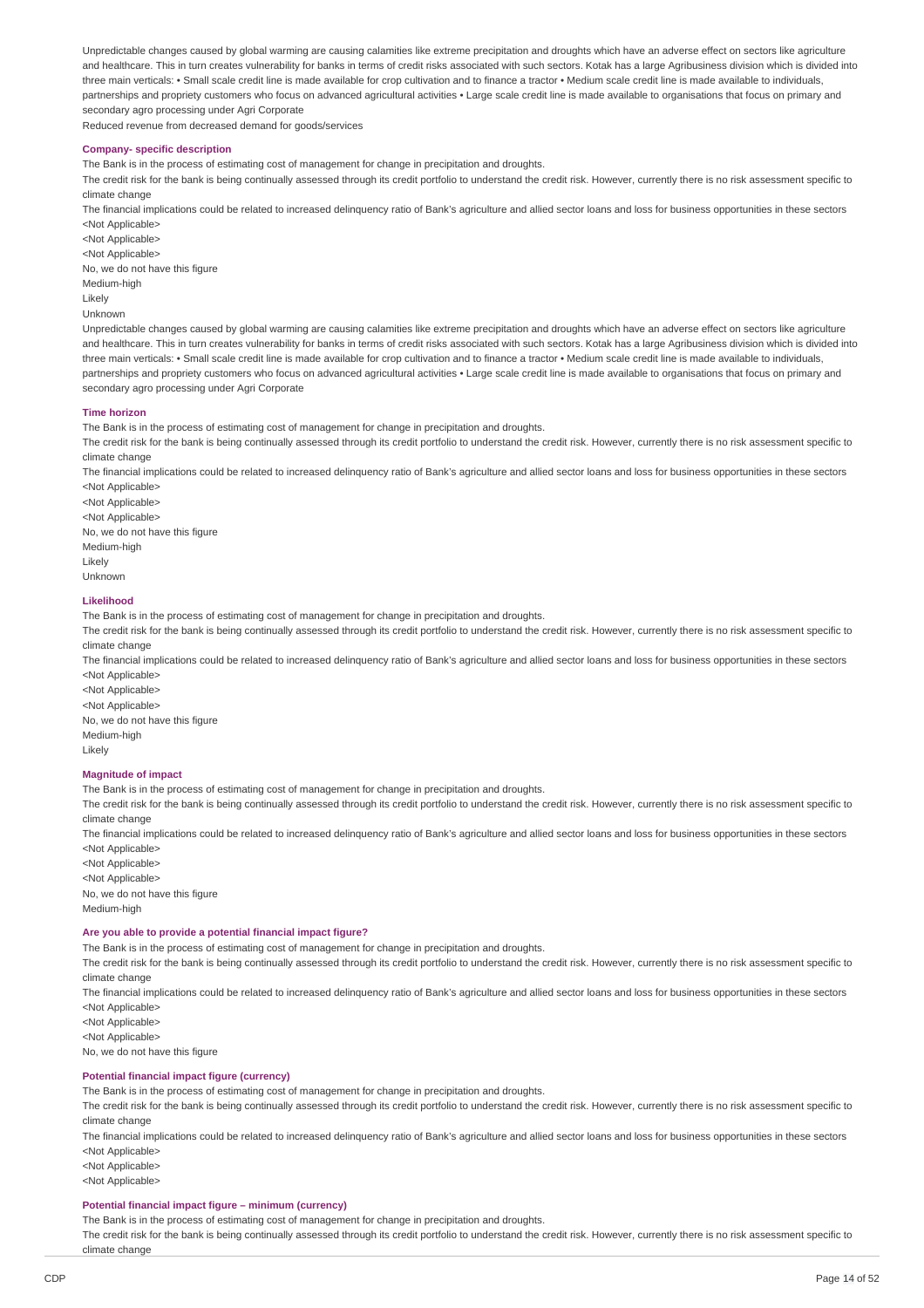Unpredictable changes caused by global warming are causing calamities like extreme precipitation and droughts which have an adverse effect on sectors like agriculture and healthcare. This in turn creates vulnerability for banks in terms of credit risks associated with such sectors. Kotak has a large Agribusiness division which is divided into three main verticals: • Small scale credit line is made available for crop cultivation and to finance a tractor • Medium scale credit line is made available to individuals, partnerships and propriety customers who focus on advanced agricultural activities • Large scale credit line is made available to organisations that focus on primary and secondary agro processing under Agri Corporate

Reduced revenue from decreased demand for goods/services

### Company- specific description

The Bank is in the process of estimating cost of management for change in precipitation and droughts.

The credit risk for the bank is being continually assessed through its credit portfolio to understand the credit risk. However, currently there is no risk assessment specific to climate change

The financial implications could be related to increased delinquency ratio of Bank's agriculture and allied sector loans and loss for business opportunities in these sectors

<Not Applicable>

<Not Applicable>

<Not Applicable>

No, we do not have this figure

Medium-high

Likely

Unknown

Unpredictable changes caused by global warming are causing calamities like extreme precipitation and droughts which have an adverse effect on sectors like agriculture and healthcare. This in turn creates vulnerability for banks in terms of credit risks associated with such sectors. Kotak has a large Agribusiness division which is divided into three main verticals: • Small scale credit line is made available for crop cultivation and to finance a tractor • Medium scale credit line is made available to individuals, partnerships and propriety customers who focus on advanced agricultural activities • Large scale credit line is made available to organisations that focus on primary and secondary agro processing under Agri Corporate

### Time horizon

The Bank is in the process of estimating cost of management for change in precipitation and droughts.

The credit risk for the bank is being continually assessed through its credit portfolio to understand the credit risk. However, currently there is no risk assessment specific to climate change

The financial implications could be related to increased delinquency ratio of Bank's agriculture and allied sector loans and loss for business opportunities in these sectors

<Not Applicable>

<Not Applicable>

<Not Applicable>

No, we do not have this figure

Medium-high

Likely

Unknown

### Likelihood

The Bank is in the process of estimating cost of management for change in precipitation and droughts.

The credit risk for the bank is being continually assessed through its credit portfolio to understand the credit risk. However, currently there is no risk assessment specific to climate change

The financial implications could be related to increased delinquency ratio of Bank's agriculture and allied sector loans and loss for business opportunities in these sectors

<Not Applicable>

<Not Applicable>

<Not Applicable>

No, we do not have this figure

Medium-high

Likely

### Magnitude of impact

The Bank is in the process of estimating cost of management for change in precipitation and droughts.

The credit risk for the bank is being continually assessed through its credit portfolio to understand the credit risk. However, currently there is no risk assessment specific to climate change

The financial implications could be related to increased delinquency ratio of Bank's agriculture and allied sector loans and loss for business opportunities in these sectors

<Not Applicable>

<Not Applicable>

<Not Applicable>

No, we do not have this figure

Medium-high

### Are you able to provide a potential financial impact figure?

The Bank is in the process of estimating cost of management for change in precipitation and droughts.

The credit risk for the bank is being continually assessed through its credit portfolio to understand the credit risk. However, currently there is no risk assessment specific to climate change

The financial implications could be related to increased delinquency ratio of Bank's agriculture and allied sector loans and loss for business opportunities in these sectors

<Not Applicable>

<Not Applicable>

<Not Applicable>

No, we do not have this figure

### Potential financial impact figure (currency)

The Bank is in the process of estimating cost of management for change in precipitation and droughts.

The credit risk for the bank is being continually assessed through its credit portfolio to understand the credit risk. However, currently there is no risk assessment specific to climate change

The financial implications could be related to increased delinquency ratio of Bank's agriculture and allied sector loans and loss for business opportunities in these sectors

<Not Applicable>

<Not Applicable>

<Not Applicable>

### Potential financial impact figure – minimum (currency)

The Bank is in the process of estimating cost of management for change in precipitation and droughts.

The credit risk for the bank is being continually assessed through its credit portfolio to understand the credit risk. However, currently there is no risk assessment specific to climate change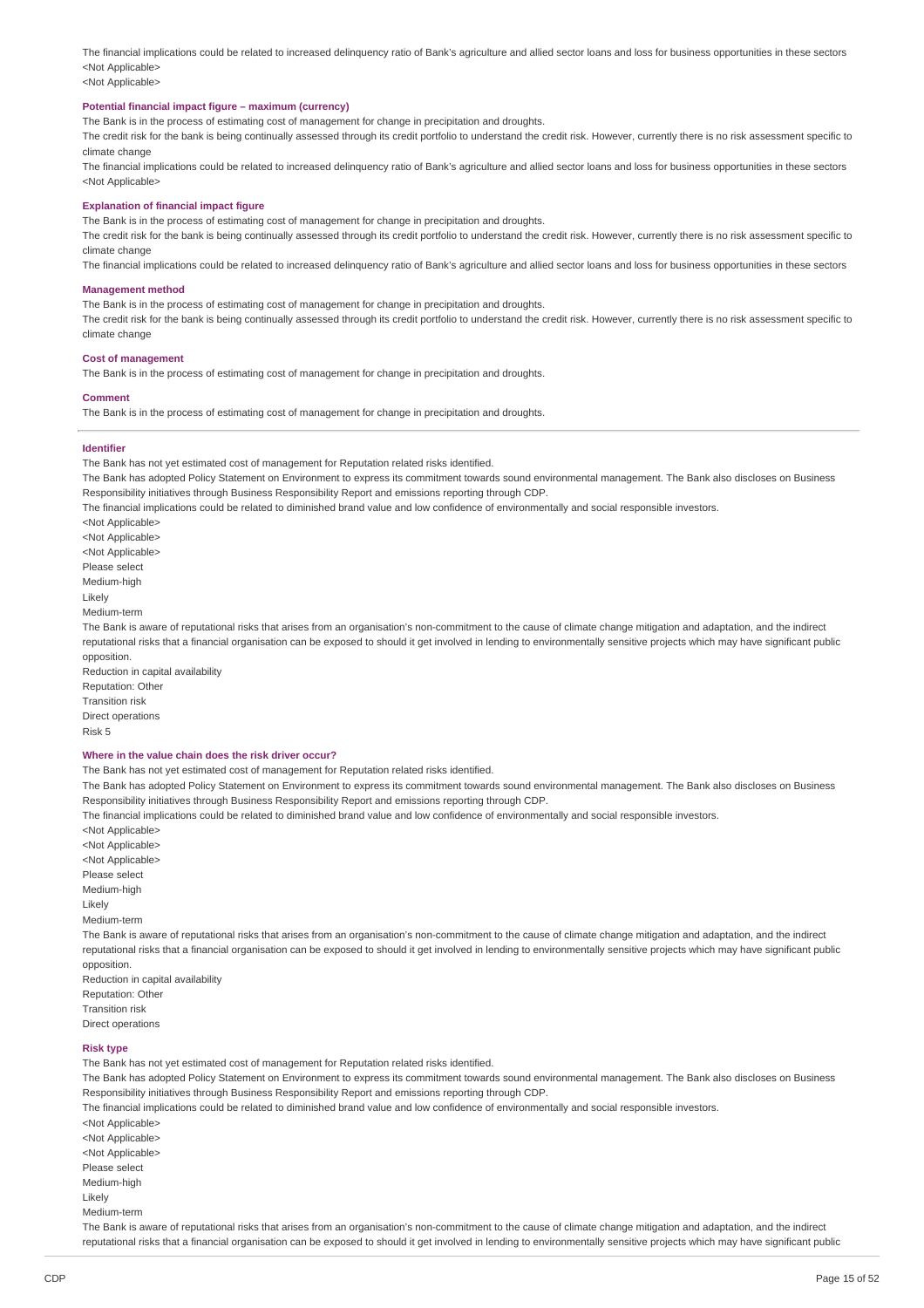The financial implications could be related to increased delinquency ratio of Bank's agriculture and allied sector loans and loss for business opportunities in these sectors
<Not Applicable>
<Not Applicable>

**Potential financial impact figure – maximum (currency)**

The Bank is in the process of estimating cost of management for change in precipitation and droughts.
The credit risk for the bank is being continually assessed through its credit portfolio to understand the credit risk. However, currently there is no risk assessment specific to climate change
The financial implications could be related to increased delinquency ratio of Bank's agriculture and allied sector loans and loss for business opportunities in these sectors
<Not Applicable>

**Explanation of financial impact figure**

The Bank is in the process of estimating cost of management for change in precipitation and droughts.
The credit risk for the bank is being continually assessed through its credit portfolio to understand the credit risk. However, currently there is no risk assessment specific to climate change
The financial implications could be related to increased delinquency ratio of Bank's agriculture and allied sector loans and loss for business opportunities in these sectors

**Management method**

The Bank is in the process of estimating cost of management for change in precipitation and droughts.
The credit risk for the bank is being continually assessed through its credit portfolio to understand the credit risk. However, currently there is no risk assessment specific to climate change

**Cost of management**

The Bank is in the process of estimating cost of management for change in precipitation and droughts.

**Comment**

The Bank is in the process of estimating cost of management for change in precipitation and droughts.

---

**Identifier**

The Bank has not yet estimated cost of management for Reputation related risks identified.
The Bank has adopted Policy Statement on Environment to express its commitment towards sound environmental management. The Bank also discloses on Business Responsibility initiatives through Business Responsibility Report and emissions reporting through CDP.
The financial implications could be related to diminished brand value and low confidence of environmentally and social responsible investors.
<Not Applicable>
<Not Applicable>
<Not Applicable>
Please select
Medium-high
Likely
Medium-term
The Bank is aware of reputational risks that arises from an organisation's non-commitment to the cause of climate change mitigation and adaptation, and the indirect reputational risks that a financial organisation can be exposed to should it get involved in lending to environmentally sensitive projects which may have significant public opposition.
Reduction in capital availability
Reputation: Other
Transition risk
Direct operations
Risk 5

**Where in the value chain does the risk driver occur?**

The Bank has not yet estimated cost of management for Reputation related risks identified.
The Bank has adopted Policy Statement on Environment to express its commitment towards sound environmental management. The Bank also discloses on Business Responsibility initiatives through Business Responsibility Report and emissions reporting through CDP.
The financial implications could be related to diminished brand value and low confidence of environmentally and social responsible investors.
<Not Applicable>
<Not Applicable>
<Not Applicable>
Please select
Medium-high
Likely
Medium-term
The Bank is aware of reputational risks that arises from an organisation's non-commitment to the cause of climate change mitigation and adaptation, and the indirect reputational risks that a financial organisation can be exposed to should it get involved in lending to environmentally sensitive projects which may have significant public opposition.
Reduction in capital availability
Reputation: Other
Transition risk
Direct operations

**Risk type**

The Bank has not yet estimated cost of management for Reputation related risks identified.
The Bank has adopted Policy Statement on Environment to express its commitment towards sound environmental management. The Bank also discloses on Business Responsibility initiatives through Business Responsibility Report and emissions reporting through CDP.
The financial implications could be related to diminished brand value and low confidence of environmentally and social responsible investors.
<Not Applicable>
<Not Applicable>
<Not Applicable>
Please select
Medium-high
Likely
Medium-term
The Bank is aware of reputational risks that arises from an organisation's non-commitment to the cause of climate change mitigation and adaptation, and the indirect reputational risks that a financial organisation can be exposed to should it get involved in lending to environmentally sensitive projects which may have significant public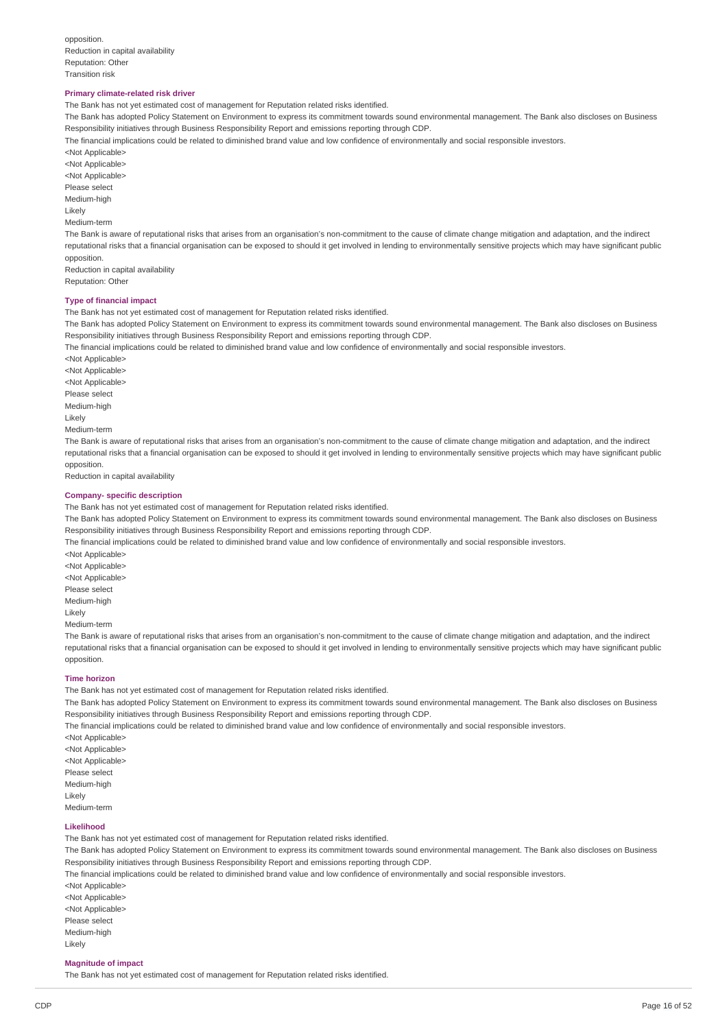opposition.
Reduction in capital availability
Reputation: Other
Transition risk

**Primary climate-related risk driver**

The Bank has not yet estimated cost of management for Reputation related risks identified.

The Bank has adopted Policy Statement on Environment to express its commitment towards sound environmental management. The Bank also discloses on Business Responsibility initiatives through Business Responsibility Report and emissions reporting through CDP.

The financial implications could be related to diminished brand value and low confidence of environmentally and social responsible investors.

<Not Applicable>
<Not Applicable>
<Not Applicable>
Please select
Medium-high
Likely
Medium-term

The Bank is aware of reputational risks that arises from an organisation's non-commitment to the cause of climate change mitigation and adaptation, and the indirect reputational risks that a financial organisation can be exposed to should it get involved in lending to environmentally sensitive projects which may have significant public opposition.

Reduction in capital availability
Reputation: Other

**Type of financial impact**

The Bank has not yet estimated cost of management for Reputation related risks identified.

The Bank has adopted Policy Statement on Environment to express its commitment towards sound environmental management. The Bank also discloses on Business Responsibility initiatives through Business Responsibility Report and emissions reporting through CDP.

The financial implications could be related to diminished brand value and low confidence of environmentally and social responsible investors.

<Not Applicable>
<Not Applicable>
<Not Applicable>
Please select
Medium-high
Likely
Medium-term

The Bank is aware of reputational risks that arises from an organisation's non-commitment to the cause of climate change mitigation and adaptation, and the indirect reputational risks that a financial organisation can be exposed to should it get involved in lending to environmentally sensitive projects which may have significant public opposition.

Reduction in capital availability

**Company- specific description**

The Bank has not yet estimated cost of management for Reputation related risks identified.

The Bank has adopted Policy Statement on Environment to express its commitment towards sound environmental management. The Bank also discloses on Business Responsibility initiatives through Business Responsibility Report and emissions reporting through CDP.

The financial implications could be related to diminished brand value and low confidence of environmentally and social responsible investors.

<Not Applicable>
<Not Applicable>
<Not Applicable>
Please select
Medium-high
Likely
Medium-term

The Bank is aware of reputational risks that arises from an organisation's non-commitment to the cause of climate change mitigation and adaptation, and the indirect reputational risks that a financial organisation can be exposed to should it get involved in lending to environmentally sensitive projects which may have significant public opposition.

**Time horizon**

The Bank has not yet estimated cost of management for Reputation related risks identified.

The Bank has adopted Policy Statement on Environment to express its commitment towards sound environmental management. The Bank also discloses on Business Responsibility initiatives through Business Responsibility Report and emissions reporting through CDP.

The financial implications could be related to diminished brand value and low confidence of environmentally and social responsible investors.

<Not Applicable>
<Not Applicable>
<Not Applicable>
Please select
Medium-high
Likely
Medium-term

**Likelihood**

The Bank has not yet estimated cost of management for Reputation related risks identified.

The Bank has adopted Policy Statement on Environment to express its commitment towards sound environmental management. The Bank also discloses on Business Responsibility initiatives through Business Responsibility Report and emissions reporting through CDP.

The financial implications could be related to diminished brand value and low confidence of environmentally and social responsible investors.

<Not Applicable>
<Not Applicable>
<Not Applicable>
Please select
Medium-high
Likely

**Magnitude of impact**

The Bank has not yet estimated cost of management for Reputation related risks identified.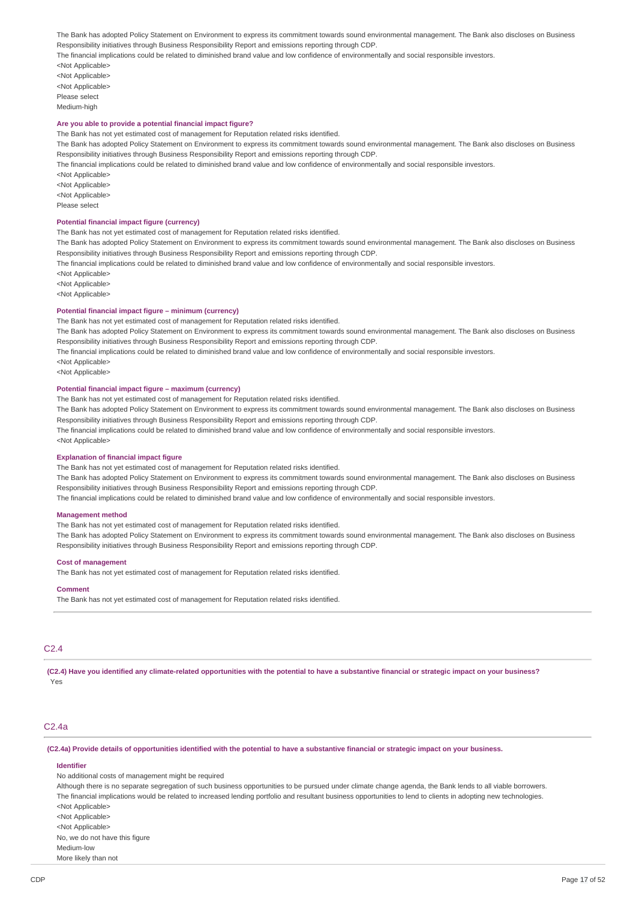The Bank has adopted Policy Statement on Environment to express its commitment towards sound environmental management. The Bank also discloses on Business Responsibility initiatives through Business Responsibility Report and emissions reporting through CDP.
The financial implications could be related to diminished brand value and low confidence of environmentally and social responsible investors.
<Not Applicable>
<Not Applicable>
<Not Applicable>
Please select
Medium-high

**Are you able to provide a potential financial impact figure?**
The Bank has not yet estimated cost of management for Reputation related risks identified.
The Bank has adopted Policy Statement on Environment to express its commitment towards sound environmental management. The Bank also discloses on Business Responsibility initiatives through Business Responsibility Report and emissions reporting through CDP.
The financial implications could be related to diminished brand value and low confidence of environmentally and social responsible investors.
<Not Applicable>
<Not Applicable>
<Not Applicable>
Please select

**Potential financial impact figure (currency)**
The Bank has not yet estimated cost of management for Reputation related risks identified.
The Bank has adopted Policy Statement on Environment to express its commitment towards sound environmental management. The Bank also discloses on Business Responsibility initiatives through Business Responsibility Report and emissions reporting through CDP.
The financial implications could be related to diminished brand value and low confidence of environmentally and social responsible investors.
<Not Applicable>
<Not Applicable>
<Not Applicable>

**Potential financial impact figure – minimum (currency)**
The Bank has not yet estimated cost of management for Reputation related risks identified.
The Bank has adopted Policy Statement on Environment to express its commitment towards sound environmental management. The Bank also discloses on Business Responsibility initiatives through Business Responsibility Report and emissions reporting through CDP.
The financial implications could be related to diminished brand value and low confidence of environmentally and social responsible investors.
<Not Applicable>
<Not Applicable>

**Potential financial impact figure – maximum (currency)**
The Bank has not yet estimated cost of management for Reputation related risks identified.
The Bank has adopted Policy Statement on Environment to express its commitment towards sound environmental management. The Bank also discloses on Business Responsibility initiatives through Business Responsibility Report and emissions reporting through CDP.
The financial implications could be related to diminished brand value and low confidence of environmentally and social responsible investors.
<Not Applicable>

**Explanation of financial impact figure**
The Bank has not yet estimated cost of management for Reputation related risks identified.
The Bank has adopted Policy Statement on Environment to express its commitment towards sound environmental management. The Bank also discloses on Business Responsibility initiatives through Business Responsibility Report and emissions reporting through CDP.
The financial implications could be related to diminished brand value and low confidence of environmentally and social responsible investors.

**Management method**
The Bank has not yet estimated cost of management for Reputation related risks identified.
The Bank has adopted Policy Statement on Environment to express its commitment towards sound environmental management. The Bank also discloses on Business Responsibility initiatives through Business Responsibility Report and emissions reporting through CDP.

**Cost of management**
The Bank has not yet estimated cost of management for Reputation related risks identified.

**Comment**
The Bank has not yet estimated cost of management for Reputation related risks identified.

## C2.4

**(C2.4) Have you identified any climate-related opportunities with the potential to have a substantive financial or strategic impact on your business?**
Yes

## C2.4a

**(C2.4a) Provide details of opportunities identified with the potential to have a substantive financial or strategic impact on your business.**

**Identifier**
No additional costs of management might be required
Although there is no separate segregation of such business opportunities to be pursued under climate change agenda, the Bank lends to all viable borrowers.
The financial implications would be related to increased lending portfolio and resultant business opportunities to lend to clients in adopting new technologies.
<Not Applicable>
<Not Applicable>
<Not Applicable>
No, we do not have this figure
Medium-low
More likely than not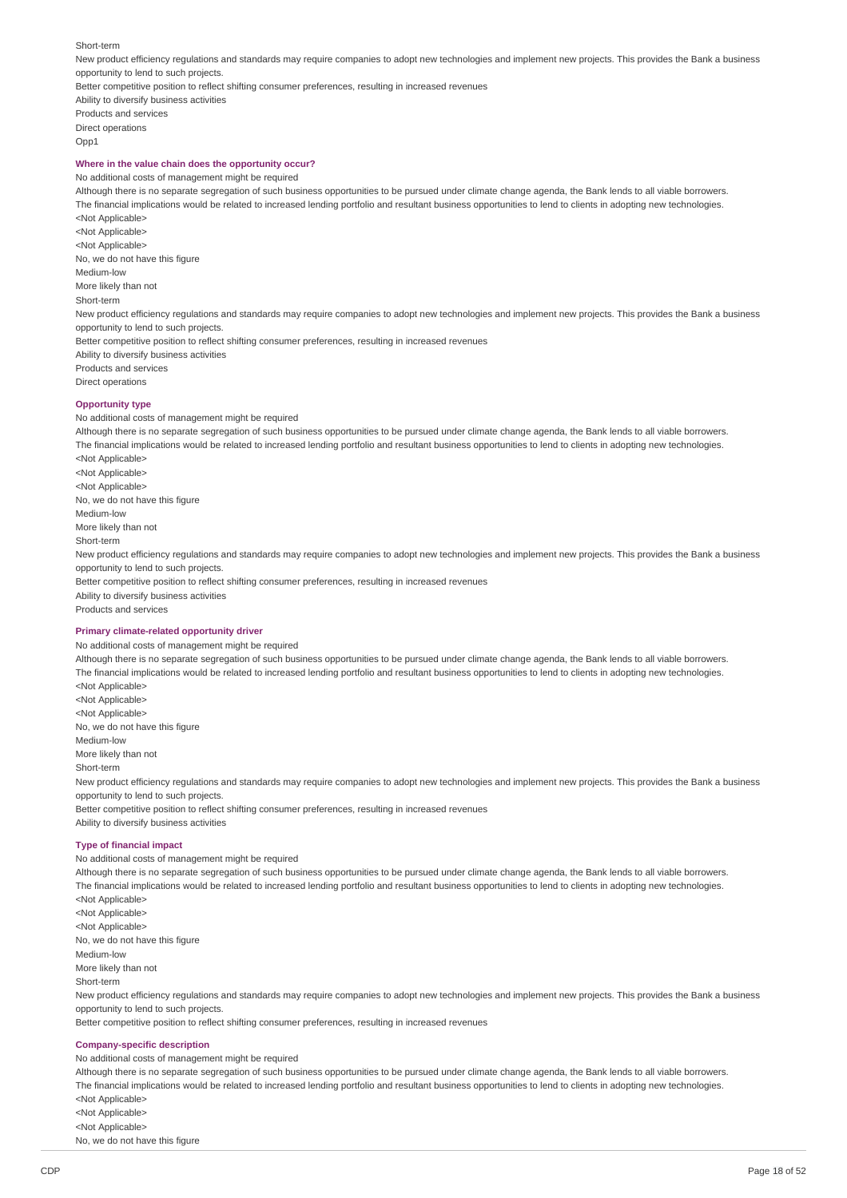Short-term

New product efficiency regulations and standards may require companies to adopt new technologies and implement new projects. This provides the Bank a business opportunity to lend to such projects.

Better competitive position to reflect shifting consumer preferences, resulting in increased revenues

Ability to diversify business activities

Products and services

Direct operations

Opp1

**Where in the value chain does the opportunity occur?**

No additional costs of management might be required

Although there is no separate segregation of such business opportunities to be pursued under climate change agenda, the Bank lends to all viable borrowers.

The financial implications would be related to increased lending portfolio and resultant business opportunities to lend to clients in adopting new technologies.

<Not Applicable>

<Not Applicable>

<Not Applicable>

No, we do not have this figure

Medium-low

More likely than not

Short-term

New product efficiency regulations and standards may require companies to adopt new technologies and implement new projects. This provides the Bank a business opportunity to lend to such projects.

Better competitive position to reflect shifting consumer preferences, resulting in increased revenues

Ability to diversify business activities

Products and services

Direct operations

**Opportunity type**

No additional costs of management might be required

Although there is no separate segregation of such business opportunities to be pursued under climate change agenda, the Bank lends to all viable borrowers.

The financial implications would be related to increased lending portfolio and resultant business opportunities to lend to clients in adopting new technologies.

<Not Applicable>

<Not Applicable>

<Not Applicable>

No, we do not have this figure

Medium-low

More likely than not

Short-term

New product efficiency regulations and standards may require companies to adopt new technologies and implement new projects. This provides the Bank a business opportunity to lend to such projects.

Better competitive position to reflect shifting consumer preferences, resulting in increased revenues

Ability to diversify business activities

Products and services

**Primary climate-related opportunity driver**

No additional costs of management might be required

Although there is no separate segregation of such business opportunities to be pursued under climate change agenda, the Bank lends to all viable borrowers.

The financial implications would be related to increased lending portfolio and resultant business opportunities to lend to clients in adopting new technologies.

<Not Applicable>

<Not Applicable>

<Not Applicable>

No, we do not have this figure

Medium-low

More likely than not

Short-term

New product efficiency regulations and standards may require companies to adopt new technologies and implement new projects. This provides the Bank a business opportunity to lend to such projects.

Better competitive position to reflect shifting consumer preferences, resulting in increased revenues

Ability to diversify business activities

**Type of financial impact**

No additional costs of management might be required

Although there is no separate segregation of such business opportunities to be pursued under climate change agenda, the Bank lends to all viable borrowers.

The financial implications would be related to increased lending portfolio and resultant business opportunities to lend to clients in adopting new technologies.

<Not Applicable>

<Not Applicable>

<Not Applicable>

No, we do not have this figure

Medium-low

More likely than not

Short-term

New product efficiency regulations and standards may require companies to adopt new technologies and implement new projects. This provides the Bank a business opportunity to lend to such projects.

Better competitive position to reflect shifting consumer preferences, resulting in increased revenues

**Company-specific description**

No additional costs of management might be required

Although there is no separate segregation of such business opportunities to be pursued under climate change agenda, the Bank lends to all viable borrowers.

The financial implications would be related to increased lending portfolio and resultant business opportunities to lend to clients in adopting new technologies.

<Not Applicable>

<Not Applicable>

<Not Applicable>

No, we do not have this figure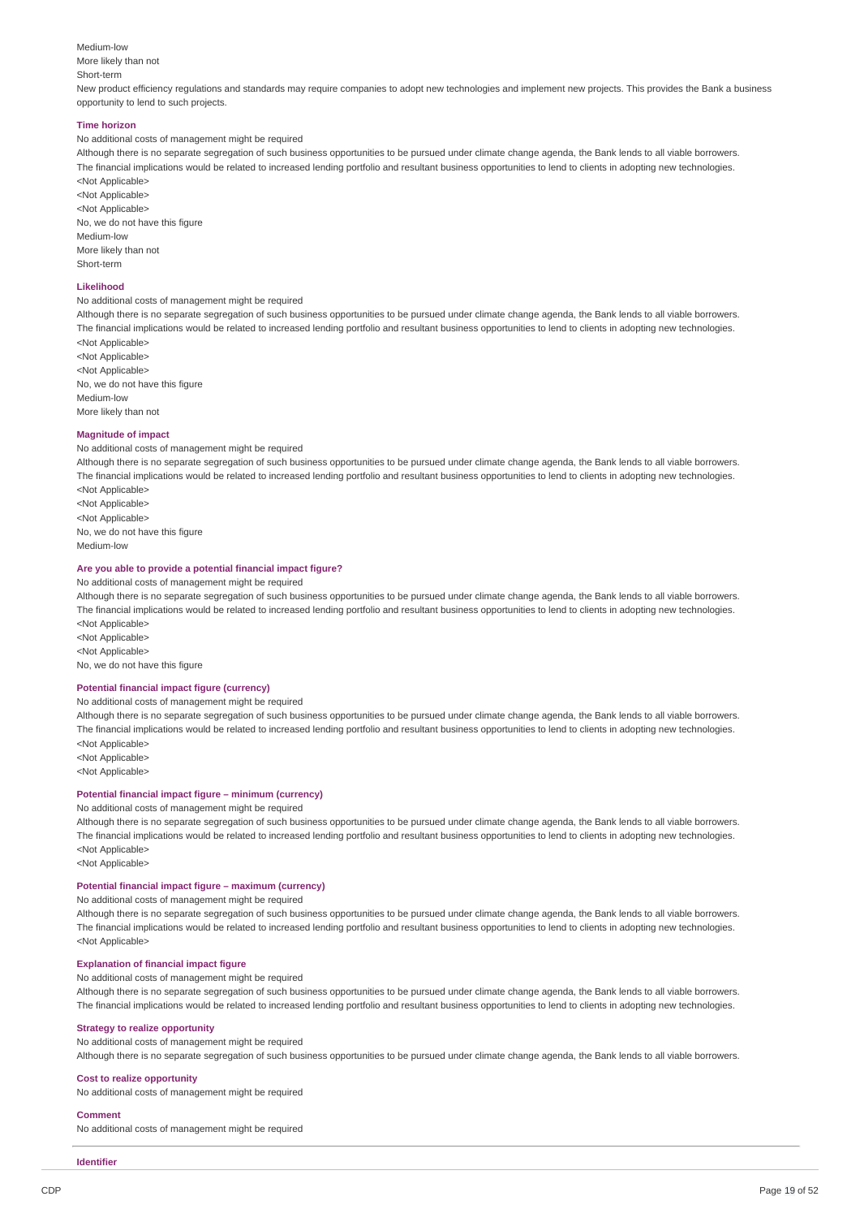Medium-low
More likely than not
Short-term
New product efficiency regulations and standards may require companies to adopt new technologies and implement new projects. This provides the Bank a business opportunity to lend to such projects.

#### Time horizon

No additional costs of management might be required
Although there is no separate segregation of such business opportunities to be pursued under climate change agenda, the Bank lends to all viable borrowers.
The financial implications would be related to increased lending portfolio and resultant business opportunities to lend to clients in adopting new technologies.
<Not Applicable>
<Not Applicable>
<Not Applicable>
No, we do not have this figure
Medium-low
More likely than not
Short-term

#### Likelihood

No additional costs of management might be required
Although there is no separate segregation of such business opportunities to be pursued under climate change agenda, the Bank lends to all viable borrowers.
The financial implications would be related to increased lending portfolio and resultant business opportunities to lend to clients in adopting new technologies.
<Not Applicable>
<Not Applicable>
<Not Applicable>
No, we do not have this figure
Medium-low
More likely than not

#### Magnitude of impact

No additional costs of management might be required
Although there is no separate segregation of such business opportunities to be pursued under climate change agenda, the Bank lends to all viable borrowers.
The financial implications would be related to increased lending portfolio and resultant business opportunities to lend to clients in adopting new technologies.
<Not Applicable>
<Not Applicable>
<Not Applicable>
No, we do not have this figure
Medium-low

#### Are you able to provide a potential financial impact figure?

No additional costs of management might be required
Although there is no separate segregation of such business opportunities to be pursued under climate change agenda, the Bank lends to all viable borrowers.
The financial implications would be related to increased lending portfolio and resultant business opportunities to lend to clients in adopting new technologies.
<Not Applicable>
<Not Applicable>
<Not Applicable>
No, we do not have this figure

#### Potential financial impact figure (currency)

No additional costs of management might be required
Although there is no separate segregation of such business opportunities to be pursued under climate change agenda, the Bank lends to all viable borrowers.
The financial implications would be related to increased lending portfolio and resultant business opportunities to lend to clients in adopting new technologies.
<Not Applicable>
<Not Applicable>
<Not Applicable>

#### Potential financial impact figure – minimum (currency)

No additional costs of management might be required
Although there is no separate segregation of such business opportunities to be pursued under climate change agenda, the Bank lends to all viable borrowers.
The financial implications would be related to increased lending portfolio and resultant business opportunities to lend to clients in adopting new technologies.
<Not Applicable>
<Not Applicable>

#### Potential financial impact figure – maximum (currency)

No additional costs of management might be required
Although there is no separate segregation of such business opportunities to be pursued under climate change agenda, the Bank lends to all viable borrowers.
The financial implications would be related to increased lending portfolio and resultant business opportunities to lend to clients in adopting new technologies.
<Not Applicable>

#### Explanation of financial impact figure

No additional costs of management might be required
Although there is no separate segregation of such business opportunities to be pursued under climate change agenda, the Bank lends to all viable borrowers.
The financial implications would be related to increased lending portfolio and resultant business opportunities to lend to clients in adopting new technologies.

#### Strategy to realize opportunity

No additional costs of management might be required
Although there is no separate segregation of such business opportunities to be pursued under climate change agenda, the Bank lends to all viable borrowers.

#### Cost to realize opportunity

No additional costs of management might be required

#### Comment

No additional costs of management might be required

---

#### Identifier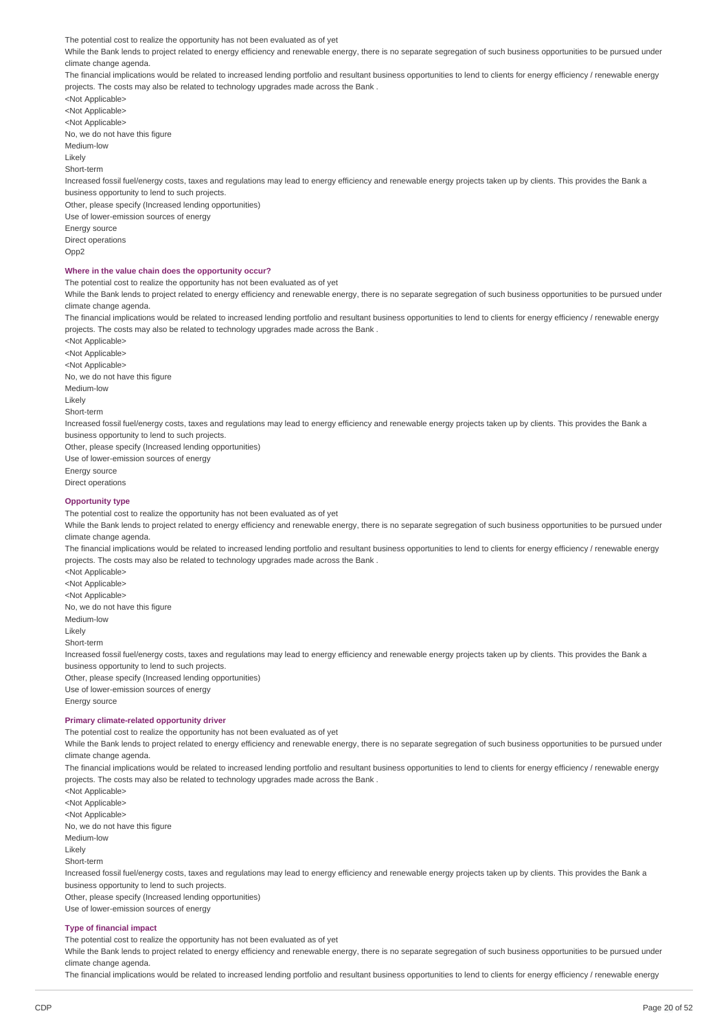The potential cost to realize the opportunity has not been evaluated as of yet

While the Bank lends to project related to energy efficiency and renewable energy, there is no separate segregation of such business opportunities to be pursued under climate change agenda.

The financial implications would be related to increased lending portfolio and resultant business opportunities to lend to clients for energy efficiency / renewable energy projects. The costs may also be related to technology upgrades made across the Bank .

<Not Applicable>

<Not Applicable>

<Not Applicable>

No, we do not have this figure

Medium-low

Likely

Short-term

Increased fossil fuel/energy costs, taxes and regulations may lead to energy efficiency and renewable energy projects taken up by clients. This provides the Bank a business opportunity to lend to such projects.

Other, please specify (Increased lending opportunities)

Use of lower-emission sources of energy

Energy source

Direct operations

Opp2

### Where in the value chain does the opportunity occur?

The potential cost to realize the opportunity has not been evaluated as of yet

While the Bank lends to project related to energy efficiency and renewable energy, there is no separate segregation of such business opportunities to be pursued under climate change agenda.

The financial implications would be related to increased lending portfolio and resultant business opportunities to lend to clients for energy efficiency / renewable energy projects. The costs may also be related to technology upgrades made across the Bank .

<Not Applicable>

<Not Applicable>

<Not Applicable>

No, we do not have this figure

Medium-low

Likely

Short-term

Increased fossil fuel/energy costs, taxes and regulations may lead to energy efficiency and renewable energy projects taken up by clients. This provides the Bank a business opportunity to lend to such projects.

Other, please specify (Increased lending opportunities)

Use of lower-emission sources of energy

Energy source

Direct operations

### Opportunity type

The potential cost to realize the opportunity has not been evaluated as of yet

While the Bank lends to project related to energy efficiency and renewable energy, there is no separate segregation of such business opportunities to be pursued under climate change agenda.

The financial implications would be related to increased lending portfolio and resultant business opportunities to lend to clients for energy efficiency / renewable energy projects. The costs may also be related to technology upgrades made across the Bank .

<Not Applicable>

<Not Applicable>

<Not Applicable>

No, we do not have this figure

Medium-low

Likely

Short-term

Increased fossil fuel/energy costs, taxes and regulations may lead to energy efficiency and renewable energy projects taken up by clients. This provides the Bank a business opportunity to lend to such projects.

Other, please specify (Increased lending opportunities)

Use of lower-emission sources of energy

Energy source

### Primary climate-related opportunity driver

The potential cost to realize the opportunity has not been evaluated as of yet

While the Bank lends to project related to energy efficiency and renewable energy, there is no separate segregation of such business opportunities to be pursued under climate change agenda.

The financial implications would be related to increased lending portfolio and resultant business opportunities to lend to clients for energy efficiency / renewable energy projects. The costs may also be related to technology upgrades made across the Bank .

<Not Applicable>

<Not Applicable>

<Not Applicable>

No, we do not have this figure

Medium-low

Likely

Short-term

Increased fossil fuel/energy costs, taxes and regulations may lead to energy efficiency and renewable energy projects taken up by clients. This provides the Bank a business opportunity to lend to such projects.

Other, please specify (Increased lending opportunities)

Use of lower-emission sources of energy

### Type of financial impact

The potential cost to realize the opportunity has not been evaluated as of yet

While the Bank lends to project related to energy efficiency and renewable energy, there is no separate segregation of such business opportunities to be pursued under climate change agenda.

The financial implications would be related to increased lending portfolio and resultant business opportunities to lend to clients for energy efficiency / renewable energy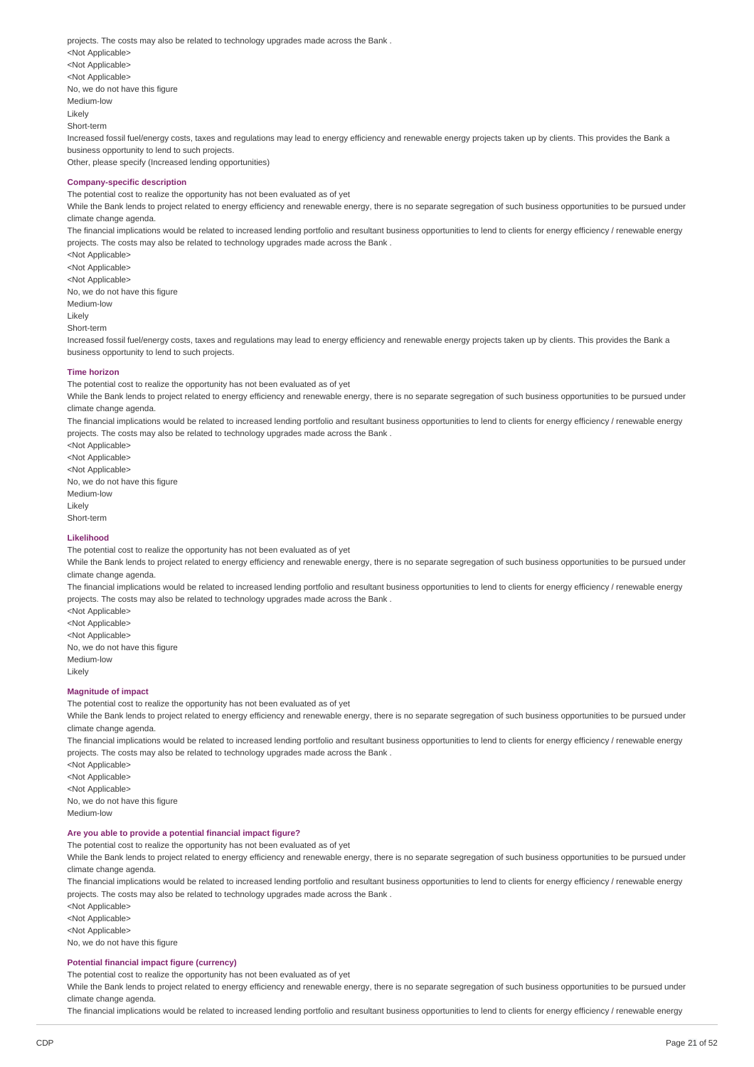projects. The costs may also be related to technology upgrades made across the Bank .
<Not Applicable>
<Not Applicable>
<Not Applicable>
No, we do not have this figure
Medium-low
Likely
Short-term
Increased fossil fuel/energy costs, taxes and regulations may lead to energy efficiency and renewable energy projects taken up by clients. This provides the Bank a business opportunity to lend to such projects.
Other, please specify (Increased lending opportunities)

**Company-specific description**

The potential cost to realize the opportunity has not been evaluated as of yet
While the Bank lends to project related to energy efficiency and renewable energy, there is no separate segregation of such business opportunities to be pursued under climate change agenda.
The financial implications would be related to increased lending portfolio and resultant business opportunities to lend to clients for energy efficiency / renewable energy projects. The costs may also be related to technology upgrades made across the Bank .
<Not Applicable>
<Not Applicable>
<Not Applicable>
No, we do not have this figure
Medium-low
Likely
Short-term
Increased fossil fuel/energy costs, taxes and regulations may lead to energy efficiency and renewable energy projects taken up by clients. This provides the Bank a business opportunity to lend to such projects.

**Time horizon**

The potential cost to realize the opportunity has not been evaluated as of yet
While the Bank lends to project related to energy efficiency and renewable energy, there is no separate segregation of such business opportunities to be pursued under climate change agenda.
The financial implications would be related to increased lending portfolio and resultant business opportunities to lend to clients for energy efficiency / renewable energy projects. The costs may also be related to technology upgrades made across the Bank .
<Not Applicable>
<Not Applicable>
<Not Applicable>
No, we do not have this figure
Medium-low
Likely
Short-term

**Likelihood**

The potential cost to realize the opportunity has not been evaluated as of yet
While the Bank lends to project related to energy efficiency and renewable energy, there is no separate segregation of such business opportunities to be pursued under climate change agenda.
The financial implications would be related to increased lending portfolio and resultant business opportunities to lend to clients for energy efficiency / renewable energy projects. The costs may also be related to technology upgrades made across the Bank .
<Not Applicable>
<Not Applicable>
<Not Applicable>
No, we do not have this figure
Medium-low
Likely

**Magnitude of impact**

The potential cost to realize the opportunity has not been evaluated as of yet
While the Bank lends to project related to energy efficiency and renewable energy, there is no separate segregation of such business opportunities to be pursued under climate change agenda.
The financial implications would be related to increased lending portfolio and resultant business opportunities to lend to clients for energy efficiency / renewable energy projects. The costs may also be related to technology upgrades made across the Bank .
<Not Applicable>
<Not Applicable>
<Not Applicable>
No, we do not have this figure
Medium-low

**Are you able to provide a potential financial impact figure?**

The potential cost to realize the opportunity has not been evaluated as of yet
While the Bank lends to project related to energy efficiency and renewable energy, there is no separate segregation of such business opportunities to be pursued under climate change agenda.
The financial implications would be related to increased lending portfolio and resultant business opportunities to lend to clients for energy efficiency / renewable energy projects. The costs may also be related to technology upgrades made across the Bank .
<Not Applicable>
<Not Applicable>
<Not Applicable>
No, we do not have this figure

**Potential financial impact figure (currency)**

The potential cost to realize the opportunity has not been evaluated as of yet
While the Bank lends to project related to energy efficiency and renewable energy, there is no separate segregation of such business opportunities to be pursued under climate change agenda.
The financial implications would be related to increased lending portfolio and resultant business opportunities to lend to clients for energy efficiency / renewable energy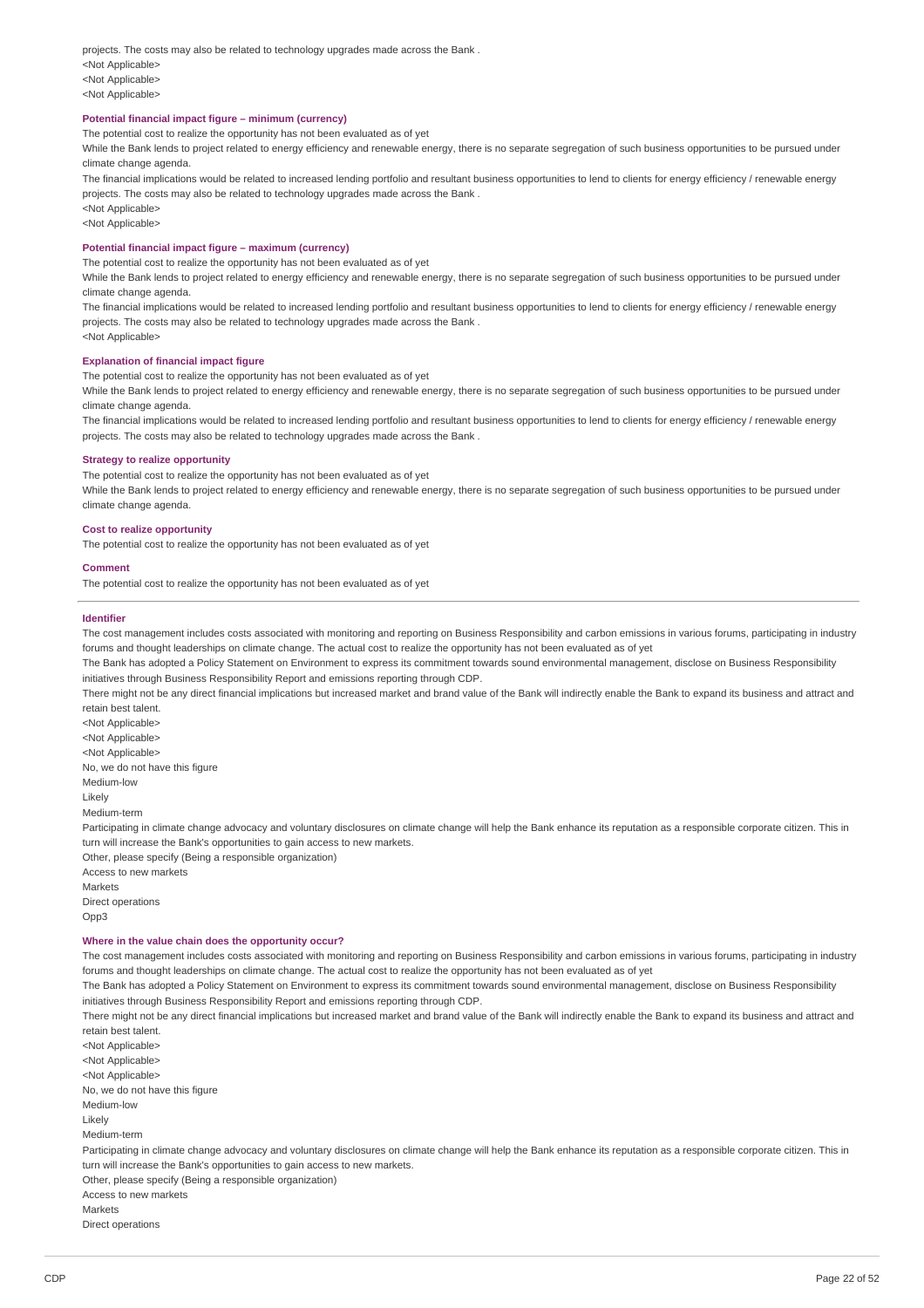projects. The costs may also be related to technology upgrades made across the Bank .
<Not Applicable>
<Not Applicable>
<Not Applicable>

**Potential financial impact figure – minimum (currency)**

The potential cost to realize the opportunity has not been evaluated as of yet

While the Bank lends to project related to energy efficiency and renewable energy, there is no separate segregation of such business opportunities to be pursued under climate change agenda.

The financial implications would be related to increased lending portfolio and resultant business opportunities to lend to clients for energy efficiency / renewable energy projects. The costs may also be related to technology upgrades made across the Bank .

<Not Applicable>
<Not Applicable>

**Potential financial impact figure – maximum (currency)**

The potential cost to realize the opportunity has not been evaluated as of yet

While the Bank lends to project related to energy efficiency and renewable energy, there is no separate segregation of such business opportunities to be pursued under climate change agenda.

The financial implications would be related to increased lending portfolio and resultant business opportunities to lend to clients for energy efficiency / renewable energy projects. The costs may also be related to technology upgrades made across the Bank .

<Not Applicable>

**Explanation of financial impact figure**

The potential cost to realize the opportunity has not been evaluated as of yet

While the Bank lends to project related to energy efficiency and renewable energy, there is no separate segregation of such business opportunities to be pursued under climate change agenda.

The financial implications would be related to increased lending portfolio and resultant business opportunities to lend to clients for energy efficiency / renewable energy projects. The costs may also be related to technology upgrades made across the Bank .

**Strategy to realize opportunity**

The potential cost to realize the opportunity has not been evaluated as of yet

While the Bank lends to project related to energy efficiency and renewable energy, there is no separate segregation of such business opportunities to be pursued under climate change agenda.

**Cost to realize opportunity**

The potential cost to realize the opportunity has not been evaluated as of yet

**Comment**

The potential cost to realize the opportunity has not been evaluated as of yet

---

**Identifier**

The cost management includes costs associated with monitoring and reporting on Business Responsibility and carbon emissions in various forums, participating in industry forums and thought leaderships on climate change. The actual cost to realize the opportunity has not been evaluated as of yet

The Bank has adopted a Policy Statement on Environment to express its commitment towards sound environmental management, disclose on Business Responsibility initiatives through Business Responsibility Report and emissions reporting through CDP.

There might not be any direct financial implications but increased market and brand value of the Bank will indirectly enable the Bank to expand its business and attract and retain best talent.

<Not Applicable>
<Not Applicable>
<Not Applicable>
No, we do not have this figure
Medium-low
Likely
Medium-term

Participating in climate change advocacy and voluntary disclosures on climate change will help the Bank enhance its reputation as a responsible corporate citizen. This in turn will increase the Bank's opportunities to gain access to new markets.

Other, please specify (Being a responsible organization)
Access to new markets
Markets
Direct operations
Opp3

**Where in the value chain does the opportunity occur?**

The cost management includes costs associated with monitoring and reporting on Business Responsibility and carbon emissions in various forums, participating in industry forums and thought leaderships on climate change. The actual cost to realize the opportunity has not been evaluated as of yet

The Bank has adopted a Policy Statement on Environment to express its commitment towards sound environmental management, disclose on Business Responsibility initiatives through Business Responsibility Report and emissions reporting through CDP.

There might not be any direct financial implications but increased market and brand value of the Bank will indirectly enable the Bank to expand its business and attract and retain best talent.

<Not Applicable>
<Not Applicable>
<Not Applicable>
No, we do not have this figure
Medium-low
Likely
Medium-term

Participating in climate change advocacy and voluntary disclosures on climate change will help the Bank enhance its reputation as a responsible corporate citizen. This in turn will increase the Bank's opportunities to gain access to new markets.

Other, please specify (Being a responsible organization)
Access to new markets
Markets
Direct operations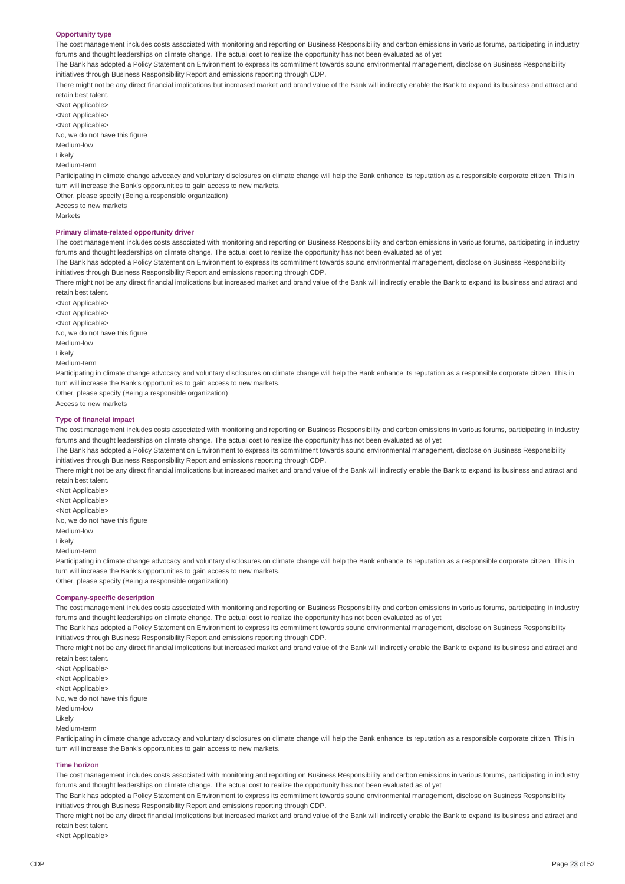#### Opportunity type

The cost management includes costs associated with monitoring and reporting on Business Responsibility and carbon emissions in various forums, participating in industry forums and thought leaderships on climate change. The actual cost to realize the opportunity has not been evaluated as of yet

The Bank has adopted a Policy Statement on Environment to express its commitment towards sound environmental management, disclose on Business Responsibility initiatives through Business Responsibility Report and emissions reporting through CDP.

There might not be any direct financial implications but increased market and brand value of the Bank will indirectly enable the Bank to expand its business and attract and retain best talent.

<Not Applicable>

<Not Applicable>

<Not Applicable>

No, we do not have this figure

Medium-low

Likely

Medium-term

Participating in climate change advocacy and voluntary disclosures on climate change will help the Bank enhance its reputation as a responsible corporate citizen. This in turn will increase the Bank's opportunities to gain access to new markets.

Other, please specify (Being a responsible organization)

Access to new markets

Markets

#### Primary climate-related opportunity driver

The cost management includes costs associated with monitoring and reporting on Business Responsibility and carbon emissions in various forums, participating in industry forums and thought leaderships on climate change. The actual cost to realize the opportunity has not been evaluated as of yet

The Bank has adopted a Policy Statement on Environment to express its commitment towards sound environmental management, disclose on Business Responsibility initiatives through Business Responsibility Report and emissions reporting through CDP.

There might not be any direct financial implications but increased market and brand value of the Bank will indirectly enable the Bank to expand its business and attract and retain best talent.

<Not Applicable>

<Not Applicable>

<Not Applicable>

No, we do not have this figure

Medium-low

Likely

Medium-term

Participating in climate change advocacy and voluntary disclosures on climate change will help the Bank enhance its reputation as a responsible corporate citizen. This in turn will increase the Bank's opportunities to gain access to new markets.

Other, please specify (Being a responsible organization)

Access to new markets

#### Type of financial impact

The cost management includes costs associated with monitoring and reporting on Business Responsibility and carbon emissions in various forums, participating in industry forums and thought leaderships on climate change. The actual cost to realize the opportunity has not been evaluated as of yet

The Bank has adopted a Policy Statement on Environment to express its commitment towards sound environmental management, disclose on Business Responsibility initiatives through Business Responsibility Report and emissions reporting through CDP.

There might not be any direct financial implications but increased market and brand value of the Bank will indirectly enable the Bank to expand its business and attract and retain best talent.

<Not Applicable>

<Not Applicable>

<Not Applicable>

No, we do not have this figure

Medium-low

Likely

Medium-term

Participating in climate change advocacy and voluntary disclosures on climate change will help the Bank enhance its reputation as a responsible corporate citizen. This in turn will increase the Bank's opportunities to gain access to new markets.

Other, please specify (Being a responsible organization)

#### Company-specific description

The cost management includes costs associated with monitoring and reporting on Business Responsibility and carbon emissions in various forums, participating in industry forums and thought leaderships on climate change. The actual cost to realize the opportunity has not been evaluated as of yet

The Bank has adopted a Policy Statement on Environment to express its commitment towards sound environmental management, disclose on Business Responsibility initiatives through Business Responsibility Report and emissions reporting through CDP.

There might not be any direct financial implications but increased market and brand value of the Bank will indirectly enable the Bank to expand its business and attract and retain best talent.

<Not Applicable>

<Not Applicable>

<Not Applicable>

No, we do not have this figure

Medium-low

Likely

Medium-term

Participating in climate change advocacy and voluntary disclosures on climate change will help the Bank enhance its reputation as a responsible corporate citizen. This in turn will increase the Bank's opportunities to gain access to new markets.

#### Time horizon

The cost management includes costs associated with monitoring and reporting on Business Responsibility and carbon emissions in various forums, participating in industry forums and thought leaderships on climate change. The actual cost to realize the opportunity has not been evaluated as of yet

The Bank has adopted a Policy Statement on Environment to express its commitment towards sound environmental management, disclose on Business Responsibility initiatives through Business Responsibility Report and emissions reporting through CDP.

There might not be any direct financial implications but increased market and brand value of the Bank will indirectly enable the Bank to expand its business and attract and retain best talent.

<Not Applicable>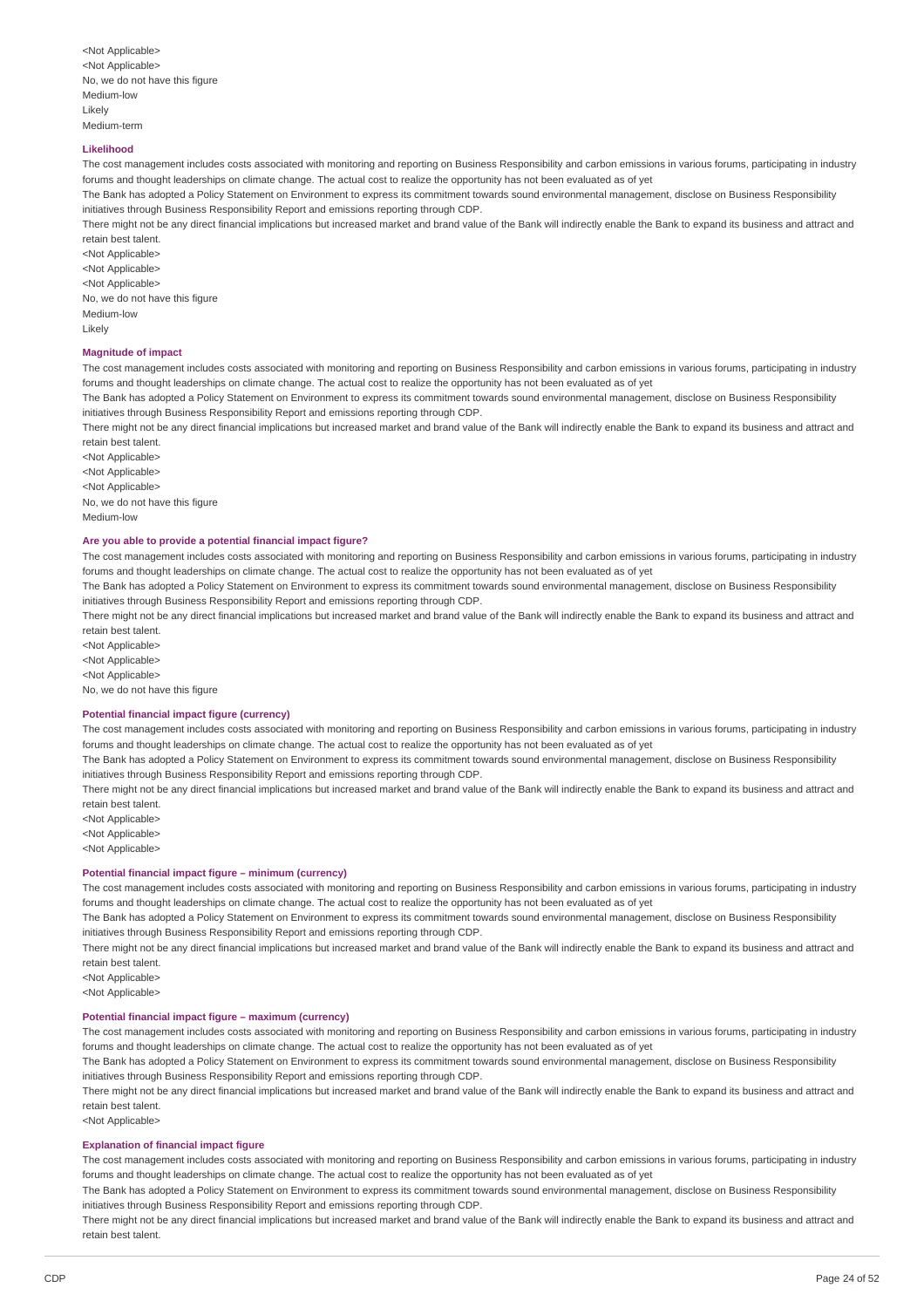<Not Applicable>
<Not Applicable>
No, we do not have this figure
Medium-low
Likely
Medium-term

**Likelihood**

The cost management includes costs associated with monitoring and reporting on Business Responsibility and carbon emissions in various forums, participating in industry forums and thought leaderships on climate change. The actual cost to realize the opportunity has not been evaluated as of yet
The Bank has adopted a Policy Statement on Environment to express its commitment towards sound environmental management, disclose on Business Responsibility initiatives through Business Responsibility Report and emissions reporting through CDP.
There might not be any direct financial implications but increased market and brand value of the Bank will indirectly enable the Bank to expand its business and attract and retain best talent.
<Not Applicable>
<Not Applicable>
<Not Applicable>
No, we do not have this figure
Medium-low
Likely

**Magnitude of impact**

The cost management includes costs associated with monitoring and reporting on Business Responsibility and carbon emissions in various forums, participating in industry forums and thought leaderships on climate change. The actual cost to realize the opportunity has not been evaluated as of yet
The Bank has adopted a Policy Statement on Environment to express its commitment towards sound environmental management, disclose on Business Responsibility initiatives through Business Responsibility Report and emissions reporting through CDP.
There might not be any direct financial implications but increased market and brand value of the Bank will indirectly enable the Bank to expand its business and attract and retain best talent.
<Not Applicable>
<Not Applicable>
<Not Applicable>
No, we do not have this figure
Medium-low

**Are you able to provide a potential financial impact figure?**

The cost management includes costs associated with monitoring and reporting on Business Responsibility and carbon emissions in various forums, participating in industry forums and thought leaderships on climate change. The actual cost to realize the opportunity has not been evaluated as of yet
The Bank has adopted a Policy Statement on Environment to express its commitment towards sound environmental management, disclose on Business Responsibility initiatives through Business Responsibility Report and emissions reporting through CDP.
There might not be any direct financial implications but increased market and brand value of the Bank will indirectly enable the Bank to expand its business and attract and retain best talent.
<Not Applicable>
<Not Applicable>
<Not Applicable>
No, we do not have this figure

**Potential financial impact figure (currency)**

The cost management includes costs associated with monitoring and reporting on Business Responsibility and carbon emissions in various forums, participating in industry forums and thought leaderships on climate change. The actual cost to realize the opportunity has not been evaluated as of yet
The Bank has adopted a Policy Statement on Environment to express its commitment towards sound environmental management, disclose on Business Responsibility initiatives through Business Responsibility Report and emissions reporting through CDP.
There might not be any direct financial implications but increased market and brand value of the Bank will indirectly enable the Bank to expand its business and attract and retain best talent.
<Not Applicable>
<Not Applicable>
<Not Applicable>

**Potential financial impact figure – minimum (currency)**

The cost management includes costs associated with monitoring and reporting on Business Responsibility and carbon emissions in various forums, participating in industry forums and thought leaderships on climate change. The actual cost to realize the opportunity has not been evaluated as of yet
The Bank has adopted a Policy Statement on Environment to express its commitment towards sound environmental management, disclose on Business Responsibility initiatives through Business Responsibility Report and emissions reporting through CDP.
There might not be any direct financial implications but increased market and brand value of the Bank will indirectly enable the Bank to expand its business and attract and retain best talent.
<Not Applicable>
<Not Applicable>

**Potential financial impact figure – maximum (currency)**

The cost management includes costs associated with monitoring and reporting on Business Responsibility and carbon emissions in various forums, participating in industry forums and thought leaderships on climate change. The actual cost to realize the opportunity has not been evaluated as of yet
The Bank has adopted a Policy Statement on Environment to express its commitment towards sound environmental management, disclose on Business Responsibility initiatives through Business Responsibility Report and emissions reporting through CDP.
There might not be any direct financial implications but increased market and brand value of the Bank will indirectly enable the Bank to expand its business and attract and retain best talent.
<Not Applicable>

**Explanation of financial impact figure**

The cost management includes costs associated with monitoring and reporting on Business Responsibility and carbon emissions in various forums, participating in industry forums and thought leaderships on climate change. The actual cost to realize the opportunity has not been evaluated as of yet
The Bank has adopted a Policy Statement on Environment to express its commitment towards sound environmental management, disclose on Business Responsibility initiatives through Business Responsibility Report and emissions reporting through CDP.
There might not be any direct financial implications but increased market and brand value of the Bank will indirectly enable the Bank to expand its business and attract and retain best talent.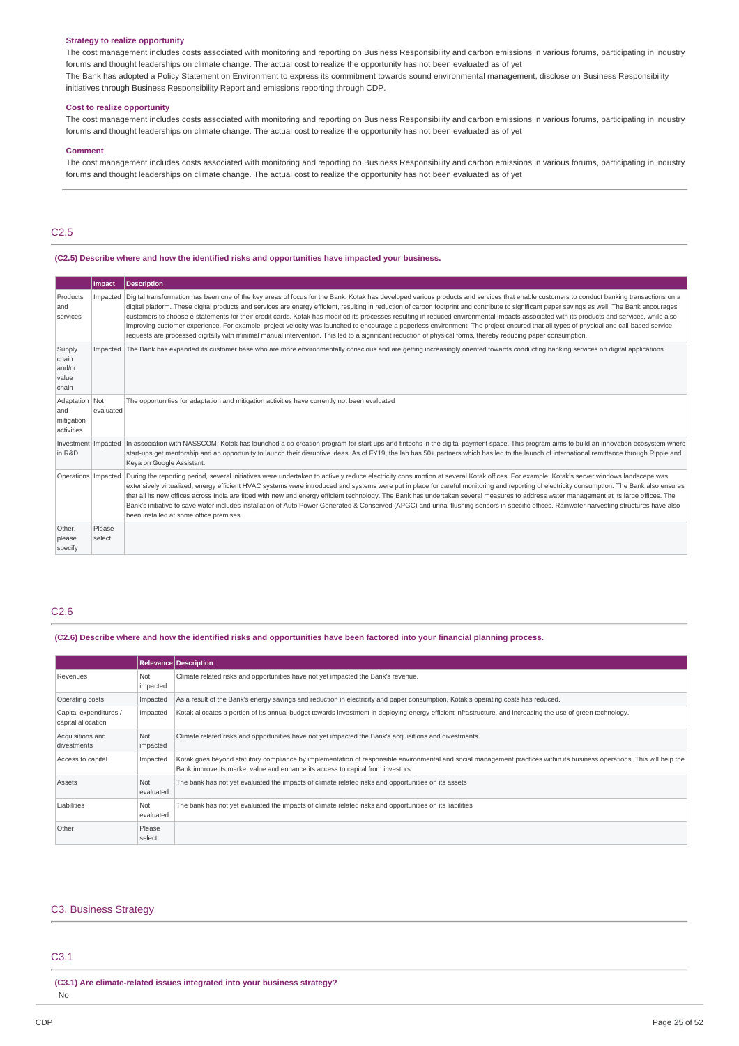**Strategy to realize opportunity**

The cost management includes costs associated with monitoring and reporting on Business Responsibility and carbon emissions in various forums, participating in industry forums and thought leaderships on climate change. The actual cost to realize the opportunity has not been evaluated as of yet

The Bank has adopted a Policy Statement on Environment to express its commitment towards sound environmental management, disclose on Business Responsibility initiatives through Business Responsibility Report and emissions reporting through CDP.

**Cost to realize opportunity**

The cost management includes costs associated with monitoring and reporting on Business Responsibility and carbon emissions in various forums, participating in industry forums and thought leaderships on climate change. The actual cost to realize the opportunity has not been evaluated as of yet

**Comment**

The cost management includes costs associated with monitoring and reporting on Business Responsibility and carbon emissions in various forums, participating in industry forums and thought leaderships on climate change. The actual cost to realize the opportunity has not been evaluated as of yet

## C2.5

**(C2.5) Describe where and how the identified risks and opportunities have impacted your business.**

| | Impact | Description |
|---|---|---|
| Products and services | Impacted | Digital transformation has been one of the key areas of focus for the Bank. Kotak has developed various products and services that enable customers to conduct banking transactions on a digital platform. These digital products and services are energy efficient, resulting in reduction of carbon footprint and contribute to significant paper savings as well. The Bank encourages customers to choose e-statements for their credit cards. Kotak has modified its processes resulting in reduced environmental impacts associated with its products and services, while also improving customer experience. For example, project velocity was launched to encourage a paperless environment. The project ensured that all types of physical and call-based service requests are processed digitally with minimal manual intervention. This led to a significant reduction of physical forms, thereby reducing paper consumption. |
| Supply chain and/or value chain | Impacted | The Bank has expanded its customer base who are more environmentally conscious and are getting increasingly oriented towards conducting banking services on digital applications. |
| Adaptation and mitigation activities | Not evaluated | The opportunities for adaptation and mitigation activities have currently not been evaluated |
| Investment in R&D | Impacted | In association with NASSCOM, Kotak has launched a co-creation program for start-ups and fintechs in the digital payment space. This program aims to build an innovation ecosystem where start-ups get mentorship and an opportunity to launch their disruptive ideas. As of FY19, the lab has 50+ partners which has led to the launch of international remittance through Ripple and Keya on Google Assistant. |
| Operations | Impacted | During the reporting period, several initiatives were undertaken to actively reduce electricity consumption at several Kotak offices. For example, Kotak's server windows landscape was extensively virtualized, energy efficient HVAC systems were introduced and systems were put in place for careful monitoring and reporting of electricity consumption. The Bank also ensures that all its new offices across India are fitted with new and energy efficient technology. The Bank has undertaken several measures to address water management at its large offices. The Bank's initiative to save water includes installation of Auto Power Generated & Conserved (APGC) and urinal flushing sensors in specific offices. Rainwater harvesting structures have also been installed at some office premises. |
| Other, please specify | Please select | |

## C2.6

**(C2.6) Describe where and how the identified risks and opportunities have been factored into your financial planning process.**

| | Relevance | Description |
|---|---|---|
| Revenues | Not impacted | Climate related risks and opportunities have not yet impacted the Bank's revenue. |
| Operating costs | Impacted | As a result of the Bank's energy savings and reduction in electricity and paper consumption, Kotak's operating costs has reduced. |
| Capital expenditures / capital allocation | Impacted | Kotak allocates a portion of its annual budget towards investment in deploying energy efficient infrastructure, and increasing the use of green technology. |
| Acquisitions and divestments | Not impacted | Climate related risks and opportunities have not yet impacted the Bank's acquisitions and divestments |
| Access to capital | Impacted | Kotak goes beyond statutory compliance by implementation of responsible environmental and social management practices within its business operations. This will help the Bank improve its market value and enhance its access to capital from investors |
| Assets | Not evaluated | The bank has not yet evaluated the impacts of climate related risks and opportunities on its assets |
| Liabilities | Not evaluated | The bank has not yet evaluated the impacts of climate related risks and opportunities on its liabilities |
| Other | Please select | |

# C3. Business Strategy

## C3.1

**(C3.1) Are climate-related issues integrated into your business strategy?**

No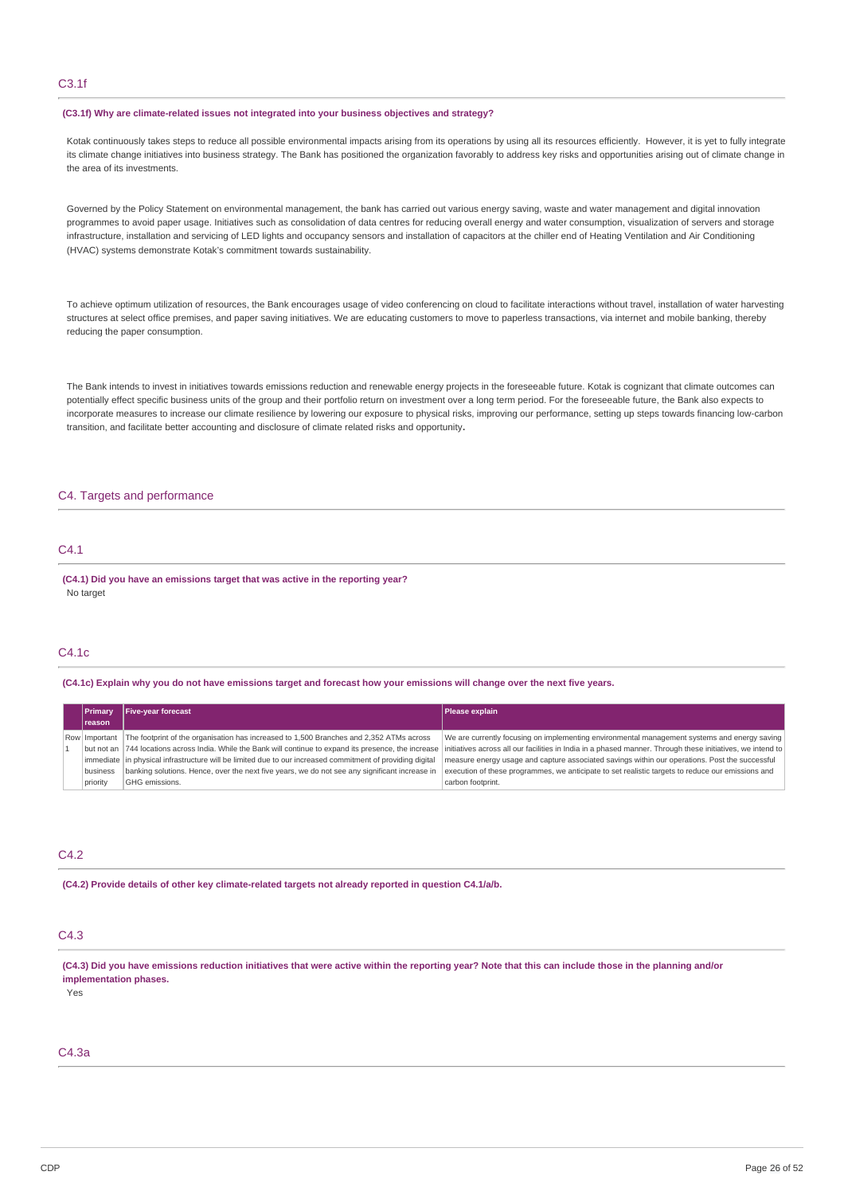## C3.1f

**(C3.1f) Why are climate-related issues not integrated into your business objectives and strategy?**

Kotak continuously takes steps to reduce all possible environmental impacts arising from its operations by using all its resources efficiently. However, it is yet to fully integrate its climate change initiatives into business strategy. The Bank has positioned the organization favorably to address key risks and opportunities arising out of climate change in the area of its investments.

Governed by the Policy Statement on environmental management, the bank has carried out various energy saving, waste and water management and digital innovation programmes to avoid paper usage. Initiatives such as consolidation of data centres for reducing overall energy and water consumption, visualization of servers and storage infrastructure, installation and servicing of LED lights and occupancy sensors and installation of capacitors at the chiller end of Heating Ventilation and Air Conditioning (HVAC) systems demonstrate Kotak's commitment towards sustainability.

To achieve optimum utilization of resources, the Bank encourages usage of video conferencing on cloud to facilitate interactions without travel, installation of water harvesting structures at select office premises, and paper saving initiatives. We are educating customers to move to paperless transactions, via internet and mobile banking, thereby reducing the paper consumption.

The Bank intends to invest in initiatives towards emissions reduction and renewable energy projects in the foreseeable future. Kotak is cognizant that climate outcomes can potentially effect specific business units of the group and their portfolio return on investment over a long term period. For the foreseeable future, the Bank also expects to incorporate measures to increase our climate resilience by lowering our exposure to physical risks, improving our performance, setting up steps towards financing low-carbon transition, and facilitate better accounting and disclosure of climate related risks and opportunity.

# C4. Targets and performance

## C4.1

**(C4.1) Did you have an emissions target that was active in the reporting year?**

No target

## C4.1c

**(C4.1c) Explain why you do not have emissions target and forecast how your emissions will change over the next five years.**

| | Primary reason | Five-year forecast | Please explain |
|---|---|---|---|
| Row 1 | Important but not an immediate business priority | The footprint of the organisation has increased to 1,500 Branches and 2,352 ATMs across 744 locations across India. While the Bank will continue to expand its presence, the increase in physical infrastructure will be limited due to our increased commitment of providing digital banking solutions. Hence, over the next five years, we do not see any significant increase in GHG emissions. | We are currently focusing on implementing environmental management systems and energy saving initiatives across all our facilities in India in a phased manner. Through these initiatives, we intend to measure energy usage and capture associated savings within our operations. Post the successful execution of these programmes, we anticipate to set realistic targets to reduce our emissions and carbon footprint. |

## C4.2

**(C4.2) Provide details of other key climate-related targets not already reported in question C4.1/a/b.**

## C4.3

**(C4.3) Did you have emissions reduction initiatives that were active within the reporting year? Note that this can include those in the planning and/or implementation phases.**

Yes

## C4.3a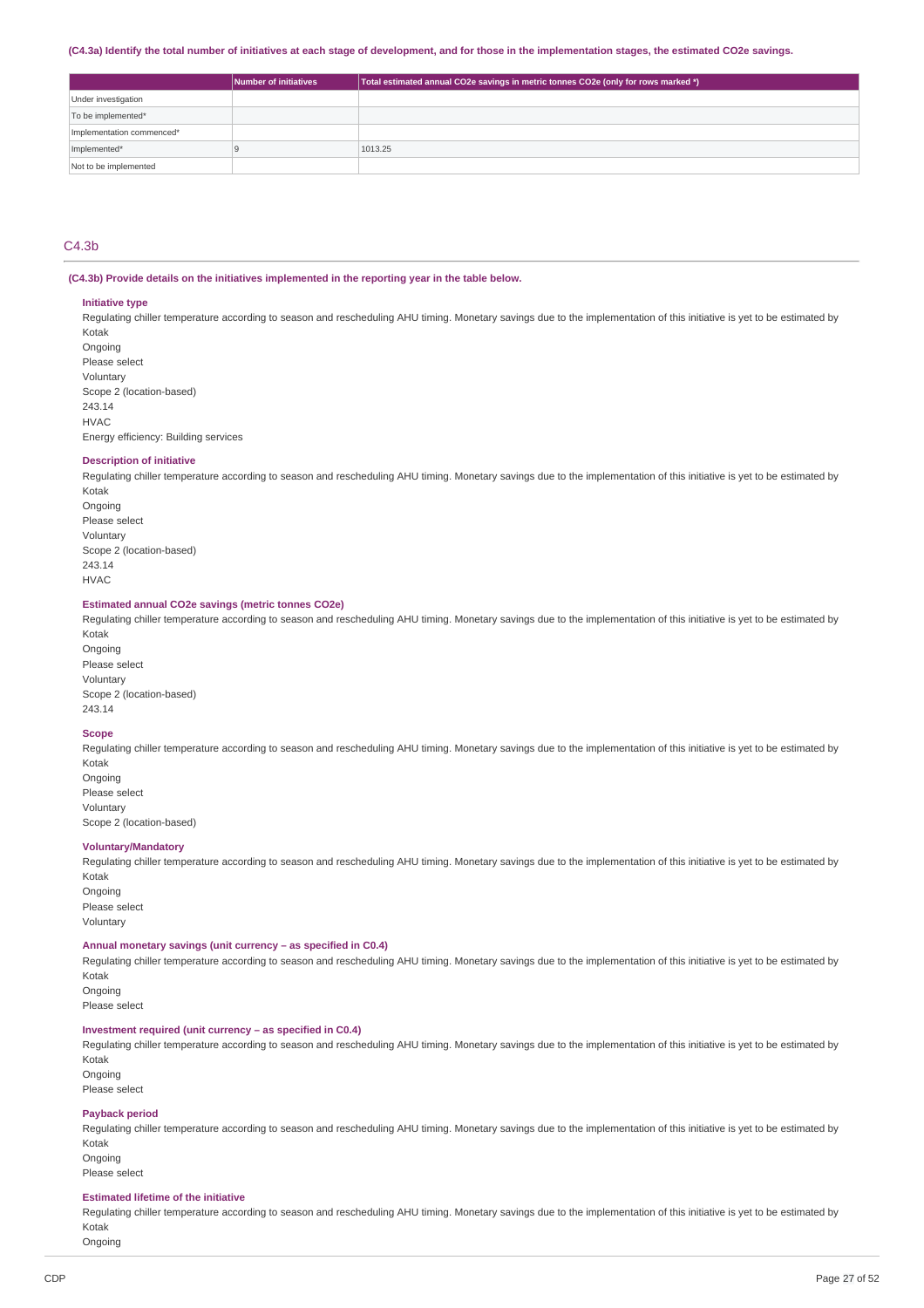**(C4.3a) Identify the total number of initiatives at each stage of development, and for those in the implementation stages, the estimated CO2e savings.**

| | Number of initiatives | Total estimated annual CO2e savings in metric tonnes CO2e (only for rows marked *) |
|---|---|---|
| Under investigation | | |
| To be implemented* | | |
| Implementation commenced* | | |
| Implemented* | 9 | 1013.25 |
| Not to be implemented | | |

## C4.3b

**(C4.3b) Provide details on the initiatives implemented in the reporting year in the table below.**

**Initiative type**

Regulating chiller temperature according to season and rescheduling AHU timing. Monetary savings due to the implementation of this initiative is yet to be estimated by Kotak
Ongoing
Please select
Voluntary
Scope 2 (location-based)
243.14
HVAC
Energy efficiency: Building services

**Description of initiative**

Regulating chiller temperature according to season and rescheduling AHU timing. Monetary savings due to the implementation of this initiative is yet to be estimated by Kotak
Ongoing
Please select
Voluntary
Scope 2 (location-based)
243.14
HVAC

**Estimated annual CO2e savings (metric tonnes CO2e)**

Regulating chiller temperature according to season and rescheduling AHU timing. Monetary savings due to the implementation of this initiative is yet to be estimated by Kotak
Ongoing
Please select
Voluntary
Scope 2 (location-based)
243.14

**Scope**

Regulating chiller temperature according to season and rescheduling AHU timing. Monetary savings due to the implementation of this initiative is yet to be estimated by Kotak
Ongoing
Please select
Voluntary
Scope 2 (location-based)

**Voluntary/Mandatory**

Regulating chiller temperature according to season and rescheduling AHU timing. Monetary savings due to the implementation of this initiative is yet to be estimated by Kotak
Ongoing
Please select
Voluntary

**Annual monetary savings (unit currency – as specified in C0.4)**

Regulating chiller temperature according to season and rescheduling AHU timing. Monetary savings due to the implementation of this initiative is yet to be estimated by Kotak
Ongoing
Please select

**Investment required (unit currency – as specified in C0.4)**

Regulating chiller temperature according to season and rescheduling AHU timing. Monetary savings due to the implementation of this initiative is yet to be estimated by Kotak
Ongoing
Please select

**Payback period**

Regulating chiller temperature according to season and rescheduling AHU timing. Monetary savings due to the implementation of this initiative is yet to be estimated by Kotak
Ongoing
Please select

**Estimated lifetime of the initiative**

Regulating chiller temperature according to season and rescheduling AHU timing. Monetary savings due to the implementation of this initiative is yet to be estimated by Kotak
Ongoing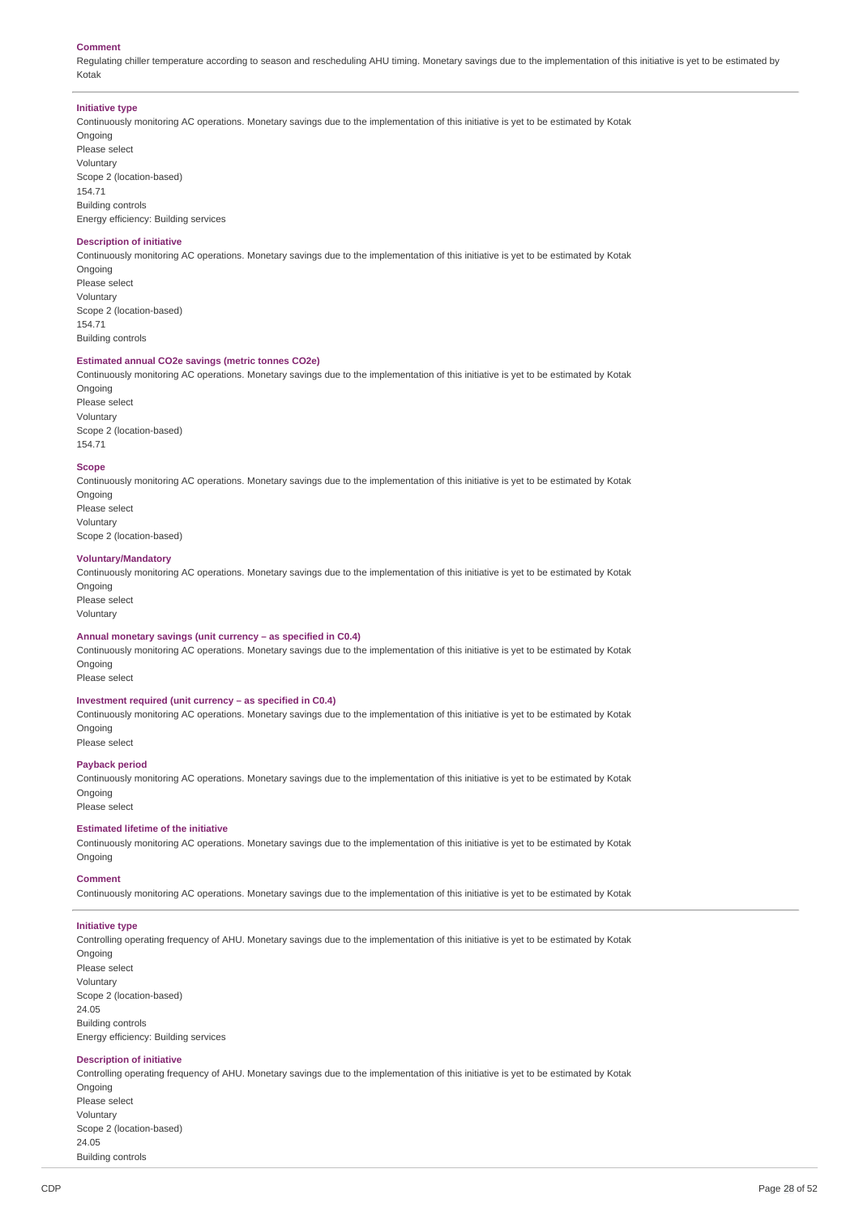**Comment**

Regulating chiller temperature according to season and rescheduling AHU timing. Monetary savings due to the implementation of this initiative is yet to be estimated by Kotak

---

**Initiative type**

Continuously monitoring AC operations. Monetary savings due to the implementation of this initiative is yet to be estimated by Kotak
Ongoing
Please select
Voluntary
Scope 2 (location-based)
154.71
Building controls
Energy efficiency: Building services

**Description of initiative**

Continuously monitoring AC operations. Monetary savings due to the implementation of this initiative is yet to be estimated by Kotak
Ongoing
Please select
Voluntary
Scope 2 (location-based)
154.71
Building controls

**Estimated annual CO2e savings (metric tonnes CO2e)**

Continuously monitoring AC operations. Monetary savings due to the implementation of this initiative is yet to be estimated by Kotak
Ongoing
Please select
Voluntary
Scope 2 (location-based)
154.71

**Scope**

Continuously monitoring AC operations. Monetary savings due to the implementation of this initiative is yet to be estimated by Kotak
Ongoing
Please select
Voluntary
Scope 2 (location-based)

**Voluntary/Mandatory**

Continuously monitoring AC operations. Monetary savings due to the implementation of this initiative is yet to be estimated by Kotak
Ongoing
Please select
Voluntary

**Annual monetary savings (unit currency – as specified in C0.4)**

Continuously monitoring AC operations. Monetary savings due to the implementation of this initiative is yet to be estimated by Kotak
Ongoing
Please select

**Investment required (unit currency – as specified in C0.4)**

Continuously monitoring AC operations. Monetary savings due to the implementation of this initiative is yet to be estimated by Kotak
Ongoing
Please select

**Payback period**

Continuously monitoring AC operations. Monetary savings due to the implementation of this initiative is yet to be estimated by Kotak
Ongoing
Please select

**Estimated lifetime of the initiative**

Continuously monitoring AC operations. Monetary savings due to the implementation of this initiative is yet to be estimated by Kotak
Ongoing

**Comment**

Continuously monitoring AC operations. Monetary savings due to the implementation of this initiative is yet to be estimated by Kotak

---

**Initiative type**

Controlling operating frequency of AHU. Monetary savings due to the implementation of this initiative is yet to be estimated by Kotak
Ongoing
Please select
Voluntary
Scope 2 (location-based)
24.05
Building controls
Energy efficiency: Building services

**Description of initiative**

Controlling operating frequency of AHU. Monetary savings due to the implementation of this initiative is yet to be estimated by Kotak
Ongoing
Please select
Voluntary
Scope 2 (location-based)
24.05
Building controls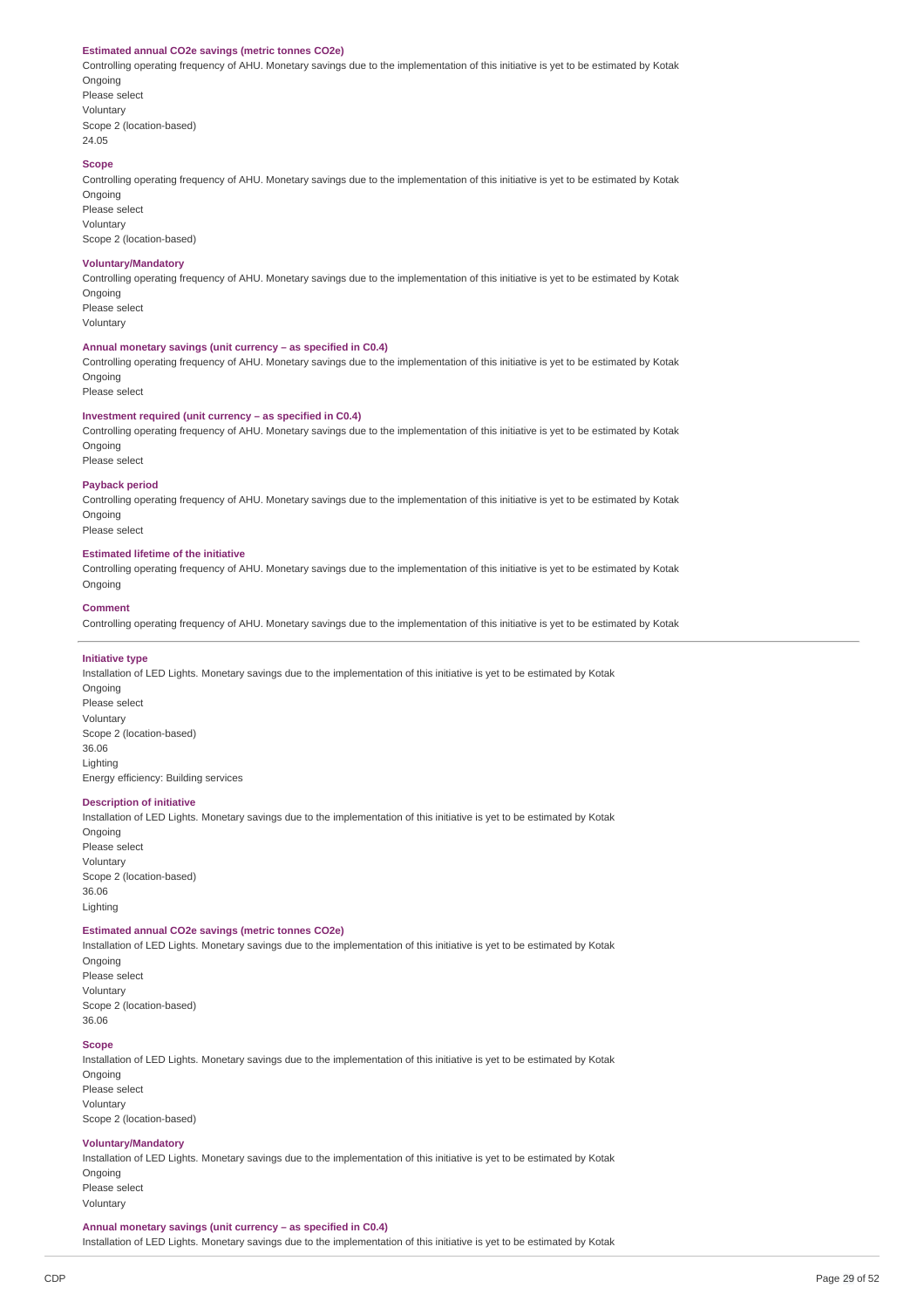**Estimated annual CO2e savings (metric tonnes CO2e)**

Controlling operating frequency of AHU. Monetary savings due to the implementation of this initiative is yet to be estimated by Kotak
Ongoing
Please select
Voluntary
Scope 2 (location-based)
24.05

**Scope**

Controlling operating frequency of AHU. Monetary savings due to the implementation of this initiative is yet to be estimated by Kotak
Ongoing
Please select
Voluntary
Scope 2 (location-based)

**Voluntary/Mandatory**

Controlling operating frequency of AHU. Monetary savings due to the implementation of this initiative is yet to be estimated by Kotak
Ongoing
Please select
Voluntary

**Annual monetary savings (unit currency – as specified in C0.4)**

Controlling operating frequency of AHU. Monetary savings due to the implementation of this initiative is yet to be estimated by Kotak
Ongoing
Please select

**Investment required (unit currency – as specified in C0.4)**

Controlling operating frequency of AHU. Monetary savings due to the implementation of this initiative is yet to be estimated by Kotak
Ongoing
Please select

**Payback period**

Controlling operating frequency of AHU. Monetary savings due to the implementation of this initiative is yet to be estimated by Kotak
Ongoing
Please select

**Estimated lifetime of the initiative**

Controlling operating frequency of AHU. Monetary savings due to the implementation of this initiative is yet to be estimated by Kotak
Ongoing

**Comment**

Controlling operating frequency of AHU. Monetary savings due to the implementation of this initiative is yet to be estimated by Kotak

---

**Initiative type**

Installation of LED Lights. Monetary savings due to the implementation of this initiative is yet to be estimated by Kotak
Ongoing
Please select
Voluntary
Scope 2 (location-based)
36.06
Lighting
Energy efficiency: Building services

**Description of initiative**

Installation of LED Lights. Monetary savings due to the implementation of this initiative is yet to be estimated by Kotak
Ongoing
Please select
Voluntary
Scope 2 (location-based)
36.06
Lighting

**Estimated annual CO2e savings (metric tonnes CO2e)**

Installation of LED Lights. Monetary savings due to the implementation of this initiative is yet to be estimated by Kotak
Ongoing
Please select
Voluntary
Scope 2 (location-based)
36.06

**Scope**

Installation of LED Lights. Monetary savings due to the implementation of this initiative is yet to be estimated by Kotak
Ongoing
Please select
Voluntary
Scope 2 (location-based)

**Voluntary/Mandatory**

Installation of LED Lights. Monetary savings due to the implementation of this initiative is yet to be estimated by Kotak
Ongoing
Please select
Voluntary

**Annual monetary savings (unit currency – as specified in C0.4)**

Installation of LED Lights. Monetary savings due to the implementation of this initiative is yet to be estimated by Kotak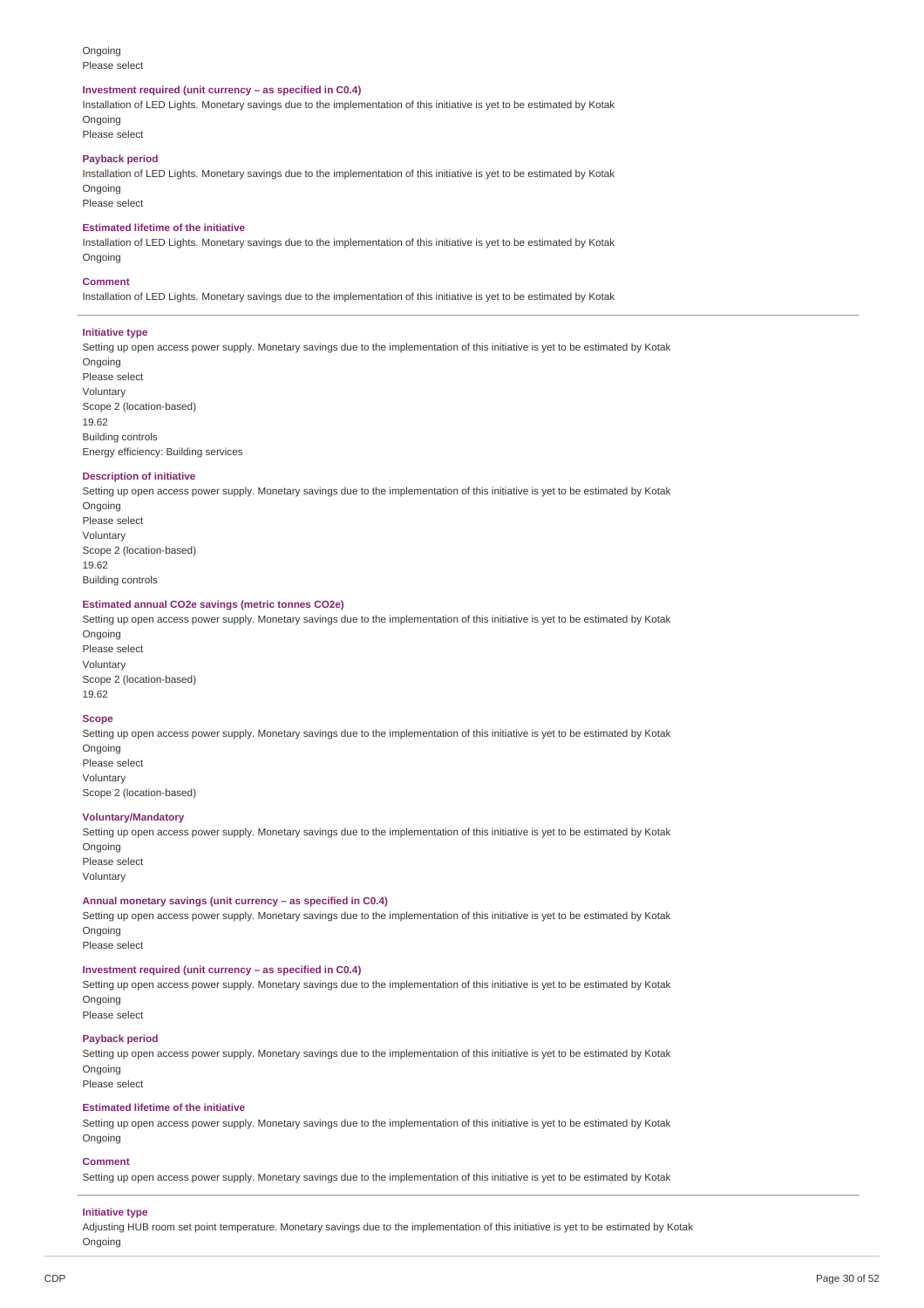Ongoing
Please select

**Investment required (unit currency – as specified in C0.4)**

Installation of LED Lights. Monetary savings due to the implementation of this initiative is yet to be estimated by Kotak
Ongoing
Please select

**Payback period**

Installation of LED Lights. Monetary savings due to the implementation of this initiative is yet to be estimated by Kotak
Ongoing
Please select

**Estimated lifetime of the initiative**

Installation of LED Lights. Monetary savings due to the implementation of this initiative is yet to be estimated by Kotak
Ongoing

**Comment**

Installation of LED Lights. Monetary savings due to the implementation of this initiative is yet to be estimated by Kotak

---

**Initiative type**

Setting up open access power supply. Monetary savings due to the implementation of this initiative is yet to be estimated by Kotak
Ongoing
Please select
Voluntary
Scope 2 (location-based)
19.62
Building controls
Energy efficiency: Building services

**Description of initiative**

Setting up open access power supply. Monetary savings due to the implementation of this initiative is yet to be estimated by Kotak
Ongoing
Please select
Voluntary
Scope 2 (location-based)
19.62
Building controls

**Estimated annual CO2e savings (metric tonnes CO2e)**

Setting up open access power supply. Monetary savings due to the implementation of this initiative is yet to be estimated by Kotak
Ongoing
Please select
Voluntary
Scope 2 (location-based)
19.62

**Scope**

Setting up open access power supply. Monetary savings due to the implementation of this initiative is yet to be estimated by Kotak
Ongoing
Please select
Voluntary
Scope 2 (location-based)

**Voluntary/Mandatory**

Setting up open access power supply. Monetary savings due to the implementation of this initiative is yet to be estimated by Kotak
Ongoing
Please select
Voluntary

**Annual monetary savings (unit currency – as specified in C0.4)**

Setting up open access power supply. Monetary savings due to the implementation of this initiative is yet to be estimated by Kotak
Ongoing
Please select

**Investment required (unit currency – as specified in C0.4)**

Setting up open access power supply. Monetary savings due to the implementation of this initiative is yet to be estimated by Kotak
Ongoing
Please select

**Payback period**

Setting up open access power supply. Monetary savings due to the implementation of this initiative is yet to be estimated by Kotak
Ongoing
Please select

**Estimated lifetime of the initiative**

Setting up open access power supply. Monetary savings due to the implementation of this initiative is yet to be estimated by Kotak
Ongoing

**Comment**

Setting up open access power supply. Monetary savings due to the implementation of this initiative is yet to be estimated by Kotak

---

**Initiative type**

Adjusting HUB room set point temperature. Monetary savings due to the implementation of this initiative is yet to be estimated by Kotak
Ongoing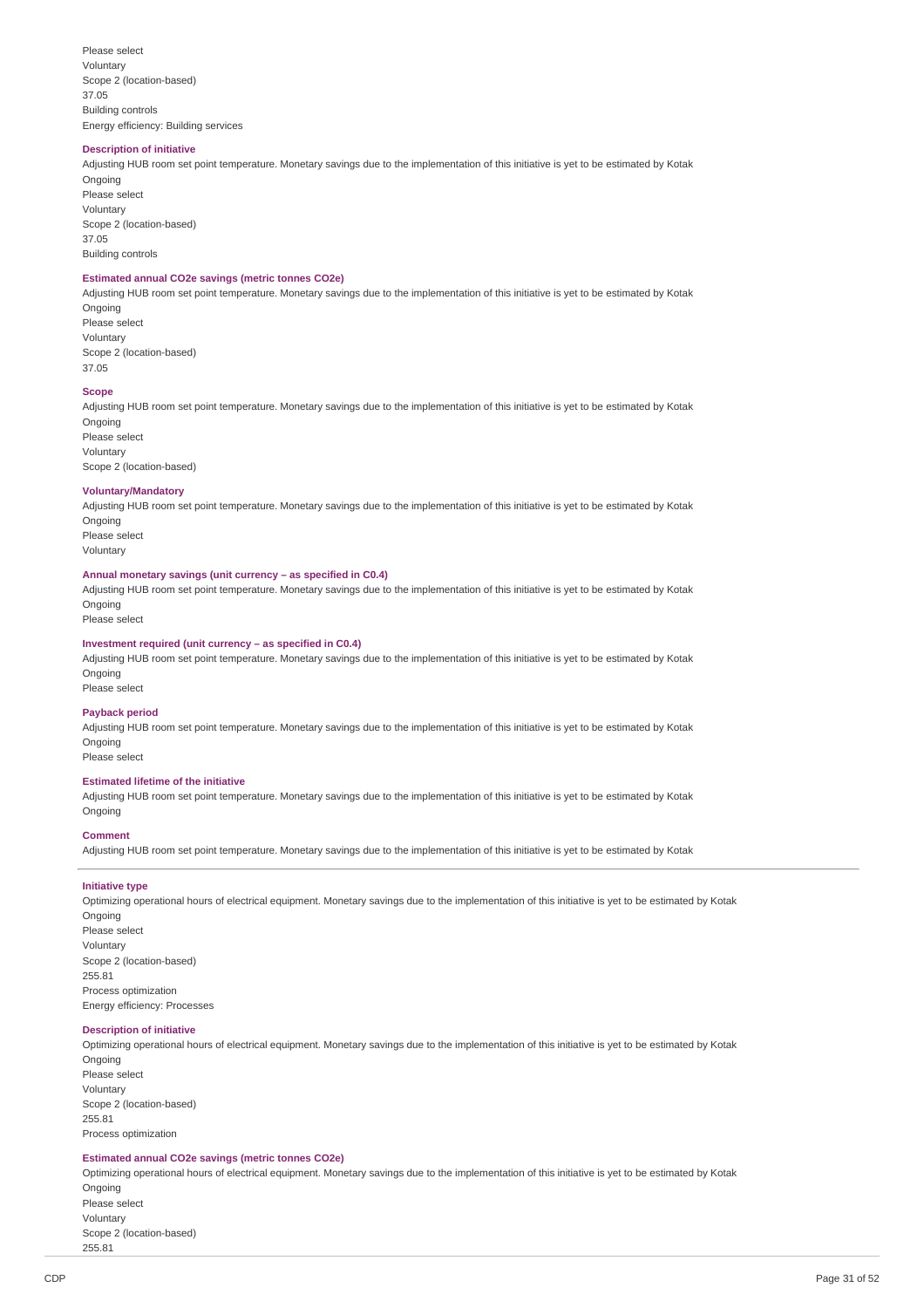Please select
Voluntary
Scope 2 (location-based)
37.05
Building controls
Energy efficiency: Building services

**Description of initiative**

Adjusting HUB room set point temperature. Monetary savings due to the implementation of this initiative is yet to be estimated by Kotak
Ongoing
Please select
Voluntary
Scope 2 (location-based)
37.05
Building controls

**Estimated annual CO2e savings (metric tonnes CO2e)**

Adjusting HUB room set point temperature. Monetary savings due to the implementation of this initiative is yet to be estimated by Kotak
Ongoing
Please select
Voluntary
Scope 2 (location-based)
37.05

**Scope**

Adjusting HUB room set point temperature. Monetary savings due to the implementation of this initiative is yet to be estimated by Kotak
Ongoing
Please select
Voluntary
Scope 2 (location-based)

**Voluntary/Mandatory**

Adjusting HUB room set point temperature. Monetary savings due to the implementation of this initiative is yet to be estimated by Kotak
Ongoing
Please select
Voluntary

**Annual monetary savings (unit currency – as specified in C0.4)**

Adjusting HUB room set point temperature. Monetary savings due to the implementation of this initiative is yet to be estimated by Kotak
Ongoing
Please select

**Investment required (unit currency – as specified in C0.4)**

Adjusting HUB room set point temperature. Monetary savings due to the implementation of this initiative is yet to be estimated by Kotak
Ongoing
Please select

**Payback period**

Adjusting HUB room set point temperature. Monetary savings due to the implementation of this initiative is yet to be estimated by Kotak
Ongoing
Please select

**Estimated lifetime of the initiative**

Adjusting HUB room set point temperature. Monetary savings due to the implementation of this initiative is yet to be estimated by Kotak
Ongoing

**Comment**

Adjusting HUB room set point temperature. Monetary savings due to the implementation of this initiative is yet to be estimated by Kotak

---

**Initiative type**

Optimizing operational hours of electrical equipment. Monetary savings due to the implementation of this initiative is yet to be estimated by Kotak
Ongoing
Please select
Voluntary
Scope 2 (location-based)
255.81
Process optimization
Energy efficiency: Processes

**Description of initiative**

Optimizing operational hours of electrical equipment. Monetary savings due to the implementation of this initiative is yet to be estimated by Kotak
Ongoing
Please select
Voluntary
Scope 2 (location-based)
255.81
Process optimization

**Estimated annual CO2e savings (metric tonnes CO2e)**

Optimizing operational hours of electrical equipment. Monetary savings due to the implementation of this initiative is yet to be estimated by Kotak
Ongoing
Please select
Voluntary
Scope 2 (location-based)
255.81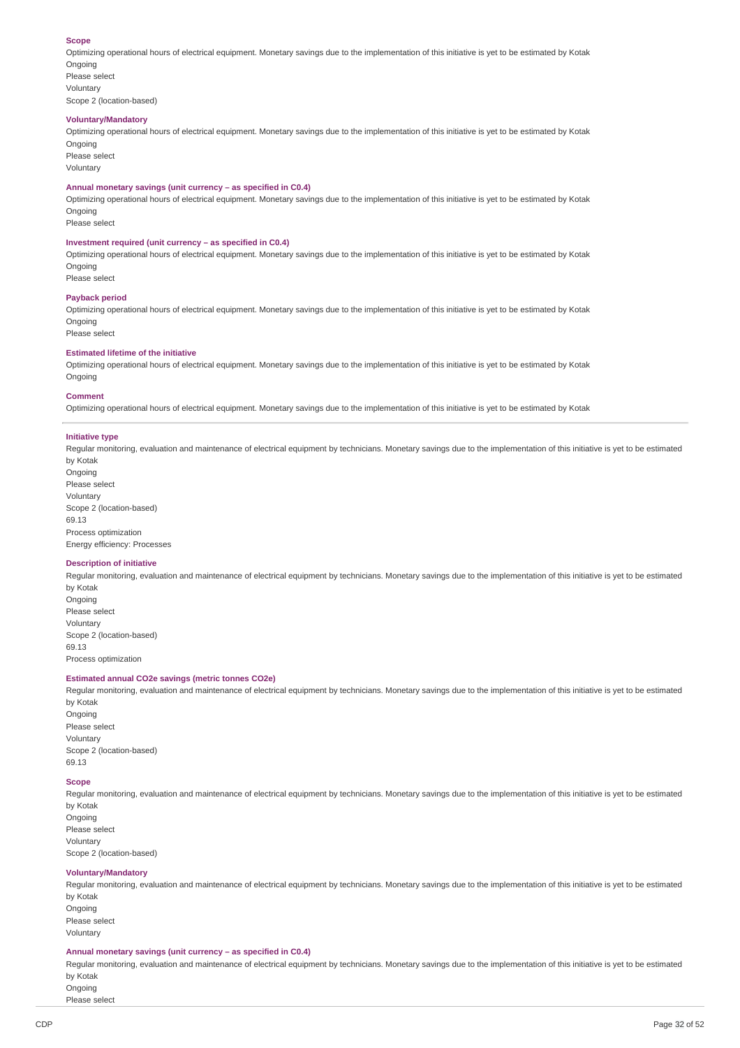**Scope**

Optimizing operational hours of electrical equipment. Monetary savings due to the implementation of this initiative is yet to be estimated by Kotak
Ongoing
Please select
Voluntary
Scope 2 (location-based)

**Voluntary/Mandatory**

Optimizing operational hours of electrical equipment. Monetary savings due to the implementation of this initiative is yet to be estimated by Kotak
Ongoing
Please select
Voluntary

**Annual monetary savings (unit currency – as specified in C0.4)**

Optimizing operational hours of electrical equipment. Monetary savings due to the implementation of this initiative is yet to be estimated by Kotak
Ongoing
Please select

**Investment required (unit currency – as specified in C0.4)**

Optimizing operational hours of electrical equipment. Monetary savings due to the implementation of this initiative is yet to be estimated by Kotak
Ongoing
Please select

**Payback period**

Optimizing operational hours of electrical equipment. Monetary savings due to the implementation of this initiative is yet to be estimated by Kotak
Ongoing
Please select

**Estimated lifetime of the initiative**

Optimizing operational hours of electrical equipment. Monetary savings due to the implementation of this initiative is yet to be estimated by Kotak
Ongoing

**Comment**

Optimizing operational hours of electrical equipment. Monetary savings due to the implementation of this initiative is yet to be estimated by Kotak

---

**Initiative type**

Regular monitoring, evaluation and maintenance of electrical equipment by technicians. Monetary savings due to the implementation of this initiative is yet to be estimated by Kotak
Ongoing
Please select
Voluntary
Scope 2 (location-based)
69.13
Process optimization
Energy efficiency: Processes

**Description of initiative**

Regular monitoring, evaluation and maintenance of electrical equipment by technicians. Monetary savings due to the implementation of this initiative is yet to be estimated by Kotak
Ongoing
Please select
Voluntary
Scope 2 (location-based)
69.13
Process optimization

**Estimated annual CO2e savings (metric tonnes CO2e)**

Regular monitoring, evaluation and maintenance of electrical equipment by technicians. Monetary savings due to the implementation of this initiative is yet to be estimated by Kotak
Ongoing
Please select
Voluntary
Scope 2 (location-based)
69.13

**Scope**

Regular monitoring, evaluation and maintenance of electrical equipment by technicians. Monetary savings due to the implementation of this initiative is yet to be estimated by Kotak
Ongoing
Please select
Voluntary
Scope 2 (location-based)

**Voluntary/Mandatory**

Regular monitoring, evaluation and maintenance of electrical equipment by technicians. Monetary savings due to the implementation of this initiative is yet to be estimated by Kotak
Ongoing
Please select
Voluntary

**Annual monetary savings (unit currency – as specified in C0.4)**

Regular monitoring, evaluation and maintenance of electrical equipment by technicians. Monetary savings due to the implementation of this initiative is yet to be estimated by Kotak
Ongoing
Please select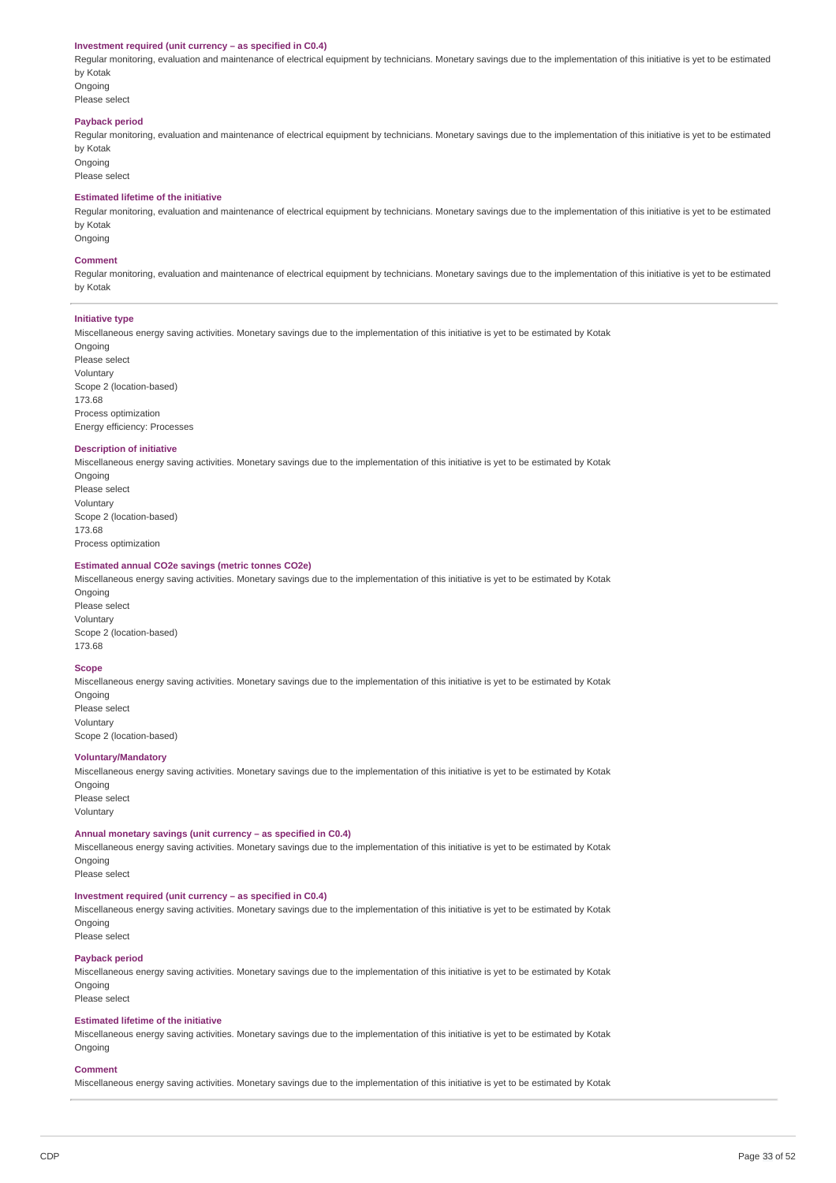**Investment required (unit currency – as specified in C0.4)**

Regular monitoring, evaluation and maintenance of electrical equipment by technicians. Monetary savings due to the implementation of this initiative is yet to be estimated by Kotak

Ongoing

Please select

**Payback period**

Regular monitoring, evaluation and maintenance of electrical equipment by technicians. Monetary savings due to the implementation of this initiative is yet to be estimated by Kotak

Ongoing

Please select

**Estimated lifetime of the initiative**

Regular monitoring, evaluation and maintenance of electrical equipment by technicians. Monetary savings due to the implementation of this initiative is yet to be estimated by Kotak

Ongoing

**Comment**

Regular monitoring, evaluation and maintenance of electrical equipment by technicians. Monetary savings due to the implementation of this initiative is yet to be estimated by Kotak

---

**Initiative type**

Miscellaneous energy saving activities. Monetary savings due to the implementation of this initiative is yet to be estimated by Kotak

Ongoing

Please select

Voluntary

Scope 2 (location-based)

173.68

Process optimization

Energy efficiency: Processes

**Description of initiative**

Miscellaneous energy saving activities. Monetary savings due to the implementation of this initiative is yet to be estimated by Kotak

Ongoing

Please select

Voluntary

Scope 2 (location-based)

173.68

Process optimization

**Estimated annual CO2e savings (metric tonnes CO2e)**

Miscellaneous energy saving activities. Monetary savings due to the implementation of this initiative is yet to be estimated by Kotak

Ongoing

Please select

Voluntary

Scope 2 (location-based)

173.68

**Scope**

Miscellaneous energy saving activities. Monetary savings due to the implementation of this initiative is yet to be estimated by Kotak

Ongoing

Please select

Voluntary

Scope 2 (location-based)

**Voluntary/Mandatory**

Miscellaneous energy saving activities. Monetary savings due to the implementation of this initiative is yet to be estimated by Kotak

Ongoing

Please select

Voluntary

**Annual monetary savings (unit currency – as specified in C0.4)**

Miscellaneous energy saving activities. Monetary savings due to the implementation of this initiative is yet to be estimated by Kotak

Ongoing

Please select

**Investment required (unit currency – as specified in C0.4)**

Miscellaneous energy saving activities. Monetary savings due to the implementation of this initiative is yet to be estimated by Kotak

Ongoing

Please select

**Payback period**

Miscellaneous energy saving activities. Monetary savings due to the implementation of this initiative is yet to be estimated by Kotak

Ongoing

Please select

**Estimated lifetime of the initiative**

Miscellaneous energy saving activities. Monetary savings due to the implementation of this initiative is yet to be estimated by Kotak

Ongoing

**Comment**

Miscellaneous energy saving activities. Monetary savings due to the implementation of this initiative is yet to be estimated by Kotak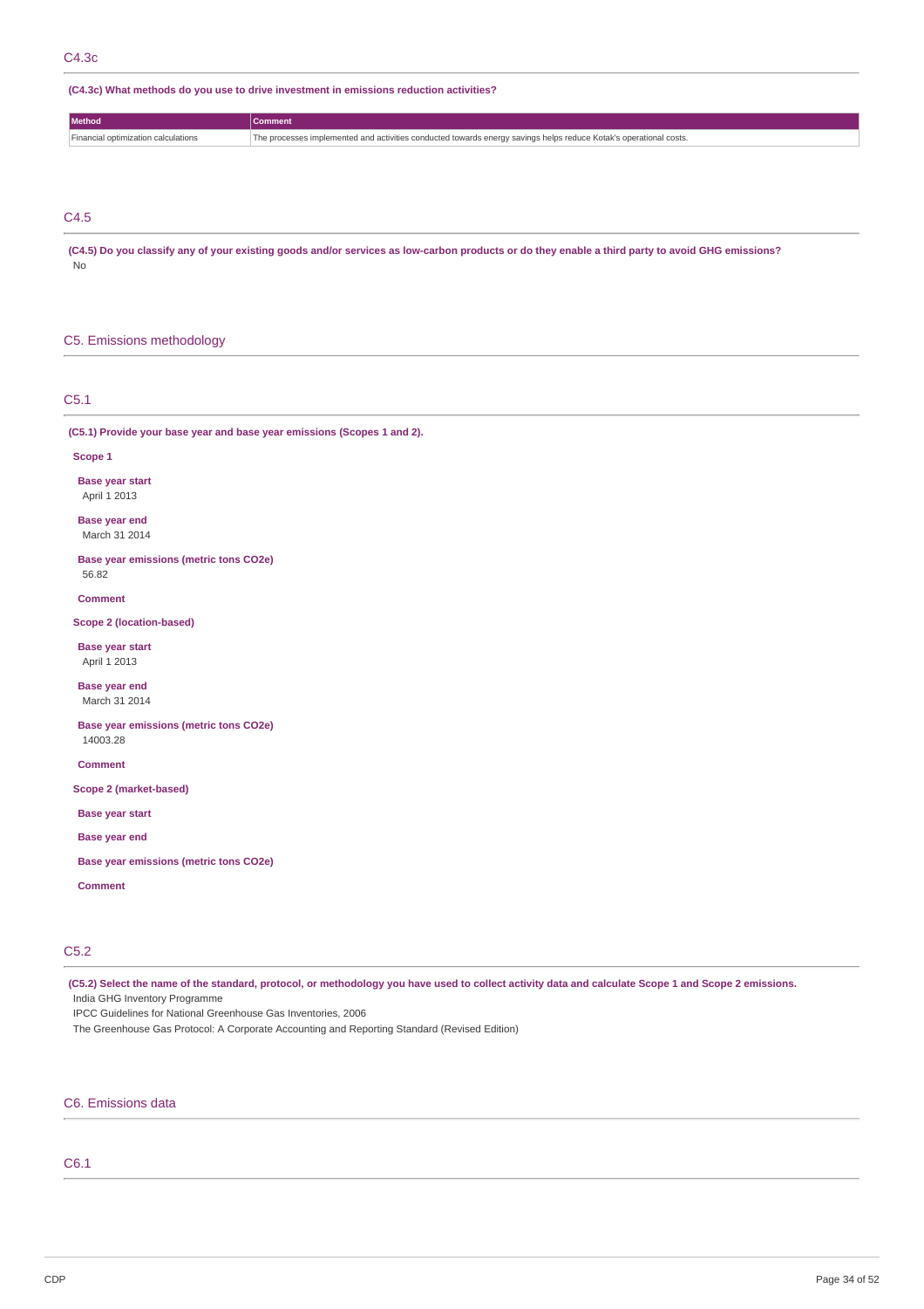## C4.3c

**(C4.3c) What methods do you use to drive investment in emissions reduction activities?**

| Method | Comment |
|---|---|
| Financial optimization calculations | The processes implemented and activities conducted towards energy savings helps reduce Kotak's operational costs. |

## C4.5

**(C4.5) Do you classify any of your existing goods and/or services as low-carbon products or do they enable a third party to avoid GHG emissions?**

No

# C5. Emissions methodology

## C5.1

**(C5.1) Provide your base year and base year emissions (Scopes 1 and 2).**

**Scope 1**

**Base year start**

April 1 2013

**Base year end**

March 31 2014

**Base year emissions (metric tons CO2e)**

56.82

**Comment**

**Scope 2 (location-based)**

**Base year start**

April 1 2013

**Base year end**

March 31 2014

**Base year emissions (metric tons CO2e)**

14003.28

**Comment**

**Scope 2 (market-based)**

**Base year start**

**Base year end**

**Base year emissions (metric tons CO2e)**

**Comment**

## C5.2

**(C5.2) Select the name of the standard, protocol, or methodology you have used to collect activity data and calculate Scope 1 and Scope 2 emissions.**

India GHG Inventory Programme

IPCC Guidelines for National Greenhouse Gas Inventories, 2006

The Greenhouse Gas Protocol: A Corporate Accounting and Reporting Standard (Revised Edition)

# C6. Emissions data

## C6.1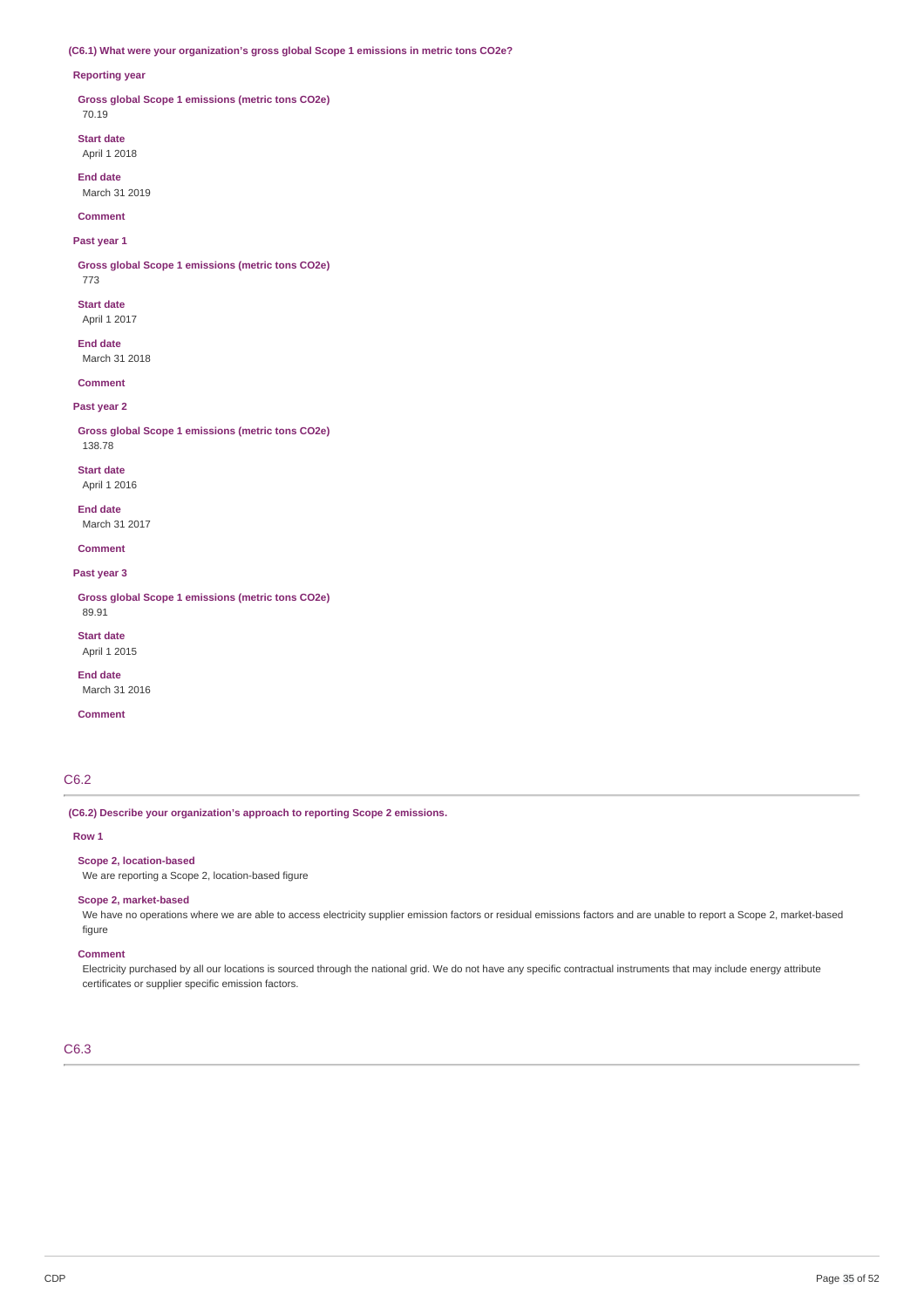**(C6.1) What were your organization's gross global Scope 1 emissions in metric tons CO2e?**

**Reporting year**

**Gross global Scope 1 emissions (metric tons CO2e)**
70.19

**Start date**
April 1 2018

**End date**
March 31 2019

**Comment**

**Past year 1**

**Gross global Scope 1 emissions (metric tons CO2e)**
773

**Start date**
April 1 2017

**End date**
March 31 2018

**Comment**

**Past year 2**

**Gross global Scope 1 emissions (metric tons CO2e)**
138.78

**Start date**
April 1 2016

**End date**
March 31 2017

**Comment**

**Past year 3**

**Gross global Scope 1 emissions (metric tons CO2e)**
89.91

**Start date**
April 1 2015

**End date**
March 31 2016

**Comment**

## C6.2

**(C6.2) Describe your organization's approach to reporting Scope 2 emissions.**

**Row 1**

**Scope 2, location-based**
We are reporting a Scope 2, location-based figure

**Scope 2, market-based**
We have no operations where we are able to access electricity supplier emission factors or residual emissions factors and are unable to report a Scope 2, market-based figure

**Comment**
Electricity purchased by all our locations is sourced through the national grid. We do not have any specific contractual instruments that may include energy attribute certificates or supplier specific emission factors.

## C6.3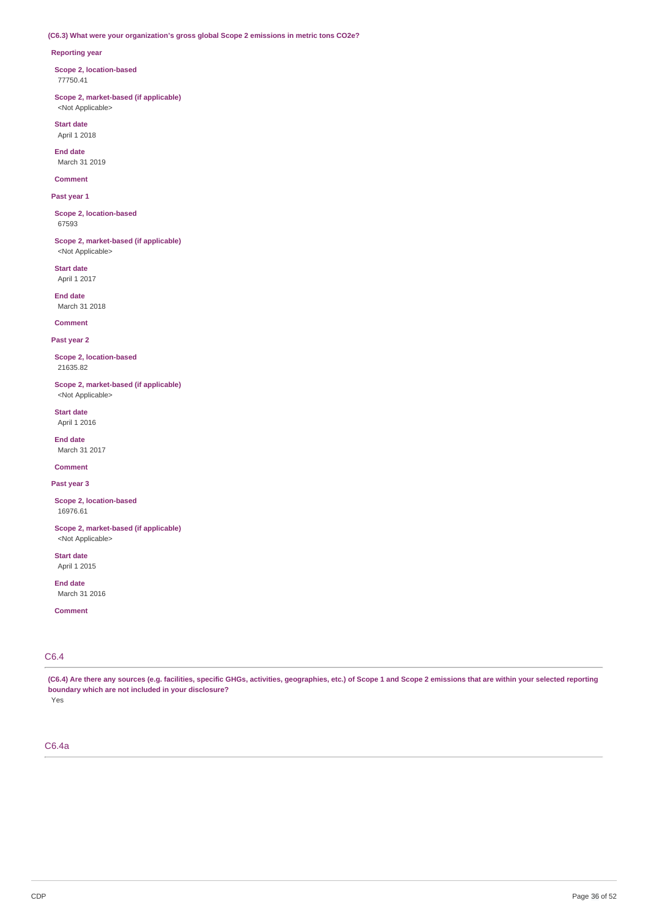**(C6.3) What were your organization's gross global Scope 2 emissions in metric tons CO2e?**

**Reporting year**

**Scope 2, location-based**
77750.41

**Scope 2, market-based (if applicable)**
<Not Applicable>

**Start date**
April 1 2018

**End date**
March 31 2019

**Comment**

**Past year 1**

**Scope 2, location-based**
67593

**Scope 2, market-based (if applicable)**
<Not Applicable>

**Start date**
April 1 2017

**End date**
March 31 2018

**Comment**

**Past year 2**

**Scope 2, location-based**
21635.82

**Scope 2, market-based (if applicable)**
<Not Applicable>

**Start date**
April 1 2016

**End date**
March 31 2017

**Comment**

**Past year 3**

**Scope 2, location-based**
16976.61

**Scope 2, market-based (if applicable)**
<Not Applicable>

**Start date**
April 1 2015

**End date**
March 31 2016

**Comment**

## C6.4

**(C6.4) Are there any sources (e.g. facilities, specific GHGs, activities, geographies, etc.) of Scope 1 and Scope 2 emissions that are within your selected reporting boundary which are not included in your disclosure?**

Yes

## C6.4a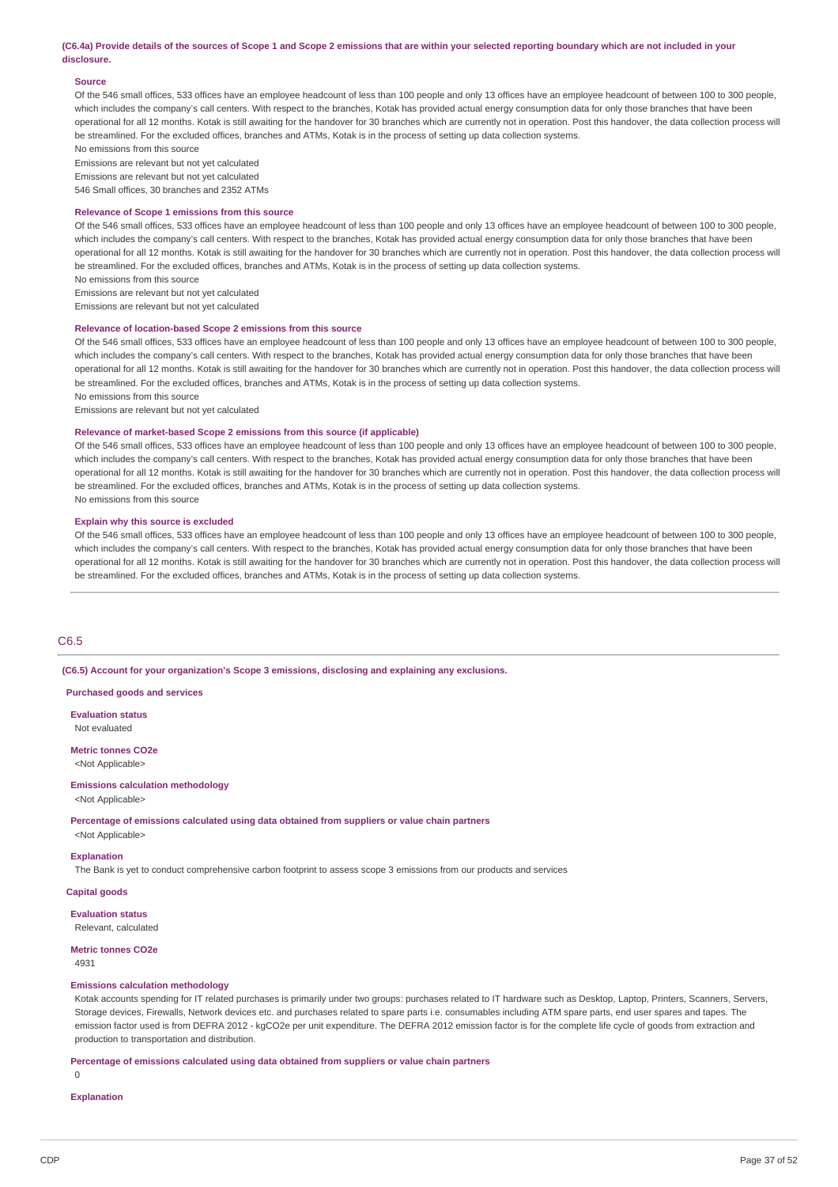**(C6.4a) Provide details of the sources of Scope 1 and Scope 2 emissions that are within your selected reporting boundary which are not included in your disclosure.**

**Source**

Of the 546 small offices, 533 offices have an employee headcount of less than 100 people and only 13 offices have an employee headcount of between 100 to 300 people, which includes the company's call centers. With respect to the branches, Kotak has provided actual energy consumption data for only those branches that have been operational for all 12 months. Kotak is still awaiting for the handover for 30 branches which are currently not in operation. Post this handover, the data collection process will be streamlined. For the excluded offices, branches and ATMs, Kotak is in the process of setting up data collection systems.
No emissions from this source
Emissions are relevant but not yet calculated
Emissions are relevant but not yet calculated
546 Small offices, 30 branches and 2352 ATMs

**Relevance of Scope 1 emissions from this source**

Of the 546 small offices, 533 offices have an employee headcount of less than 100 people and only 13 offices have an employee headcount of between 100 to 300 people, which includes the company's call centers. With respect to the branches, Kotak has provided actual energy consumption data for only those branches that have been operational for all 12 months. Kotak is still awaiting for the handover for 30 branches which are currently not in operation. Post this handover, the data collection process will be streamlined. For the excluded offices, branches and ATMs, Kotak is in the process of setting up data collection systems.
No emissions from this source
Emissions are relevant but not yet calculated
Emissions are relevant but not yet calculated

**Relevance of location-based Scope 2 emissions from this source**

Of the 546 small offices, 533 offices have an employee headcount of less than 100 people and only 13 offices have an employee headcount of between 100 to 300 people, which includes the company's call centers. With respect to the branches, Kotak has provided actual energy consumption data for only those branches that have been operational for all 12 months. Kotak is still awaiting for the handover for 30 branches which are currently not in operation. Post this handover, the data collection process will be streamlined. For the excluded offices, branches and ATMs, Kotak is in the process of setting up data collection systems.
No emissions from this source
Emissions are relevant but not yet calculated

**Relevance of market-based Scope 2 emissions from this source (if applicable)**

Of the 546 small offices, 533 offices have an employee headcount of less than 100 people and only 13 offices have an employee headcount of between 100 to 300 people, which includes the company's call centers. With respect to the branches, Kotak has provided actual energy consumption data for only those branches that have been operational for all 12 months. Kotak is still awaiting for the handover for 30 branches which are currently not in operation. Post this handover, the data collection process will be streamlined. For the excluded offices, branches and ATMs, Kotak is in the process of setting up data collection systems.
No emissions from this source

**Explain why this source is excluded**

Of the 546 small offices, 533 offices have an employee headcount of less than 100 people and only 13 offices have an employee headcount of between 100 to 300 people, which includes the company's call centers. With respect to the branches, Kotak has provided actual energy consumption data for only those branches that have been operational for all 12 months. Kotak is still awaiting for the handover for 30 branches which are currently not in operation. Post this handover, the data collection process will be streamlined. For the excluded offices, branches and ATMs, Kotak is in the process of setting up data collection systems.

## C6.5

**(C6.5) Account for your organization's Scope 3 emissions, disclosing and explaining any exclusions.**

**Purchased goods and services**

**Evaluation status**
Not evaluated

**Metric tonnes CO2e**
<Not Applicable>

**Emissions calculation methodology**
<Not Applicable>

**Percentage of emissions calculated using data obtained from suppliers or value chain partners**
<Not Applicable>

**Explanation**
The Bank is yet to conduct comprehensive carbon footprint to assess scope 3 emissions from our products and services

**Capital goods**

**Evaluation status**
Relevant, calculated

**Metric tonnes CO2e**
4931

**Emissions calculation methodology**
Kotak accounts spending for IT related purchases is primarily under two groups: purchases related to IT hardware such as Desktop, Laptop, Printers, Scanners, Servers, Storage devices, Firewalls, Network devices etc. and purchases related to spare parts i.e. consumables including ATM spare parts, end user spares and tapes. The emission factor used is from DEFRA 2012 - kgCO2e per unit expenditure. The DEFRA 2012 emission factor is for the complete life cycle of goods from extraction and production to transportation and distribution.

**Percentage of emissions calculated using data obtained from suppliers or value chain partners**
0

**Explanation**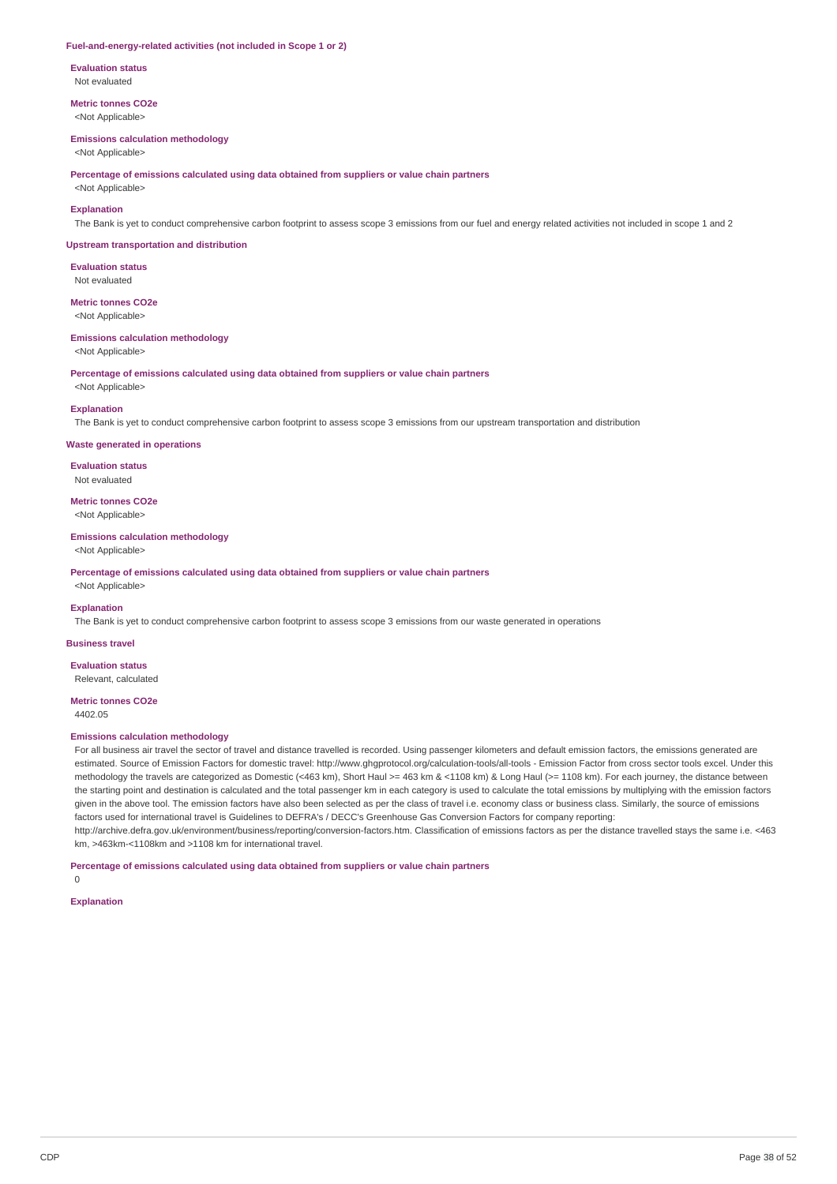### Fuel-and-energy-related activities (not included in Scope 1 or 2)

**Evaluation status**

Not evaluated

**Metric tonnes CO2e**

<Not Applicable>

**Emissions calculation methodology**

<Not Applicable>

**Percentage of emissions calculated using data obtained from suppliers or value chain partners**

<Not Applicable>

**Explanation**

The Bank is yet to conduct comprehensive carbon footprint to assess scope 3 emissions from our fuel and energy related activities not included in scope 1 and 2

### Upstream transportation and distribution

**Evaluation status**

Not evaluated

**Metric tonnes CO2e**

<Not Applicable>

**Emissions calculation methodology**

<Not Applicable>

**Percentage of emissions calculated using data obtained from suppliers or value chain partners**

<Not Applicable>

**Explanation**

The Bank is yet to conduct comprehensive carbon footprint to assess scope 3 emissions from our upstream transportation and distribution

### Waste generated in operations

**Evaluation status**

Not evaluated

**Metric tonnes CO2e**

<Not Applicable>

**Emissions calculation methodology**

<Not Applicable>

**Percentage of emissions calculated using data obtained from suppliers or value chain partners**

<Not Applicable>

**Explanation**

The Bank is yet to conduct comprehensive carbon footprint to assess scope 3 emissions from our waste generated in operations

### Business travel

**Evaluation status**

Relevant, calculated

**Metric tonnes CO2e**

4402.05

**Emissions calculation methodology**

For all business air travel the sector of travel and distance travelled is recorded. Using passenger kilometers and default emission factors, the emissions generated are estimated. Source of Emission Factors for domestic travel: http://www.ghgprotocol.org/calculation-tools/all-tools - Emission Factor from cross sector tools excel. Under this methodology the travels are categorized as Domestic (<463 km), Short Haul >= 463 km & <1108 km) & Long Haul (>= 1108 km). For each journey, the distance between the starting point and destination is calculated and the total passenger km in each category is used to calculate the total emissions by multiplying with the emission factors given in the above tool. The emission factors have also been selected as per the class of travel i.e. economy class or business class. Similarly, the source of emissions factors used for international travel is Guidelines to DEFRA's / DECC's Greenhouse Gas Conversion Factors for company reporting: http://archive.defra.gov.uk/environment/business/reporting/conversion-factors.htm. Classification of emissions factors as per the distance travelled stays the same i.e. <463 km, >463km-<1108km and >1108 km for international travel.

**Percentage of emissions calculated using data obtained from suppliers or value chain partners**

0

**Explanation**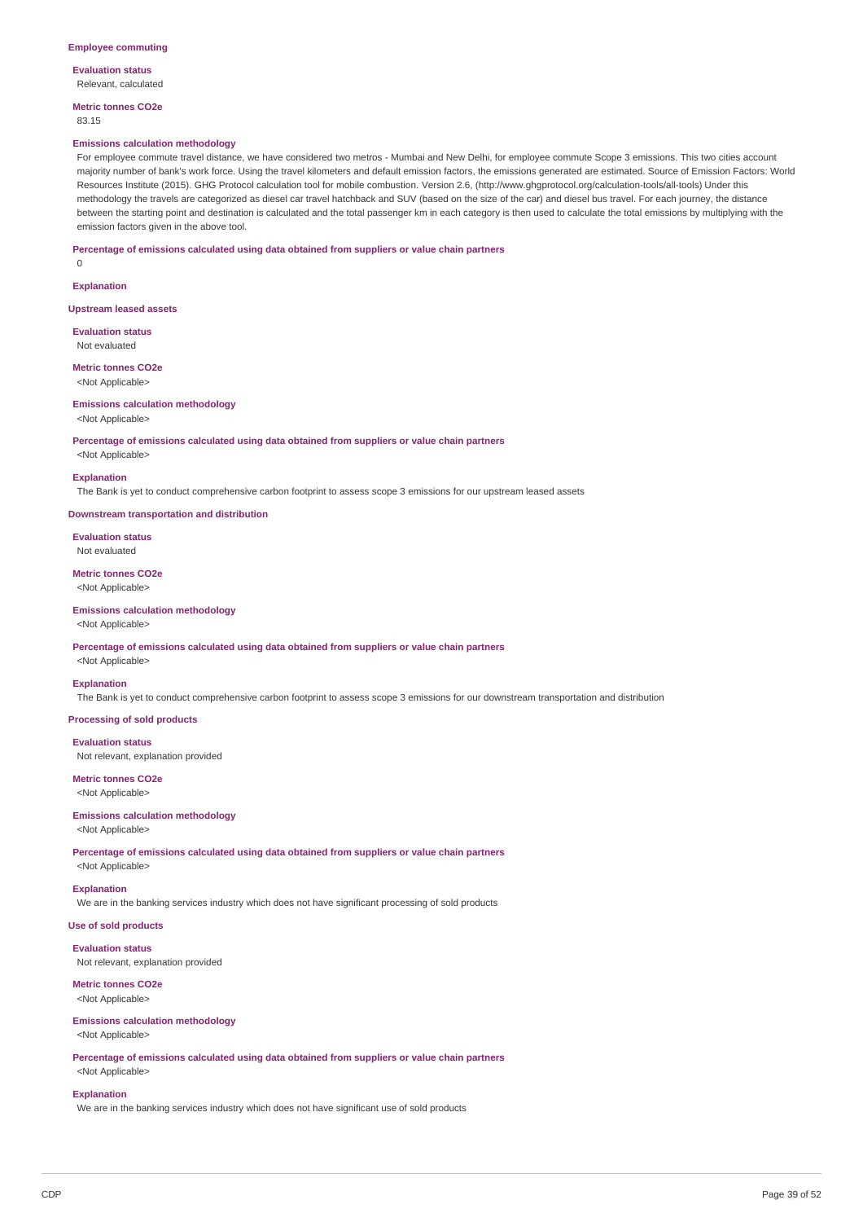### Employee commuting

**Evaluation status**

Relevant, calculated

**Metric tonnes CO2e**

83.15

**Emissions calculation methodology**

For employee commute travel distance, we have considered two metros - Mumbai and New Delhi, for employee commute Scope 3 emissions. This two cities account majority number of bank's work force. Using the travel kilometers and default emission factors, the emissions generated are estimated. Source of Emission Factors: World Resources Institute (2015). GHG Protocol calculation tool for mobile combustion. Version 2.6, (http://www.ghgprotocol.org/calculation-tools/all-tools) Under this methodology the travels are categorized as diesel car travel hatchback and SUV (based on the size of the car) and diesel bus travel. For each journey, the distance between the starting point and destination is calculated and the total passenger km in each category is then used to calculate the total emissions by multiplying with the emission factors given in the above tool.

**Percentage of emissions calculated using data obtained from suppliers or value chain partners**

0

**Explanation**

### Upstream leased assets

**Evaluation status**

Not evaluated

**Metric tonnes CO2e**

<Not Applicable>

**Emissions calculation methodology**

<Not Applicable>

**Percentage of emissions calculated using data obtained from suppliers or value chain partners**

<Not Applicable>

**Explanation**

The Bank is yet to conduct comprehensive carbon footprint to assess scope 3 emissions for our upstream leased assets

### Downstream transportation and distribution

**Evaluation status**

Not evaluated

**Metric tonnes CO2e**

<Not Applicable>

**Emissions calculation methodology**

<Not Applicable>

**Percentage of emissions calculated using data obtained from suppliers or value chain partners**

<Not Applicable>

**Explanation**

The Bank is yet to conduct comprehensive carbon footprint to assess scope 3 emissions for our downstream transportation and distribution

### Processing of sold products

**Evaluation status**

Not relevant, explanation provided

**Metric tonnes CO2e**

<Not Applicable>

**Emissions calculation methodology**

<Not Applicable>

**Percentage of emissions calculated using data obtained from suppliers or value chain partners**

<Not Applicable>

**Explanation**

We are in the banking services industry which does not have significant processing of sold products

### Use of sold products

**Evaluation status**

Not relevant, explanation provided

**Metric tonnes CO2e**

<Not Applicable>

**Emissions calculation methodology**

<Not Applicable>

**Percentage of emissions calculated using data obtained from suppliers or value chain partners**

<Not Applicable>

**Explanation**

We are in the banking services industry which does not have significant use of sold products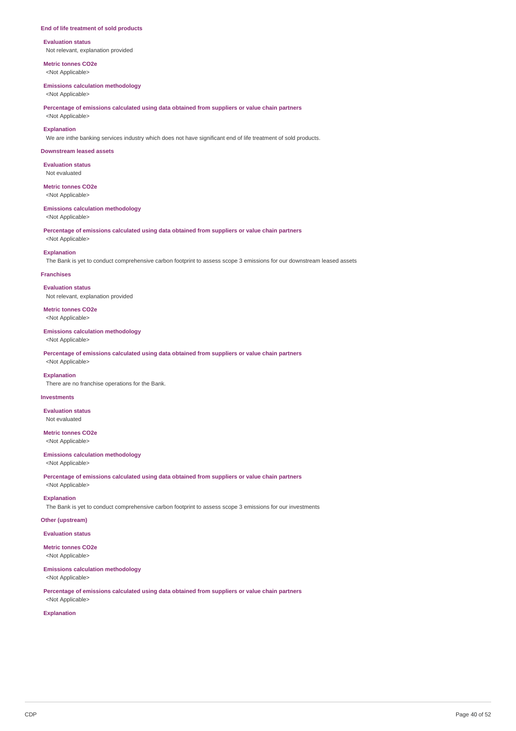### End of life treatment of sold products

**Evaluation status**

Not relevant, explanation provided

**Metric tonnes CO2e**

<Not Applicable>

**Emissions calculation methodology**

<Not Applicable>

**Percentage of emissions calculated using data obtained from suppliers or value chain partners**

<Not Applicable>

**Explanation**

We are inthe banking services industry which does not have significant end of life treatment of sold products.

### Downstream leased assets

**Evaluation status**

Not evaluated

**Metric tonnes CO2e**

<Not Applicable>

**Emissions calculation methodology**

<Not Applicable>

**Percentage of emissions calculated using data obtained from suppliers or value chain partners**

<Not Applicable>

**Explanation**

The Bank is yet to conduct comprehensive carbon footprint to assess scope 3 emissions for our downstream leased assets

### Franchises

**Evaluation status**

Not relevant, explanation provided

**Metric tonnes CO2e**

<Not Applicable>

**Emissions calculation methodology**

<Not Applicable>

**Percentage of emissions calculated using data obtained from suppliers or value chain partners**

<Not Applicable>

**Explanation**

There are no franchise operations for the Bank.

### Investments

**Evaluation status**

Not evaluated

**Metric tonnes CO2e**

<Not Applicable>

**Emissions calculation methodology**

<Not Applicable>

**Percentage of emissions calculated using data obtained from suppliers or value chain partners**

<Not Applicable>

**Explanation**

The Bank is yet to conduct comprehensive carbon footprint to assess scope 3 emissions for our investments

### Other (upstream)

**Evaluation status**

**Metric tonnes CO2e**

<Not Applicable>

**Emissions calculation methodology**

<Not Applicable>

**Percentage of emissions calculated using data obtained from suppliers or value chain partners**

<Not Applicable>

**Explanation**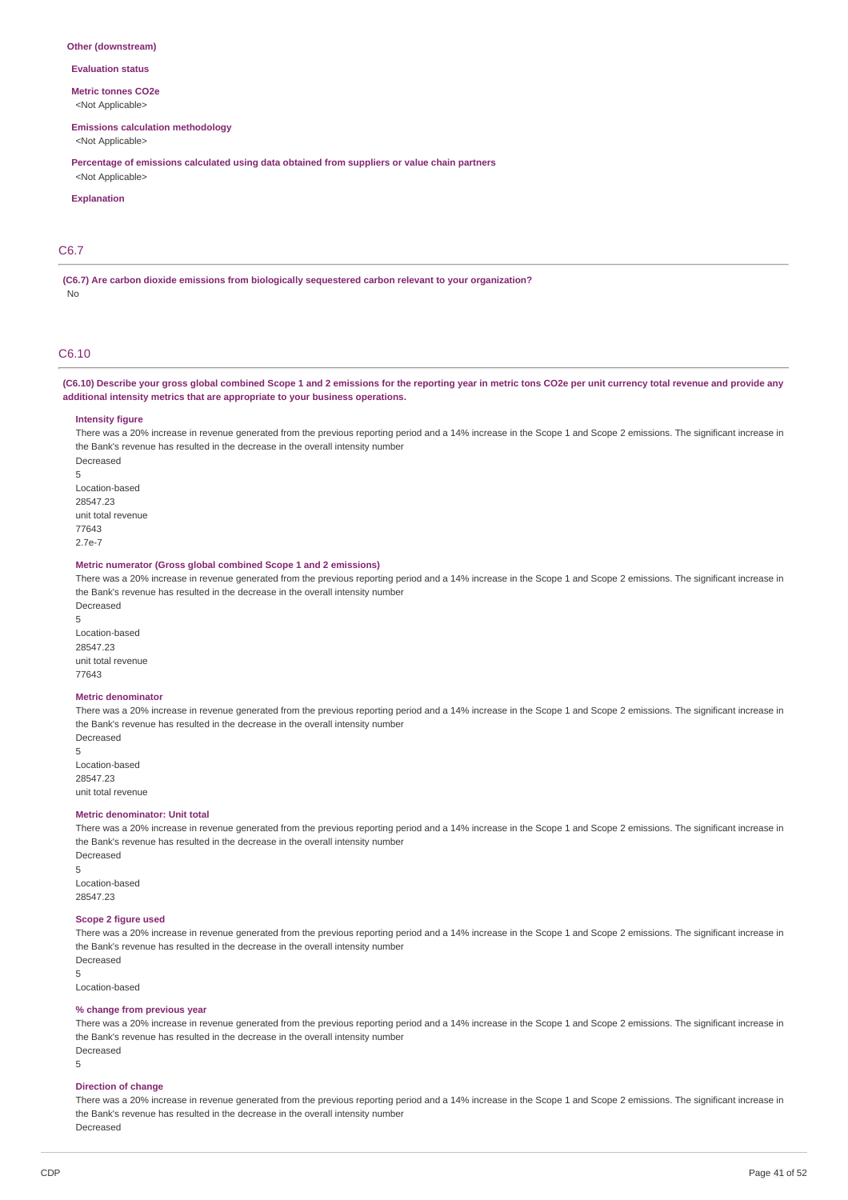**Other (downstream)**

**Evaluation status**

**Metric tonnes CO2e**

<Not Applicable>

**Emissions calculation methodology**

<Not Applicable>

**Percentage of emissions calculated using data obtained from suppliers or value chain partners**

<Not Applicable>

**Explanation**

## C6.7

**(C6.7) Are carbon dioxide emissions from biologically sequestered carbon relevant to your organization?**

No

## C6.10

**(C6.10) Describe your gross global combined Scope 1 and 2 emissions for the reporting year in metric tons CO2e per unit currency total revenue and provide any additional intensity metrics that are appropriate to your business operations.**

**Intensity figure**

There was a 20% increase in revenue generated from the previous reporting period and a 14% increase in the Scope 1 and Scope 2 emissions. The significant increase in the Bank's revenue has resulted in the decrease in the overall intensity number

Decreased

5

Location-based

28547.23

unit total revenue

77643

2.7e-7

**Metric numerator (Gross global combined Scope 1 and 2 emissions)**

There was a 20% increase in revenue generated from the previous reporting period and a 14% increase in the Scope 1 and Scope 2 emissions. The significant increase in the Bank's revenue has resulted in the decrease in the overall intensity number

Decreased

5

Location-based

28547.23

unit total revenue

77643

**Metric denominator**

There was a 20% increase in revenue generated from the previous reporting period and a 14% increase in the Scope 1 and Scope 2 emissions. The significant increase in the Bank's revenue has resulted in the decrease in the overall intensity number

Decreased

5

Location-based

28547.23

unit total revenue

**Metric denominator: Unit total**

There was a 20% increase in revenue generated from the previous reporting period and a 14% increase in the Scope 1 and Scope 2 emissions. The significant increase in the Bank's revenue has resulted in the decrease in the overall intensity number

Decreased

5

Location-based

28547.23

**Scope 2 figure used**

There was a 20% increase in revenue generated from the previous reporting period and a 14% increase in the Scope 1 and Scope 2 emissions. The significant increase in the Bank's revenue has resulted in the decrease in the overall intensity number

Decreased

5

Location-based

**% change from previous year**

There was a 20% increase in revenue generated from the previous reporting period and a 14% increase in the Scope 1 and Scope 2 emissions. The significant increase in the Bank's revenue has resulted in the decrease in the overall intensity number

Decreased

5

**Direction of change**

There was a 20% increase in revenue generated from the previous reporting period and a 14% increase in the Scope 1 and Scope 2 emissions. The significant increase in the Bank's revenue has resulted in the decrease in the overall intensity number

Decreased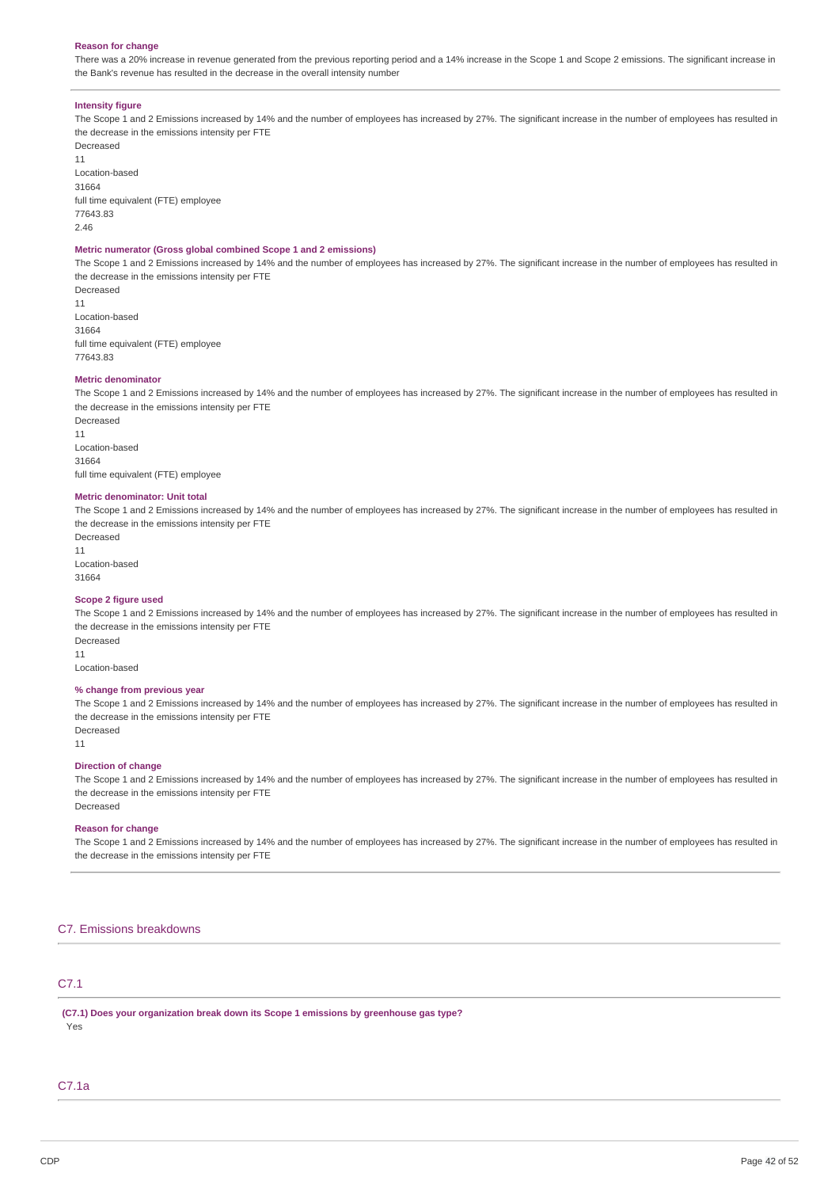**Reason for change**

There was a 20% increase in revenue generated from the previous reporting period and a 14% increase in the Scope 1 and Scope 2 emissions. The significant increase in the Bank's revenue has resulted in the decrease in the overall intensity number

**Intensity figure**

The Scope 1 and 2 Emissions increased by 14% and the number of employees has increased by 27%. The significant increase in the number of employees has resulted in the decrease in the emissions intensity per FTE

Decreased

11

Location-based

31664

full time equivalent (FTE) employee

77643.83

2.46

**Metric numerator (Gross global combined Scope 1 and 2 emissions)**

The Scope 1 and 2 Emissions increased by 14% and the number of employees has increased by 27%. The significant increase in the number of employees has resulted in the decrease in the emissions intensity per FTE

Decreased

11

Location-based

31664

full time equivalent (FTE) employee

77643.83

**Metric denominator**

The Scope 1 and 2 Emissions increased by 14% and the number of employees has increased by 27%. The significant increase in the number of employees has resulted in the decrease in the emissions intensity per FTE

Decreased

11

Location-based

31664

full time equivalent (FTE) employee

**Metric denominator: Unit total**

The Scope 1 and 2 Emissions increased by 14% and the number of employees has increased by 27%. The significant increase in the number of employees has resulted in the decrease in the emissions intensity per FTE

Decreased

11

Location-based

31664

**Scope 2 figure used**

The Scope 1 and 2 Emissions increased by 14% and the number of employees has increased by 27%. The significant increase in the number of employees has resulted in the decrease in the emissions intensity per FTE

Decreased

11

Location-based

**% change from previous year**

The Scope 1 and 2 Emissions increased by 14% and the number of employees has increased by 27%. The significant increase in the number of employees has resulted in the decrease in the emissions intensity per FTE

Decreased

11

**Direction of change**

The Scope 1 and 2 Emissions increased by 14% and the number of employees has increased by 27%. The significant increase in the number of employees has resulted in the decrease in the emissions intensity per FTE

Decreased

**Reason for change**

The Scope 1 and 2 Emissions increased by 14% and the number of employees has increased by 27%. The significant increase in the number of employees has resulted in the decrease in the emissions intensity per FTE

## C7. Emissions breakdowns

## C7.1

**(C7.1) Does your organization break down its Scope 1 emissions by greenhouse gas type?**

Yes

## C7.1a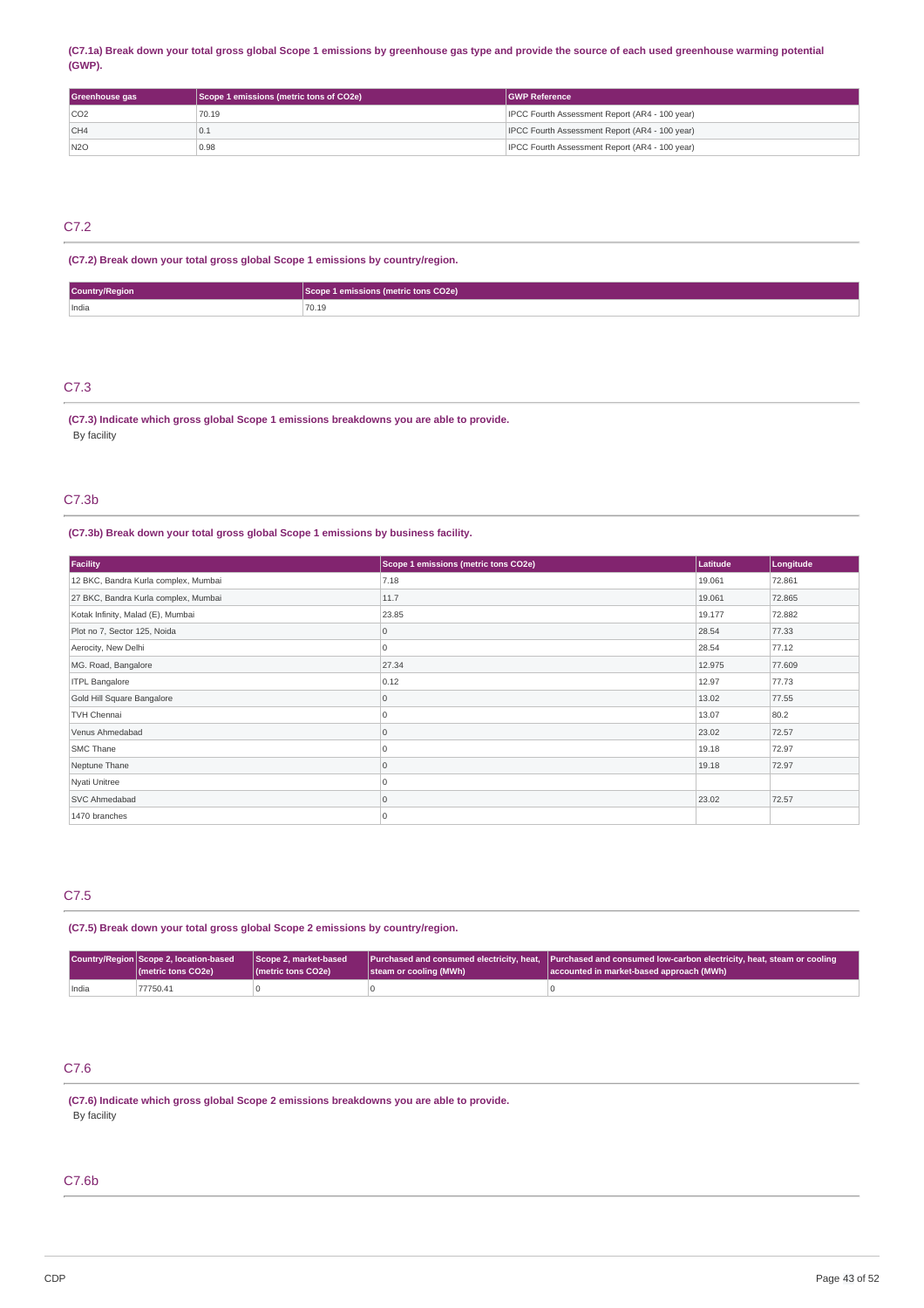**(C7.1a) Break down your total gross global Scope 1 emissions by greenhouse gas type and provide the source of each used greenhouse warming potential (GWP).**

| Greenhouse gas | Scope 1 emissions (metric tons of CO2e) | GWP Reference |
|---|---|---|
| CO2 | 70.19 | IPCC Fourth Assessment Report (AR4 - 100 year) |
| CH4 | 0.1 | IPCC Fourth Assessment Report (AR4 - 100 year) |
| N2O | 0.98 | IPCC Fourth Assessment Report (AR4 - 100 year) |

## C7.2

**(C7.2) Break down your total gross global Scope 1 emissions by country/region.**

| Country/Region | Scope 1 emissions (metric tons CO2e) |
|---|---|
| India | 70.19 |

## C7.3

**(C7.3) Indicate which gross global Scope 1 emissions breakdowns you are able to provide.**

By facility

## C7.3b

**(C7.3b) Break down your total gross global Scope 1 emissions by business facility.**

| Facility | Scope 1 emissions (metric tons CO2e) | Latitude | Longitude |
|---|---|---|---|
| 12 BKC, Bandra Kurla complex, Mumbai | 7.18 | 19.061 | 72.861 |
| 27 BKC, Bandra Kurla complex, Mumbai | 11.7 | 19.061 | 72.865 |
| Kotak Infinity, Malad (E), Mumbai | 23.85 | 19.177 | 72.882 |
| Plot no 7, Sector 125, Noida | 0 | 28.54 | 77.33 |
| Aerocity, New Delhi | 0 | 28.54 | 77.12 |
| MG. Road, Bangalore | 27.34 | 12.975 | 77.609 |
| ITPL Bangalore | 0.12 | 12.97 | 77.73 |
| Gold Hill Square Bangalore | 0 | 13.02 | 77.55 |
| TVH Chennai | 0 | 13.07 | 80.2 |
| Venus Ahmedabad | 0 | 23.02 | 72.57 |
| SMC Thane | 0 | 19.18 | 72.97 |
| Neptune Thane | 0 | 19.18 | 72.97 |
| Nyati Unitree | 0 | | |
| SVC Ahmedabad | 0 | 23.02 | 72.57 |
| 1470 branches | 0 | | |

## C7.5

**(C7.5) Break down your total gross global Scope 2 emissions by country/region.**

| Country/Region | Scope 2, location-based (metric tons CO2e) | Scope 2, market-based (metric tons CO2e) | Purchased and consumed electricity, heat, steam or cooling (MWh) | Purchased and consumed low-carbon electricity, heat, steam or cooling accounted in market-based approach (MWh) |
|---|---|---|---|---|
| India | 77750.41 | 0 | 0 | 0 |

## C7.6

**(C7.6) Indicate which gross global Scope 2 emissions breakdowns you are able to provide.**

By facility

## C7.6b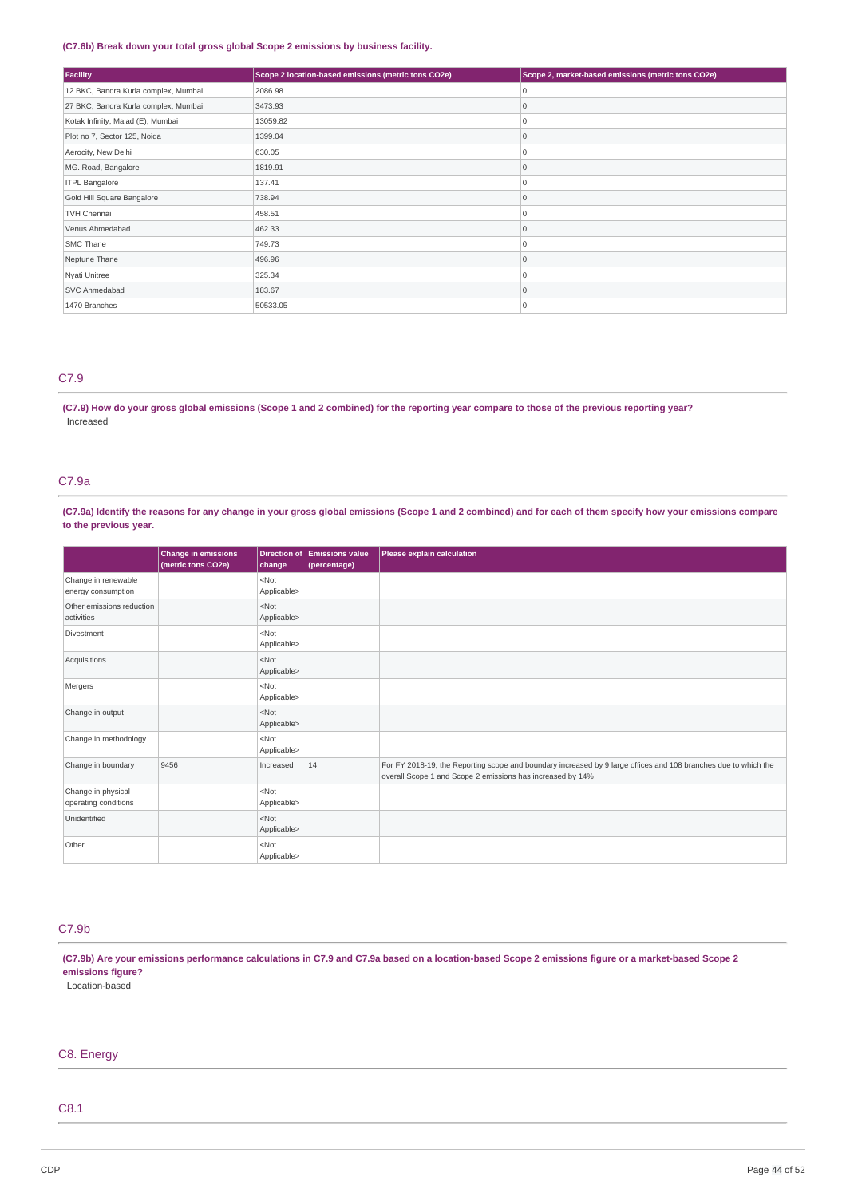**(C7.6b) Break down your total gross global Scope 2 emissions by business facility.**

| Facility | Scope 2 location-based emissions (metric tons CO2e) | Scope 2, market-based emissions (metric tons CO2e) |
|---|---|---|
| 12 BKC, Bandra Kurla complex, Mumbai | 2086.98 | 0 |
| 27 BKC, Bandra Kurla complex, Mumbai | 3473.93 | 0 |
| Kotak Infinity, Malad (E), Mumbai | 13059.82 | 0 |
| Plot no 7, Sector 125, Noida | 1399.04 | 0 |
| Aerocity, New Delhi | 630.05 | 0 |
| MG. Road, Bangalore | 1819.91 | 0 |
| ITPL Bangalore | 137.41 | 0 |
| Gold Hill Square Bangalore | 738.94 | 0 |
| TVH Chennai | 458.51 | 0 |
| Venus Ahmedabad | 462.33 | 0 |
| SMC Thane | 749.73 | 0 |
| Neptune Thane | 496.96 | 0 |
| Nyati Unitree | 325.34 | 0 |
| SVC Ahmedabad | 183.67 | 0 |
| 1470 Branches | 50533.05 | 0 |

## C7.9

**(C7.9) How do your gross global emissions (Scope 1 and 2 combined) for the reporting year compare to those of the previous reporting year?**

Increased

## C7.9a

**(C7.9a) Identify the reasons for any change in your gross global emissions (Scope 1 and 2 combined) and for each of them specify how your emissions compare to the previous year.**

| | Change in emissions (metric tons CO2e) | Direction of change | Emissions value (percentage) | Please explain calculation |
|---|---|---|---|---|
| Change in renewable energy consumption | | <Not Applicable> | | |
| Other emissions reduction activities | | <Not Applicable> | | |
| Divestment | | <Not Applicable> | | |
| Acquisitions | | <Not Applicable> | | |
| Mergers | | <Not Applicable> | | |
| Change in output | | <Not Applicable> | | |
| Change in methodology | | <Not Applicable> | | |
| Change in boundary | 9456 | Increased | 14 | For FY 2018-19, the Reporting scope and boundary increased by 9 large offices and 108 branches due to which the overall Scope 1 and Scope 2 emissions has increased by 14% |
| Change in physical operating conditions | | <Not Applicable> | | |
| Unidentified | | <Not Applicable> | | |
| Other | | <Not Applicable> | | |

## C7.9b

**(C7.9b) Are your emissions performance calculations in C7.9 and C7.9a based on a location-based Scope 2 emissions figure or a market-based Scope 2 emissions figure?**

Location-based

# C8. Energy

## C8.1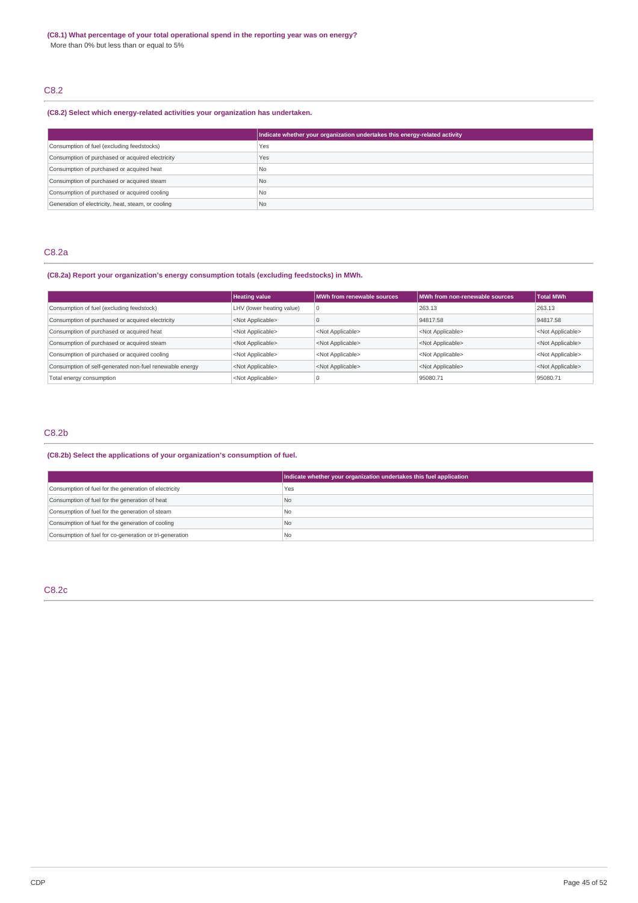**(C8.1) What percentage of your total operational spend in the reporting year was on energy?**

More than 0% but less than or equal to 5%

## C8.2

**(C8.2) Select which energy-related activities your organization has undertaken.**

| | Indicate whether your organization undertakes this energy-related activity |
|---|---|
| Consumption of fuel (excluding feedstocks) | Yes |
| Consumption of purchased or acquired electricity | Yes |
| Consumption of purchased or acquired heat | No |
| Consumption of purchased or acquired steam | No |
| Consumption of purchased or acquired cooling | No |
| Generation of electricity, heat, steam, or cooling | No |

## C8.2a

**(C8.2a) Report your organization's energy consumption totals (excluding feedstocks) in MWh.**

| | Heating value | MWh from renewable sources | MWh from non-renewable sources | Total MWh |
|---|---|---|---|---|
| Consumption of fuel (excluding feedstock) | LHV (lower heating value) | 0 | 263.13 | 263.13 |
| Consumption of purchased or acquired electricity | <Not Applicable> | 0 | 94817.58 | 94817.58 |
| Consumption of purchased or acquired heat | <Not Applicable> | <Not Applicable> | <Not Applicable> | <Not Applicable> |
| Consumption of purchased or acquired steam | <Not Applicable> | <Not Applicable> | <Not Applicable> | <Not Applicable> |
| Consumption of purchased or acquired cooling | <Not Applicable> | <Not Applicable> | <Not Applicable> | <Not Applicable> |
| Consumption of self-generated non-fuel renewable energy | <Not Applicable> | <Not Applicable> | <Not Applicable> | <Not Applicable> |
| Total energy consumption | <Not Applicable> | 0 | 95080.71 | 95080.71 |

## C8.2b

**(C8.2b) Select the applications of your organization's consumption of fuel.**

| | Indicate whether your organization undertakes this fuel application |
|---|---|
| Consumption of fuel for the generation of electricity | Yes |
| Consumption of fuel for the generation of heat | No |
| Consumption of fuel for the generation of steam | No |
| Consumption of fuel for the generation of cooling | No |
| Consumption of fuel for co-generation or tri-generation | No |

## C8.2c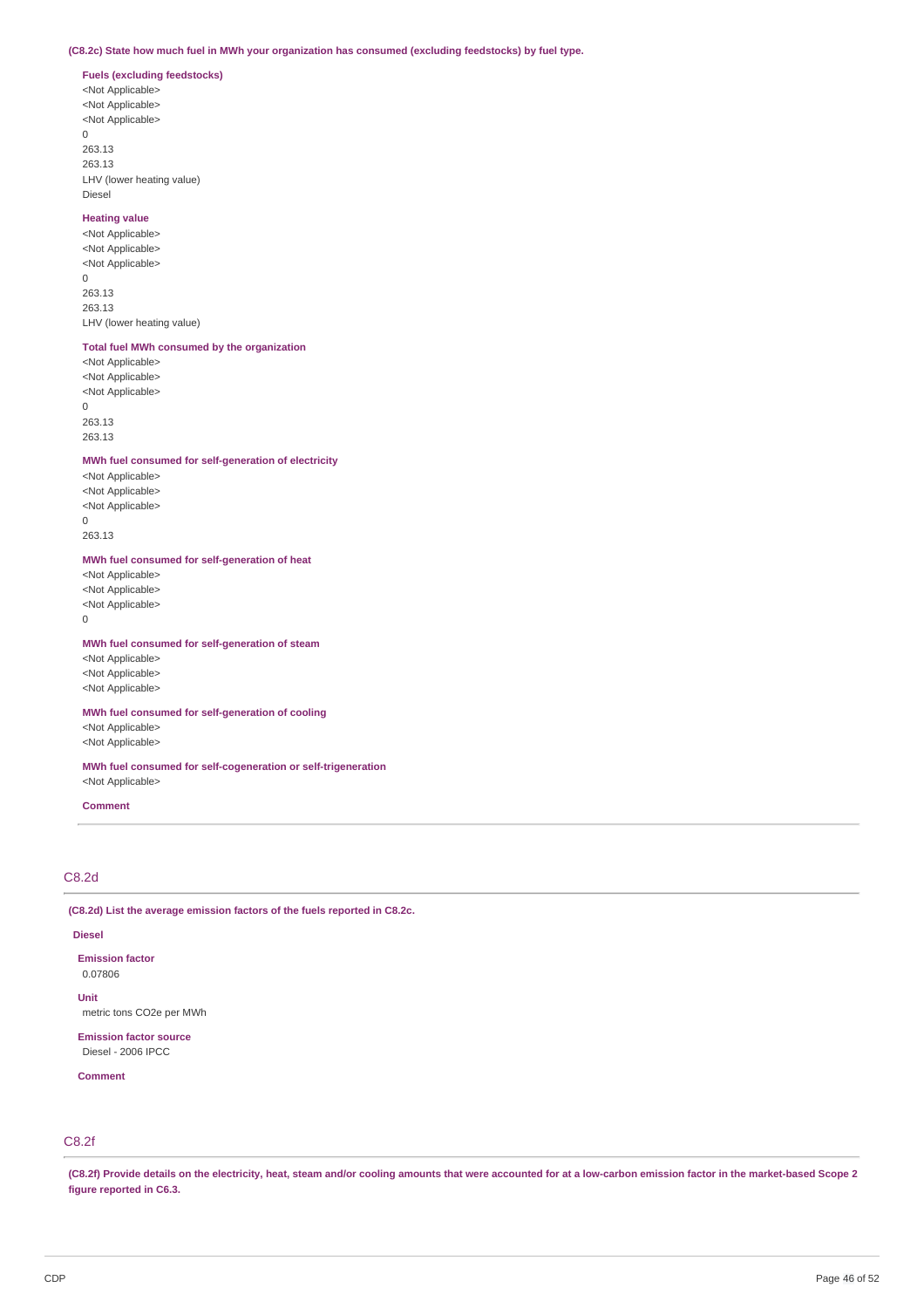**(C8.2c) State how much fuel in MWh your organization has consumed (excluding feedstocks) by fuel type.**

**Fuels (excluding feedstocks)**
<Not Applicable>
<Not Applicable>
<Not Applicable>
0
263.13
263.13
LHV (lower heating value)
Diesel

**Heating value**
<Not Applicable>
<Not Applicable>
<Not Applicable>
0
263.13
263.13
LHV (lower heating value)

**Total fuel MWh consumed by the organization**
<Not Applicable>
<Not Applicable>
<Not Applicable>
0
263.13
263.13

**MWh fuel consumed for self-generation of electricity**
<Not Applicable>
<Not Applicable>
<Not Applicable>
0
263.13

**MWh fuel consumed for self-generation of heat**
<Not Applicable>
<Not Applicable>
<Not Applicable>
0

**MWh fuel consumed for self-generation of steam**
<Not Applicable>
<Not Applicable>
<Not Applicable>

**MWh fuel consumed for self-generation of cooling**
<Not Applicable>
<Not Applicable>

**MWh fuel consumed for self-cogeneration or self-trigeneration**
<Not Applicable>

**Comment**

## C8.2d

**(C8.2d) List the average emission factors of the fuels reported in C8.2c.**

**Diesel**

**Emission factor**
0.07806

**Unit**
metric tons CO2e per MWh

**Emission factor source**
Diesel - 2006 IPCC

**Comment**

## C8.2f

**(C8.2f) Provide details on the electricity, heat, steam and/or cooling amounts that were accounted for at a low-carbon emission factor in the market-based Scope 2 figure reported in C6.3.**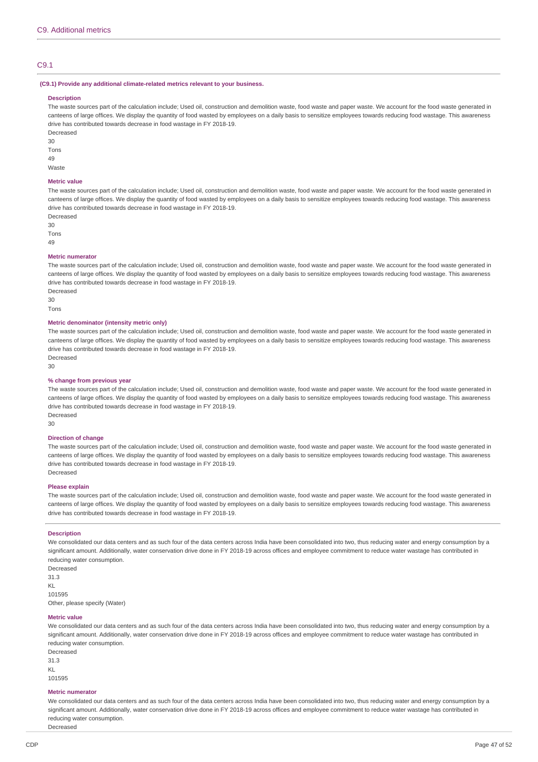## C9. Additional metrics

### C9.1

**(C9.1) Provide any additional climate-related metrics relevant to your business.**

**Description**

The waste sources part of the calculation include; Used oil, construction and demolition waste, food waste and paper waste. We account for the food waste generated in canteens of large offices. We display the quantity of food wasted by employees on a daily basis to sensitize employees towards reducing food wastage. This awareness drive has contributed towards decrease in food wastage in FY 2018-19.

Decreased

30

Tons

49

Waste

**Metric value**

The waste sources part of the calculation include; Used oil, construction and demolition waste, food waste and paper waste. We account for the food waste generated in canteens of large offices. We display the quantity of food wasted by employees on a daily basis to sensitize employees towards reducing food wastage. This awareness drive has contributed towards decrease in food wastage in FY 2018-19.

Decreased

30

Tons

49

**Metric numerator**

The waste sources part of the calculation include; Used oil, construction and demolition waste, food waste and paper waste. We account for the food waste generated in canteens of large offices. We display the quantity of food wasted by employees on a daily basis to sensitize employees towards reducing food wastage. This awareness drive has contributed towards decrease in food wastage in FY 2018-19.

Decreased

30

Tons

**Metric denominator (intensity metric only)**

The waste sources part of the calculation include; Used oil, construction and demolition waste, food waste and paper waste. We account for the food waste generated in canteens of large offices. We display the quantity of food wasted by employees on a daily basis to sensitize employees towards reducing food wastage. This awareness drive has contributed towards decrease in food wastage in FY 2018-19.

Decreased

30

**% change from previous year**

The waste sources part of the calculation include; Used oil, construction and demolition waste, food waste and paper waste. We account for the food waste generated in canteens of large offices. We display the quantity of food wasted by employees on a daily basis to sensitize employees towards reducing food wastage. This awareness drive has contributed towards decrease in food wastage in FY 2018-19.

Decreased

30

**Direction of change**

The waste sources part of the calculation include; Used oil, construction and demolition waste, food waste and paper waste. We account for the food waste generated in canteens of large offices. We display the quantity of food wasted by employees on a daily basis to sensitize employees towards reducing food wastage. This awareness drive has contributed towards decrease in food wastage in FY 2018-19.

Decreased

**Please explain**

The waste sources part of the calculation include; Used oil, construction and demolition waste, food waste and paper waste. We account for the food waste generated in canteens of large offices. We display the quantity of food wasted by employees on a daily basis to sensitize employees towards reducing food wastage. This awareness drive has contributed towards decrease in food wastage in FY 2018-19.

---

**Description**

We consolidated our data centers and as such four of the data centers across India have been consolidated into two, thus reducing water and energy consumption by a significant amount. Additionally, water conservation drive done in FY 2018-19 across offices and employee commitment to reduce water wastage has contributed in reducing water consumption.

Decreased

31.3

KL

101595

Other, please specify (Water)

**Metric value**

We consolidated our data centers and as such four of the data centers across India have been consolidated into two, thus reducing water and energy consumption by a significant amount. Additionally, water conservation drive done in FY 2018-19 across offices and employee commitment to reduce water wastage has contributed in reducing water consumption.

Decreased

31.3

KL

101595

**Metric numerator**

We consolidated our data centers and as such four of the data centers across India have been consolidated into two, thus reducing water and energy consumption by a significant amount. Additionally, water conservation drive done in FY 2018-19 across offices and employee commitment to reduce water wastage has contributed in reducing water consumption.

Decreased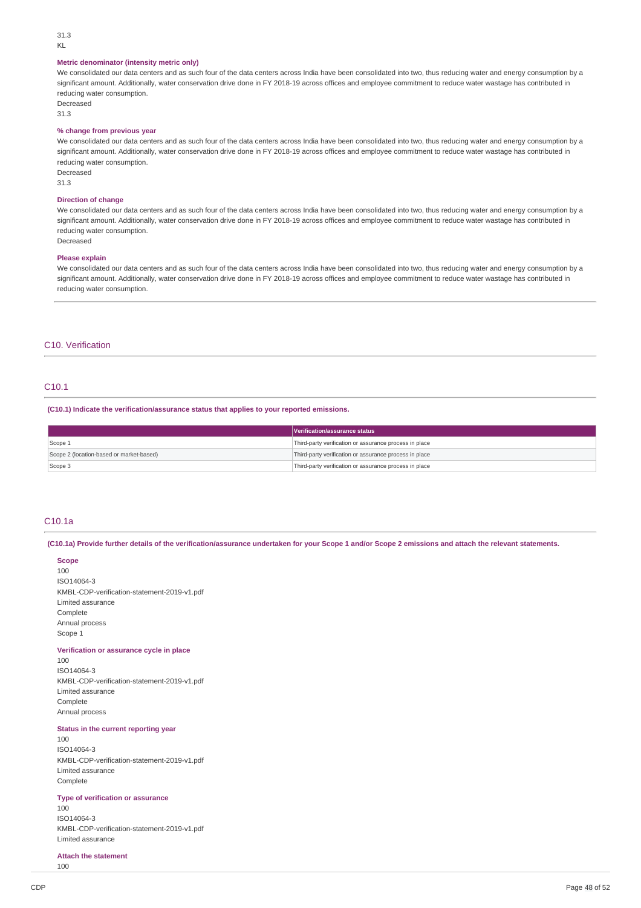31.3
KL

**Metric denominator (intensity metric only)**

We consolidated our data centers and as such four of the data centers across India have been consolidated into two, thus reducing water and energy consumption by a significant amount. Additionally, water conservation drive done in FY 2018-19 across offices and employee commitment to reduce water wastage has contributed in reducing water consumption.

Decreased

31.3

**% change from previous year**

We consolidated our data centers and as such four of the data centers across India have been consolidated into two, thus reducing water and energy consumption by a significant amount. Additionally, water conservation drive done in FY 2018-19 across offices and employee commitment to reduce water wastage has contributed in reducing water consumption.

Decreased

31.3

**Direction of change**

We consolidated our data centers and as such four of the data centers across India have been consolidated into two, thus reducing water and energy consumption by a significant amount. Additionally, water conservation drive done in FY 2018-19 across offices and employee commitment to reduce water wastage has contributed in reducing water consumption.

Decreased

**Please explain**

We consolidated our data centers and as such four of the data centers across India have been consolidated into two, thus reducing water and energy consumption by a significant amount. Additionally, water conservation drive done in FY 2018-19 across offices and employee commitment to reduce water wastage has contributed in reducing water consumption.

## C10. Verification

### C10.1

**(C10.1) Indicate the verification/assurance status that applies to your reported emissions.**

| | Verification/assurance status |
|---|---|
| Scope 1 | Third-party verification or assurance process in place |
| Scope 2 (location-based or market-based) | Third-party verification or assurance process in place |
| Scope 3 | Third-party verification or assurance process in place |

### C10.1a

**(C10.1a) Provide further details of the verification/assurance undertaken for your Scope 1 and/or Scope 2 emissions and attach the relevant statements.**

**Scope**

100
ISO14064-3
KMBL-CDP-verification-statement-2019-v1.pdf
Limited assurance
Complete
Annual process
Scope 1

**Verification or assurance cycle in place**

100
ISO14064-3
KMBL-CDP-verification-statement-2019-v1.pdf
Limited assurance
Complete
Annual process

**Status in the current reporting year**

100
ISO14064-3
KMBL-CDP-verification-statement-2019-v1.pdf
Limited assurance
Complete

**Type of verification or assurance**

100
ISO14064-3
KMBL-CDP-verification-statement-2019-v1.pdf
Limited assurance

**Attach the statement**

100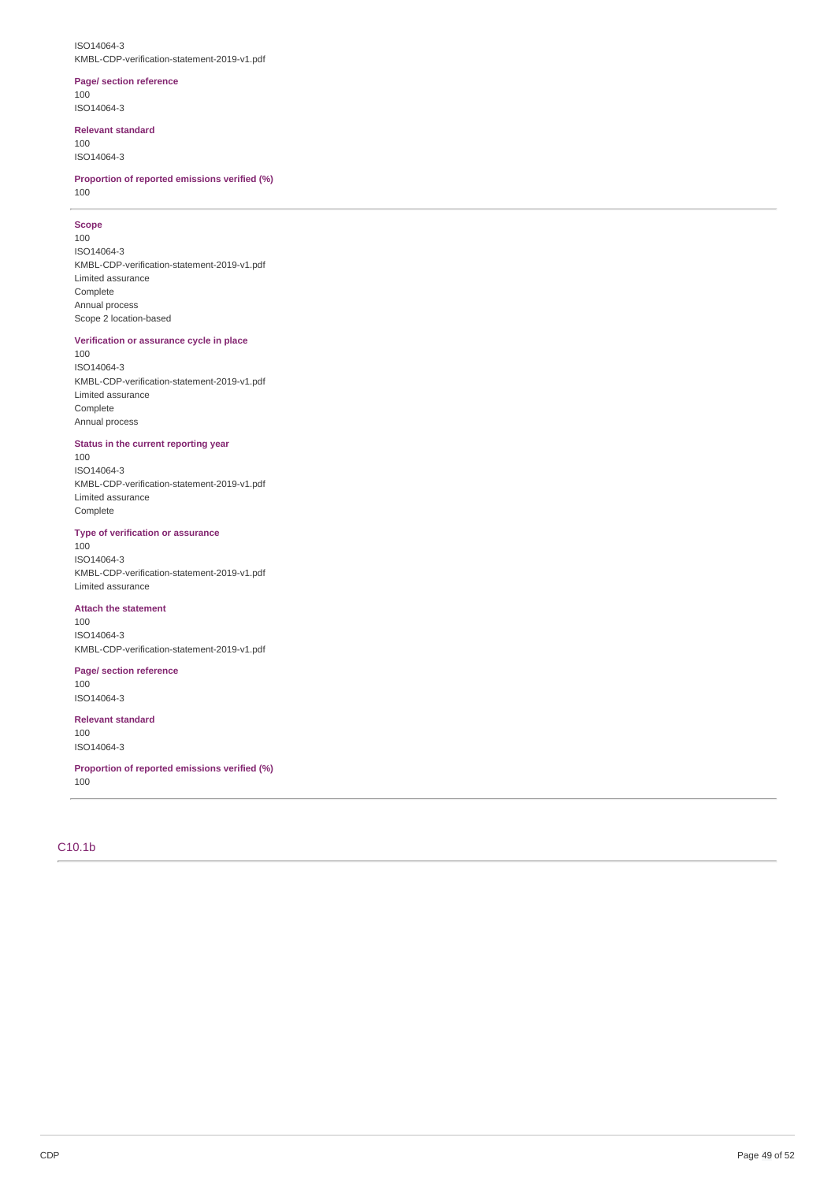ISO14064-3
KMBL-CDP-verification-statement-2019-v1.pdf

**Page/ section reference**
100
ISO14064-3

**Relevant standard**
100
ISO14064-3

**Proportion of reported emissions verified (%)**
100

---

**Scope**
100
ISO14064-3
KMBL-CDP-verification-statement-2019-v1.pdf
Limited assurance
Complete
Annual process
Scope 2 location-based

**Verification or assurance cycle in place**
100
ISO14064-3
KMBL-CDP-verification-statement-2019-v1.pdf
Limited assurance
Complete
Annual process

**Status in the current reporting year**
100
ISO14064-3
KMBL-CDP-verification-statement-2019-v1.pdf
Limited assurance
Complete

**Type of verification or assurance**
100
ISO14064-3
KMBL-CDP-verification-statement-2019-v1.pdf
Limited assurance

**Attach the statement**
100
ISO14064-3
KMBL-CDP-verification-statement-2019-v1.pdf

**Page/ section reference**
100
ISO14064-3

**Relevant standard**
100
ISO14064-3

**Proportion of reported emissions verified (%)**
100

---

## C10.1b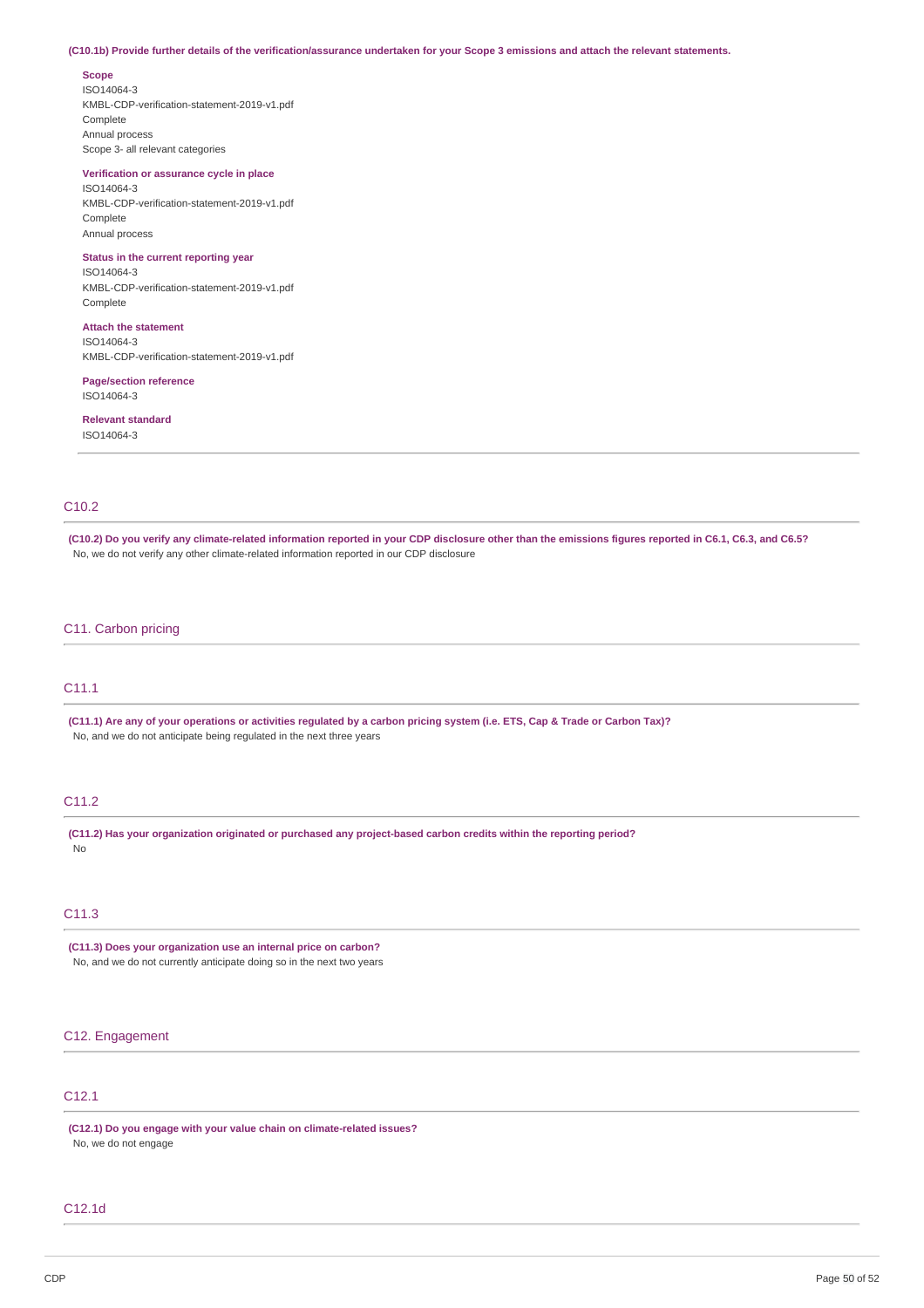**(C10.1b) Provide further details of the verification/assurance undertaken for your Scope 3 emissions and attach the relevant statements.**

**Scope**
ISO14064-3
KMBL-CDP-verification-statement-2019-v1.pdf
Complete
Annual process
Scope 3- all relevant categories

**Verification or assurance cycle in place**
ISO14064-3
KMBL-CDP-verification-statement-2019-v1.pdf
Complete
Annual process

**Status in the current reporting year**
ISO14064-3
KMBL-CDP-verification-statement-2019-v1.pdf
Complete

**Attach the statement**
ISO14064-3
KMBL-CDP-verification-statement-2019-v1.pdf

**Page/section reference**
ISO14064-3

**Relevant standard**
ISO14064-3

## C10.2

**(C10.2) Do you verify any climate-related information reported in your CDP disclosure other than the emissions figures reported in C6.1, C6.3, and C6.5?**
No, we do not verify any other climate-related information reported in our CDP disclosure

# C11. Carbon pricing

## C11.1

**(C11.1) Are any of your operations or activities regulated by a carbon pricing system (i.e. ETS, Cap & Trade or Carbon Tax)?**
No, and we do not anticipate being regulated in the next three years

## C11.2

**(C11.2) Has your organization originated or purchased any project-based carbon credits within the reporting period?**
No

## C11.3

**(C11.3) Does your organization use an internal price on carbon?**
No, and we do not currently anticipate doing so in the next two years

# C12. Engagement

## C12.1

**(C12.1) Do you engage with your value chain on climate-related issues?**
No, we do not engage

## C12.1d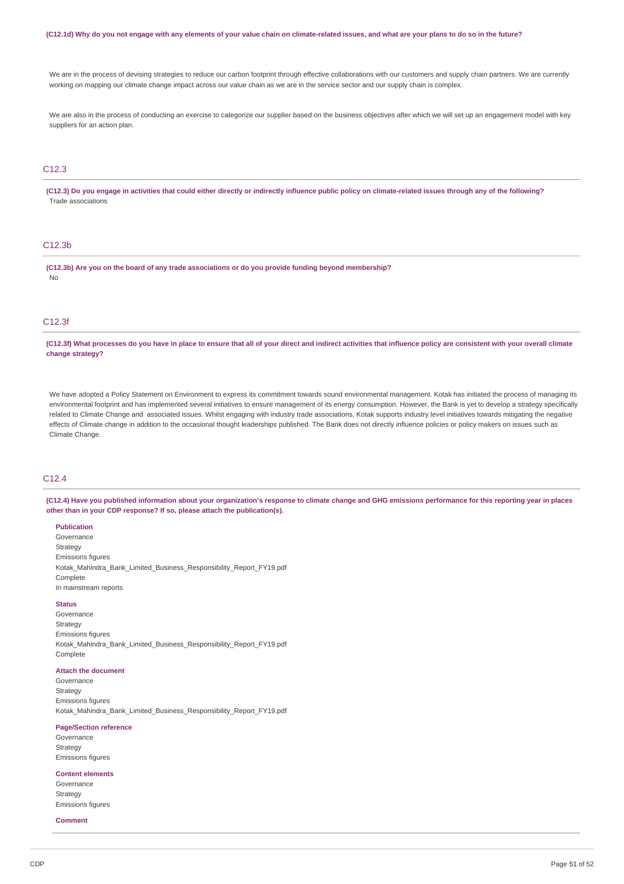**(C12.1d) Why do you not engage with any elements of your value chain on climate-related issues, and what are your plans to do so in the future?**

We are in the process of devising strategies to reduce our carbon footprint through effective collaborations with our customers and supply chain partners. We are currently working on mapping our climate change impact across our value chain as we are in the service sector and our supply chain is complex.

We are also in the process of conducting an exercise to categorize our supplier based on the business objectives after which we will set up an engagement model with key suppliers for an action plan.

## C12.3

**(C12.3) Do you engage in activities that could either directly or indirectly influence public policy on climate-related issues through any of the following?**

Trade associations

## C12.3b

**(C12.3b) Are you on the board of any trade associations or do you provide funding beyond membership?**

No

## C12.3f

**(C12.3f) What processes do you have in place to ensure that all of your direct and indirect activities that influence policy are consistent with your overall climate change strategy?**

We have adopted a Policy Statement on Environment to express its commitment towards sound environmental management. Kotak has initiated the process of managing its environmental footprint and has implemented several initiatives to ensure management of its energy consumption. However, the Bank is yet to develop a strategy specifically related to Climate Change and associated issues. Whilst engaging with industry trade associations, Kotak supports industry level initiatives towards mitigating the negative effects of Climate change in addition to the occasional thought leaderships published. The Bank does not directly influence policies or policy makers on issues such as Climate Change.

## C12.4

**(C12.4) Have you published information about your organization's response to climate change and GHG emissions performance for this reporting year in places other than in your CDP response? If so, please attach the publication(s).**

**Publication**

Governance
Strategy
Emissions figures
Kotak_Mahindra_Bank_Limited_Business_Responsibility_Report_FY19.pdf
Complete
In mainstream reports

**Status**

Governance
Strategy
Emissions figures
Kotak_Mahindra_Bank_Limited_Business_Responsibility_Report_FY19.pdf
Complete

**Attach the document**

Governance
Strategy
Emissions figures
Kotak_Mahindra_Bank_Limited_Business_Responsibility_Report_FY19.pdf

**Page/Section reference**

Governance
Strategy
Emissions figures

**Content elements**

Governance
Strategy
Emissions figures

**Comment**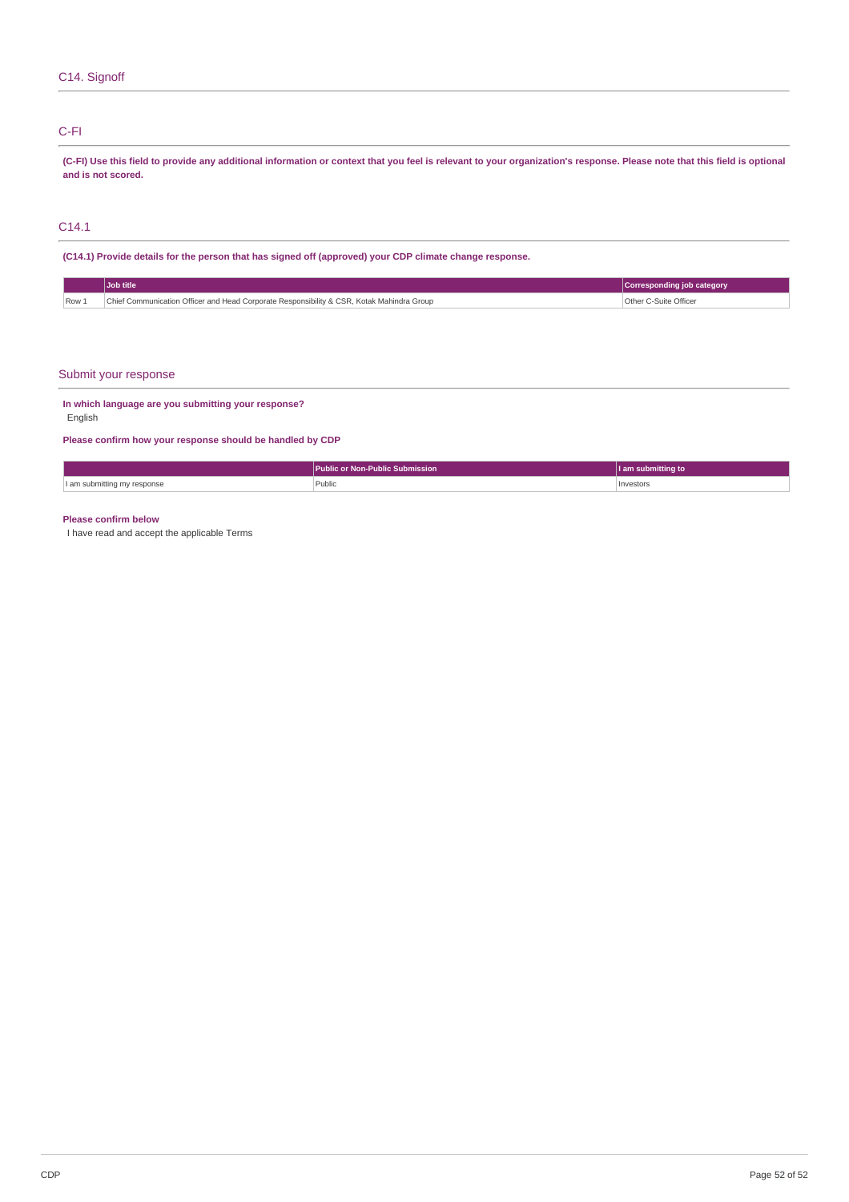## C14. Signoff

### C-FI

**(C-FI) Use this field to provide any additional information or context that you feel is relevant to your organization's response. Please note that this field is optional and is not scored.**

### C14.1

**(C14.1) Provide details for the person that has signed off (approved) your CDP climate change response.**

| | Job title | Corresponding job category |
|---|---|---|
| Row 1 | Chief Communication Officer and Head Corporate Responsibility & CSR, Kotak Mahindra Group | Other C-Suite Officer |

## Submit your response

**In which language are you submitting your response?**

English

**Please confirm how your response should be handled by CDP**

| | Public or Non-Public Submission | I am submitting to |
|---|---|---|
| I am submitting my response | Public | Investors |

**Please confirm below**

I have read and accept the applicable Terms